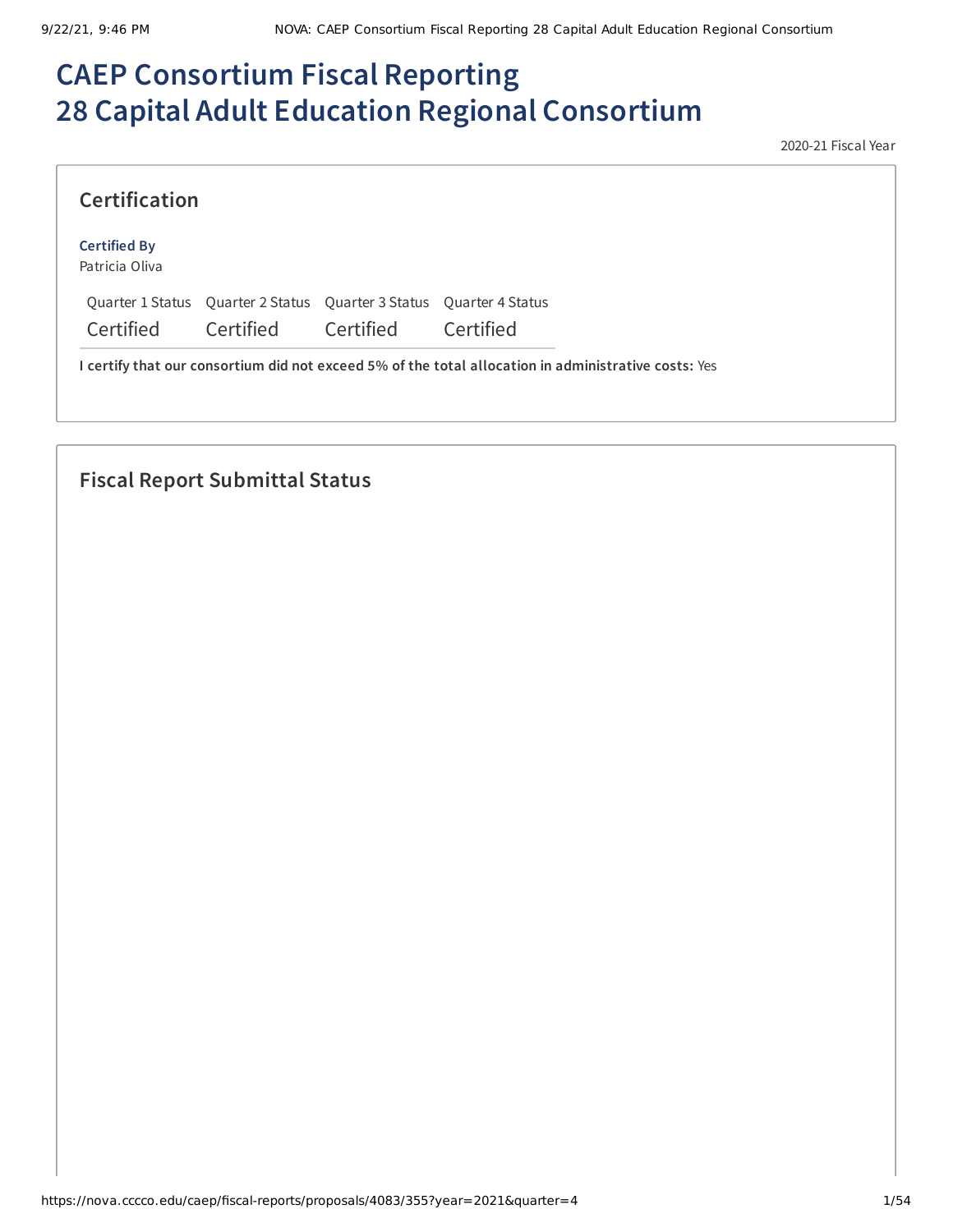# CAEP Consortium Fiscal Reporting
# 28 Capital Adult Education Regional Consortium

2020-21 Fiscal Year

## Certification

**Certified By**
Patricia Oliva

| Quarter 1 Status | Quarter 2 Status | Quarter 3 Status | Quarter 4 Status |
|---|---|---|---|
| Certified | Certified | Certified | Certified |

**I certify that our consortium did not exceed 5% of the total allocation in administrative costs:** Yes

## Fiscal Report Submittal Status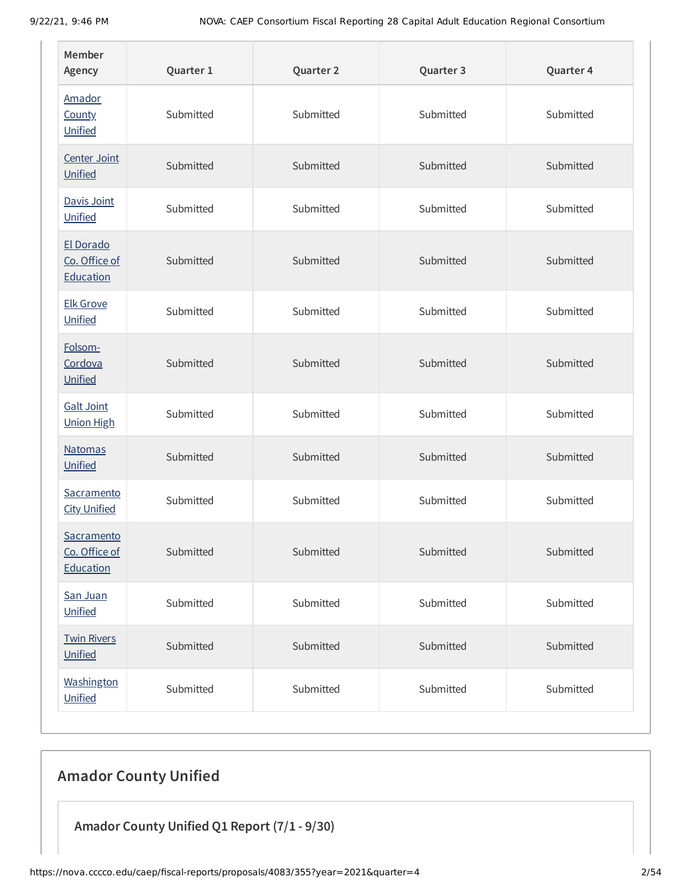| Member Agency | Quarter 1 | Quarter 2 | Quarter 3 | Quarter 4 |
| --- | --- | --- | --- | --- |
| Amador County Unified | Submitted | Submitted | Submitted | Submitted |
| Center Joint Unified | Submitted | Submitted | Submitted | Submitted |
| Davis Joint Unified | Submitted | Submitted | Submitted | Submitted |
| El Dorado Co. Office of Education | Submitted | Submitted | Submitted | Submitted |
| Elk Grove Unified | Submitted | Submitted | Submitted | Submitted |
| Folsom-Cordova Unified | Submitted | Submitted | Submitted | Submitted |
| Galt Joint Union High | Submitted | Submitted | Submitted | Submitted |
| Natomas Unified | Submitted | Submitted | Submitted | Submitted |
| Sacramento City Unified | Submitted | Submitted | Submitted | Submitted |
| Sacramento Co. Office of Education | Submitted | Submitted | Submitted | Submitted |
| San Juan Unified | Submitted | Submitted | Submitted | Submitted |
| Twin Rivers Unified | Submitted | Submitted | Submitted | Submitted |
| Washington Unified | Submitted | Submitted | Submitted | Submitted |

## Amador County Unified

### Amador County Unified Q1 Report (7/1 - 9/30)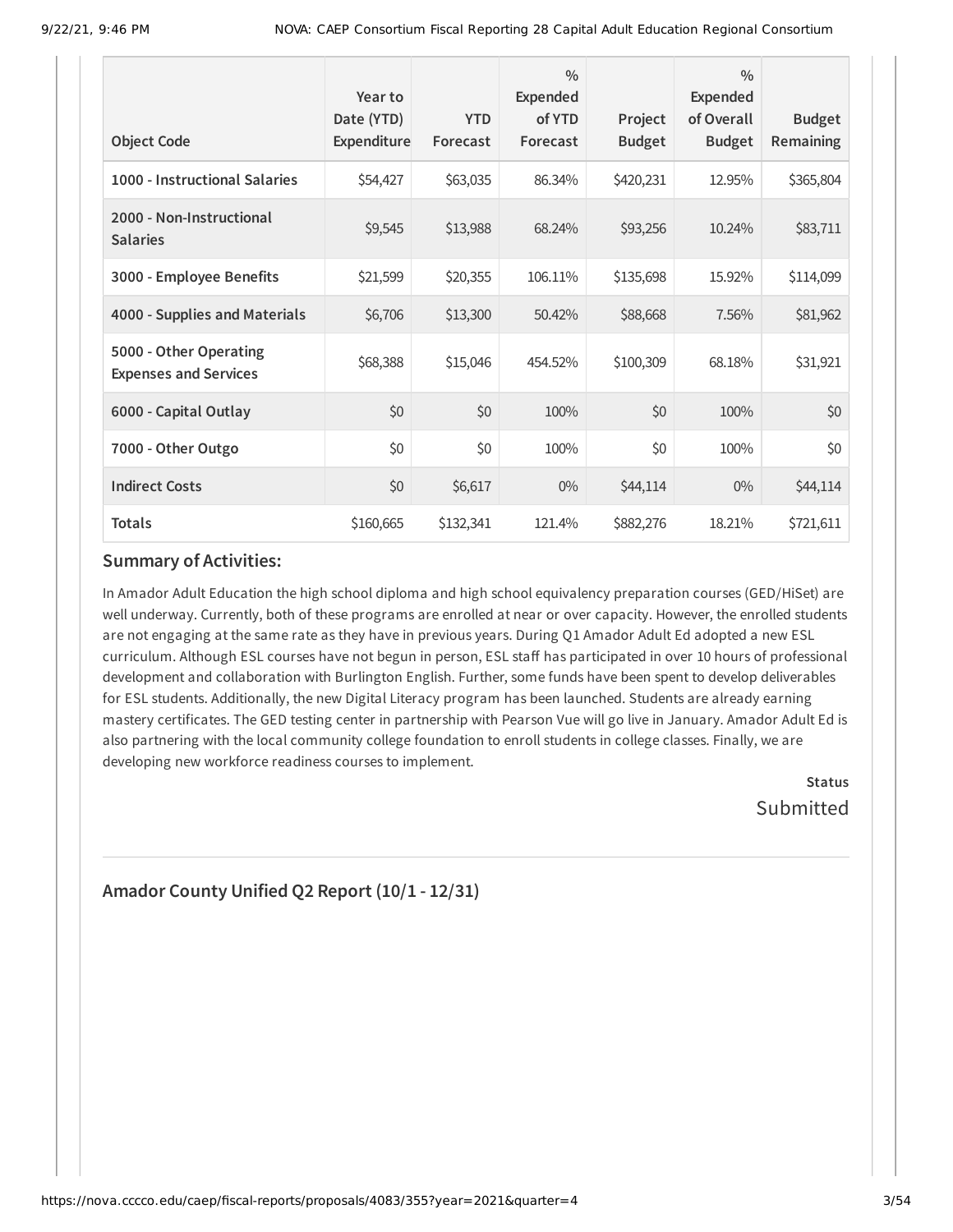| Object Code | Year to Date (YTD) Expenditure | YTD Forecast | % Expended of YTD Forecast | Project Budget | % Expended of Overall Budget | Budget Remaining |
|---|---|---|---|---|---|---|
| 1000 - Instructional Salaries | $54,427 | $63,035 | 86.34% | $420,231 | 12.95% | $365,804 |
| 2000 - Non-Instructional Salaries | $9,545 | $13,988 | 68.24% | $93,256 | 10.24% | $83,711 |
| 3000 - Employee Benefits | $21,599 | $20,355 | 106.11% | $135,698 | 15.92% | $114,099 |
| 4000 - Supplies and Materials | $6,706 | $13,300 | 50.42% | $88,668 | 7.56% | $81,962 |
| 5000 - Other Operating Expenses and Services | $68,388 | $15,046 | 454.52% | $100,309 | 68.18% | $31,921 |
| 6000 - Capital Outlay | $0 | $0 | 100% | $0 | 100% | $0 |
| 7000 - Other Outgo | $0 | $0 | 100% | $0 | 100% | $0 |
| Indirect Costs | $0 | $6,617 | 0% | $44,114 | 0% | $44,114 |
| **Totals** | $160,665 | $132,341 | 121.4% | $882,276 | 18.21% | $721,611 |

### Summary of Activities:

In Amador Adult Education the high school diploma and high school equivalency preparation courses (GED/HiSet) are well underway. Currently, both of these programs are enrolled at near or over capacity. However, the enrolled students are not engaging at the same rate as they have in previous years. During Q1 Amador Adult Ed adopted a new ESL curriculum. Although ESL courses have not begun in person, ESL staff has participated in over 10 hours of professional development and collaboration with Burlington English. Further, some funds have been spent to develop deliverables for ESL students. Additionally, the new Digital Literacy program has been launched. Students are already earning mastery certificates. The GED testing center in partnership with Pearson Vue will go live in January. Amador Adult Ed is also partnering with the local community college foundation to enroll students in college classes. Finally, we are developing new workforce readiness courses to implement.

**Status**
Submitted

## Amador County Unified Q2 Report (10/1 - 12/31)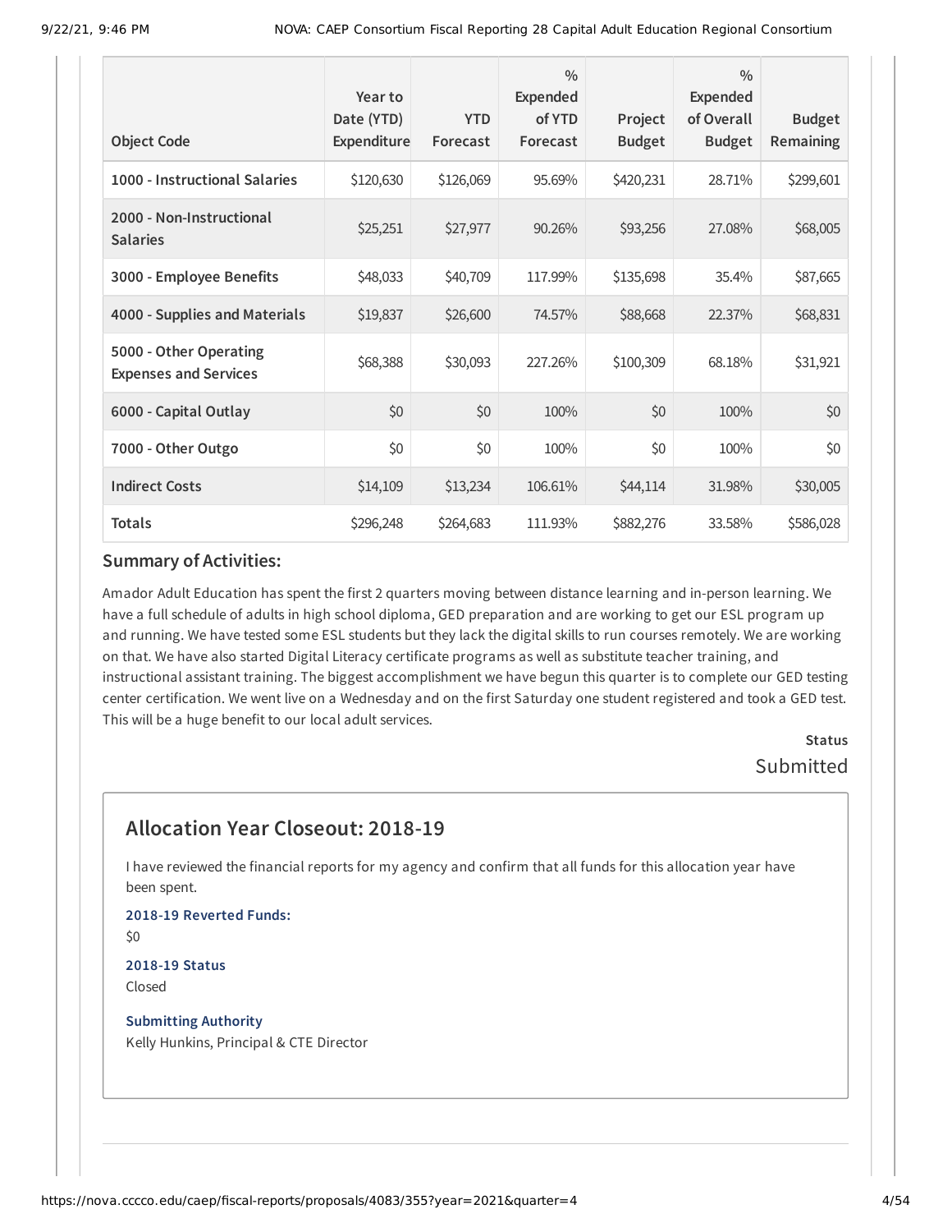| Object Code | Year to Date (YTD) Expenditure | YTD Forecast | % Expended of YTD Forecast | Project Budget | % Expended of Overall Budget | Budget Remaining |
|---|---|---|---|---|---|---|
| 1000 - Instructional Salaries | $120,630 | $126,069 | 95.69% | $420,231 | 28.71% | $299,601 |
| 2000 - Non-Instructional Salaries | $25,251 | $27,977 | 90.26% | $93,256 | 27.08% | $68,005 |
| 3000 - Employee Benefits | $48,033 | $40,709 | 117.99% | $135,698 | 35.4% | $87,665 |
| 4000 - Supplies and Materials | $19,837 | $26,600 | 74.57% | $88,668 | 22.37% | $68,831 |
| 5000 - Other Operating Expenses and Services | $68,388 | $30,093 | 227.26% | $100,309 | 68.18% | $31,921 |
| 6000 - Capital Outlay | $0 | $0 | 100% | $0 | 100% | $0 |
| 7000 - Other Outgo | $0 | $0 | 100% | $0 | 100% | $0 |
| Indirect Costs | $14,109 | $13,234 | 106.61% | $44,114 | 31.98% | $30,005 |
| Totals | $296,248 | $264,683 | 111.93% | $882,276 | 33.58% | $586,028 |

### Summary of Activities:

Amador Adult Education has spent the first 2 quarters moving between distance learning and in-person learning. We have a full schedule of adults in high school diploma, GED preparation and are working to get our ESL program up and running. We have tested some ESL students but they lack the digital skills to run courses remotely. We are working on that. We have also started Digital Literacy certificate programs as well as substitute teacher training, and instructional assistant training. The biggest accomplishment we have begun this quarter is to complete our GED testing center certification. We went live on a Wednesday and on the first Saturday one student registered and took a GED test. This will be a huge benefit to our local adult services.

**Status**

Submitted

## Allocation Year Closeout: 2018-19

I have reviewed the financial reports for my agency and confirm that all funds for this allocation year have been spent.

**2018-19 Reverted Funds:**

$0

**2018-19 Status**

Closed

**Submitting Authority**

Kelly Hunkins, Principal & CTE Director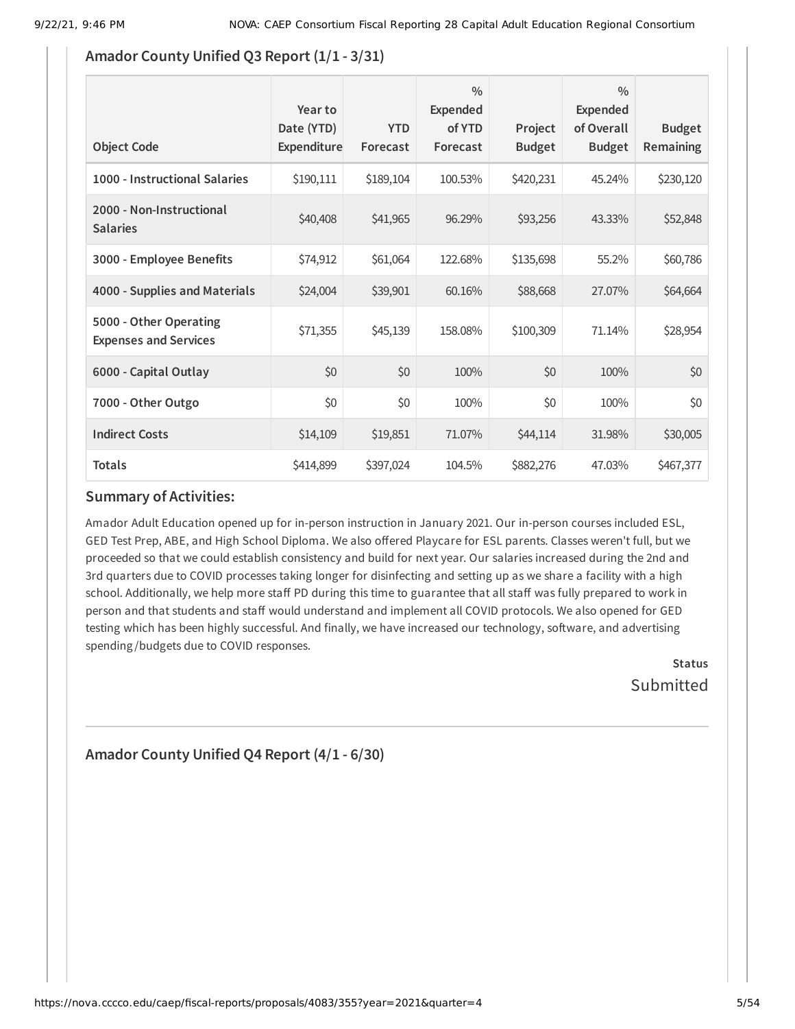## Amador County Unified Q3 Report (1/1 - 3/31)

| Object Code | Year to Date (YTD) Expenditure | YTD Forecast | % Expended of YTD Forecast | Project Budget | % Expended of Overall Budget | Budget Remaining |
|---|---|---|---|---|---|---|
| **1000 - Instructional Salaries** | $190,111 | $189,104 | 100.53% | $420,231 | 45.24% | $230,120 |
| **2000 - Non-Instructional Salaries** | $40,408 | $41,965 | 96.29% | $93,256 | 43.33% | $52,848 |
| **3000 - Employee Benefits** | $74,912 | $61,064 | 122.68% | $135,698 | 55.2% | $60,786 |
| **4000 - Supplies and Materials** | $24,004 | $39,901 | 60.16% | $88,668 | 27.07% | $64,664 |
| **5000 - Other Operating Expenses and Services** | $71,355 | $45,139 | 158.08% | $100,309 | 71.14% | $28,954 |
| **6000 - Capital Outlay** | $0 | $0 | 100% | $0 | 100% | $0 |
| **7000 - Other Outgo** | $0 | $0 | 100% | $0 | 100% | $0 |
| **Indirect Costs** | $14,109 | $19,851 | 71.07% | $44,114 | 31.98% | $30,005 |
| **Totals** | $414,899 | $397,024 | 104.5% | $882,276 | 47.03% | $467,377 |

### Summary of Activities:

Amador Adult Education opened up for in-person instruction in January 2021. Our in-person courses included ESL, GED Test Prep, ABE, and High School Diploma. We also offered Playcare for ESL parents. Classes weren't full, but we proceeded so that we could establish consistency and build for next year. Our salaries increased during the 2nd and 3rd quarters due to COVID processes taking longer for disinfecting and setting up as we share a facility with a high school. Additionally, we help more staff PD during this time to guarantee that all staff was fully prepared to work in person and that students and staff would understand and implement all COVID protocols. We also opened for GED testing which has been highly successful. And finally, we have increased our technology, software, and advertising spending/budgets due to COVID responses.

**Status**
Submitted

---

## Amador County Unified Q4 Report (4/1 - 6/30)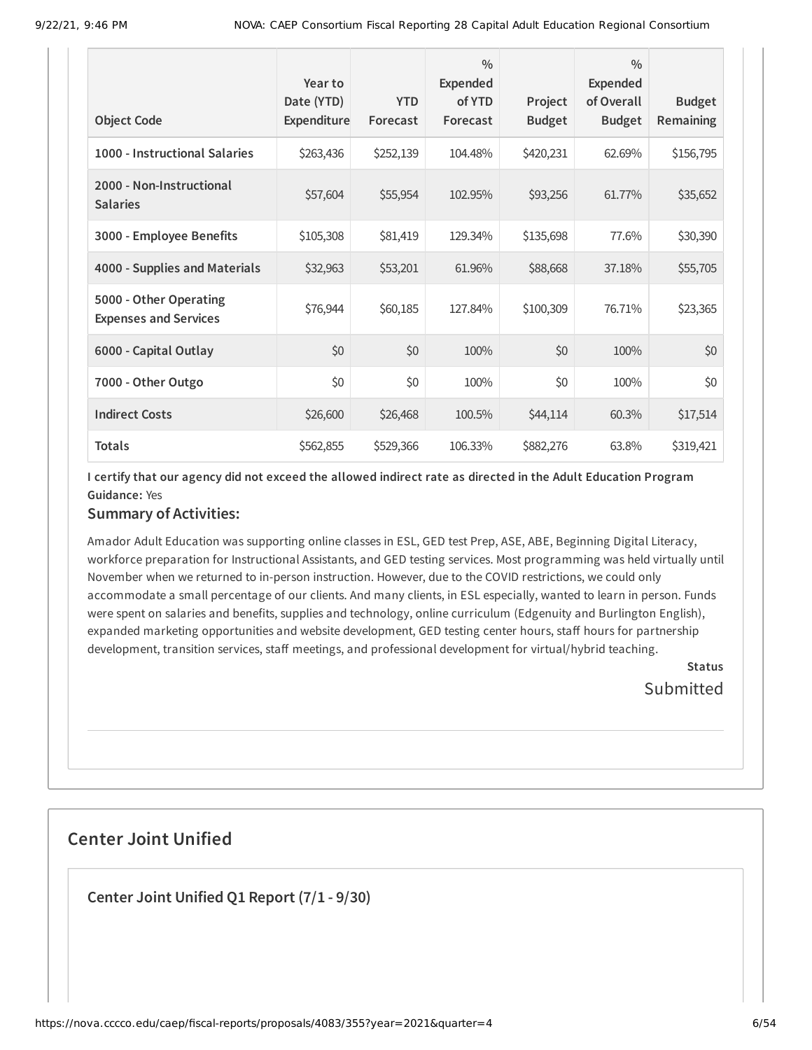| Object Code | Year to Date (YTD) Expenditure | YTD Forecast | % Expended of YTD Forecast | Project Budget | % Expended of Overall Budget | Budget Remaining |
|---|---|---|---|---|---|---|
| **1000 - Instructional Salaries** | $263,436 | $252,139 | 104.48% | $420,231 | 62.69% | $156,795 |
| **2000 - Non-Instructional Salaries** | $57,604 | $55,954 | 102.95% | $93,256 | 61.77% | $35,652 |
| **3000 - Employee Benefits** | $105,308 | $81,419 | 129.34% | $135,698 | 77.6% | $30,390 |
| **4000 - Supplies and Materials** | $32,963 | $53,201 | 61.96% | $88,668 | 37.18% | $55,705 |
| **5000 - Other Operating Expenses and Services** | $76,944 | $60,185 | 127.84% | $100,309 | 76.71% | $23,365 |
| **6000 - Capital Outlay** | $0 | $0 | 100% | $0 | 100% | $0 |
| **7000 - Other Outgo** | $0 | $0 | 100% | $0 | 100% | $0 |
| **Indirect Costs** | $26,600 | $26,468 | 100.5% | $44,114 | 60.3% | $17,514 |
| **Totals** | $562,855 | $529,366 | 106.33% | $882,276 | 63.8% | $319,421 |

**I certify that our agency did not exceed the allowed indirect rate as directed in the Adult Education Program Guidance:** Yes

### Summary of Activities:

Amador Adult Education was supporting online classes in ESL, GED test Prep, ASE, ABE, Beginning Digital Literacy, workforce preparation for Instructional Assistants, and GED testing services. Most programming was held virtually until November when we returned to in-person instruction. However, due to the COVID restrictions, we could only accommodate a small percentage of our clients. And many clients, in ESL especially, wanted to learn in person. Funds were spent on salaries and benefits, supplies and technology, online curriculum (Edgenuity and Burlington English), expanded marketing opportunities and website development, GED testing center hours, staff hours for partnership development, transition services, staff meetings, and professional development for virtual/hybrid teaching.

**Status**

Submitted

## Center Joint Unified

### Center Joint Unified Q1 Report (7/1 - 9/30)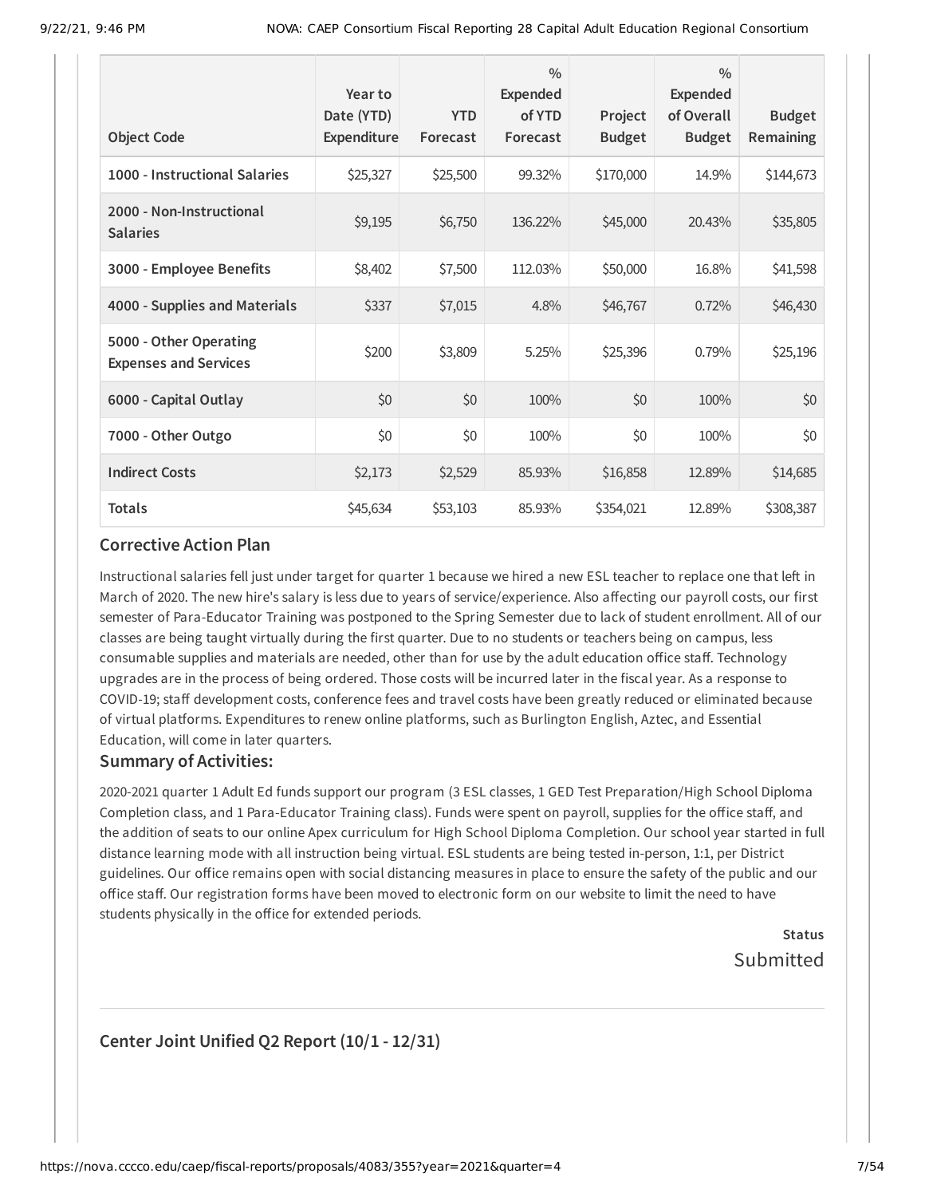| Object Code | Year to Date (YTD) Expenditure | YTD Forecast | % Expended of YTD Forecast | Project Budget | % Expended of Overall Budget | Budget Remaining |
|---|---|---|---|---|---|---|
| **1000 - Instructional Salaries** | $25,327 | $25,500 | 99.32% | $170,000 | 14.9% | $144,673 |
| **2000 - Non-Instructional Salaries** | $9,195 | $6,750 | 136.22% | $45,000 | 20.43% | $35,805 |
| **3000 - Employee Benefits** | $8,402 | $7,500 | 112.03% | $50,000 | 16.8% | $41,598 |
| **4000 - Supplies and Materials** | $337 | $7,015 | 4.8% | $46,767 | 0.72% | $46,430 |
| **5000 - Other Operating Expenses and Services** | $200 | $3,809 | 5.25% | $25,396 | 0.79% | $25,196 |
| **6000 - Capital Outlay** | $0 | $0 | 100% | $0 | 100% | $0 |
| **7000 - Other Outgo** | $0 | $0 | 100% | $0 | 100% | $0 |
| **Indirect Costs** | $2,173 | $2,529 | 85.93% | $16,858 | 12.89% | $14,685 |
| **Totals** | $45,634 | $53,103 | 85.93% | $354,021 | 12.89% | $308,387 |

## Corrective Action Plan

Instructional salaries fell just under target for quarter 1 because we hired a new ESL teacher to replace one that left in March of 2020. The new hire's salary is less due to years of service/experience. Also affecting our payroll costs, our first semester of Para-Educator Training was postponed to the Spring Semester due to lack of student enrollment. All of our classes are being taught virtually during the first quarter. Due to no students or teachers being on campus, less consumable supplies and materials are needed, other than for use by the adult education office staff. Technology upgrades are in the process of being ordered. Those costs will be incurred later in the fiscal year. As a response to COVID-19; staff development costs, conference fees and travel costs have been greatly reduced or eliminated because of virtual platforms. Expenditures to renew online platforms, such as Burlington English, Aztec, and Essential Education, will come in later quarters.

## Summary of Activities:

2020-2021 quarter 1 Adult Ed funds support our program (3 ESL classes, 1 GED Test Preparation/High School Diploma Completion class, and 1 Para-Educator Training class). Funds were spent on payroll, supplies for the office staff, and the addition of seats to our online Apex curriculum for High School Diploma Completion. Our school year started in full distance learning mode with all instruction being virtual. ESL students are being tested in-person, 1:1, per District guidelines. Our office remains open with social distancing measures in place to ensure the safety of the public and our office staff. Our registration forms have been moved to electronic form on our website to limit the need to have students physically in the office for extended periods.

**Status**
Submitted

## Center Joint Unified Q2 Report (10/1 - 12/31)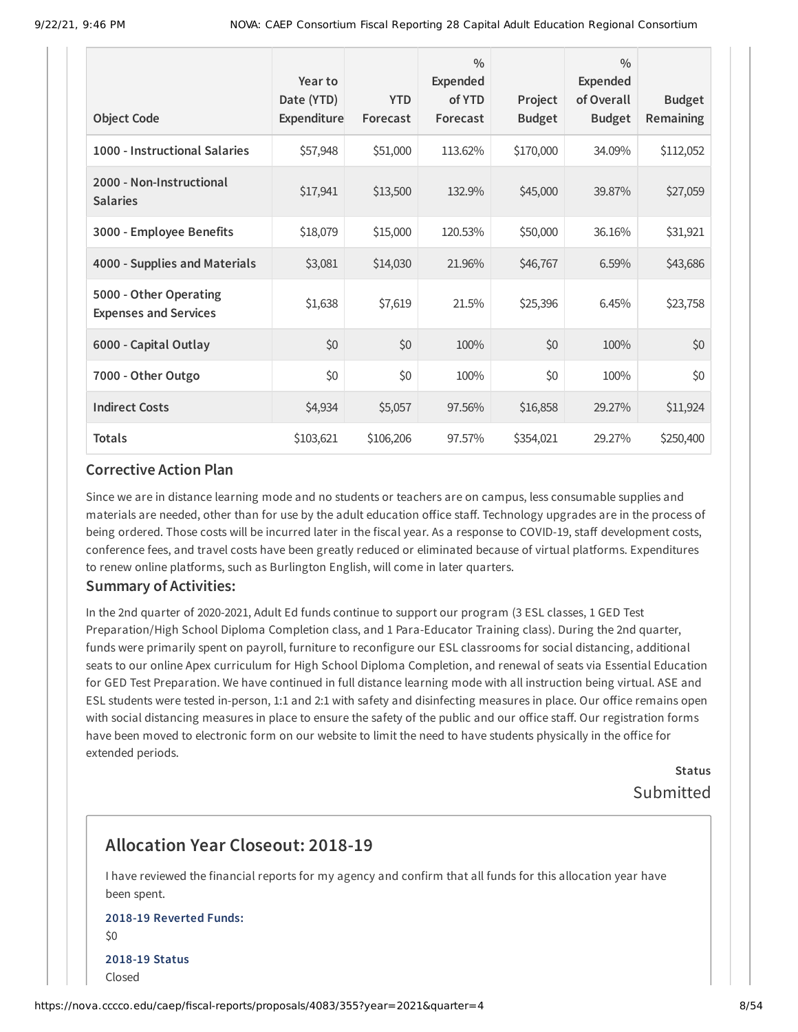| Object Code | Year to Date (YTD) Expenditure | YTD Forecast | % Expended of YTD Forecast | Project Budget | % Expended of Overall Budget | Budget Remaining |
|---|---|---|---|---|---|---|
| 1000 - Instructional Salaries | $57,948 | $51,000 | 113.62% | $170,000 | 34.09% | $112,052 |
| 2000 - Non-Instructional Salaries | $17,941 | $13,500 | 132.9% | $45,000 | 39.87% | $27,059 |
| 3000 - Employee Benefits | $18,079 | $15,000 | 120.53% | $50,000 | 36.16% | $31,921 |
| 4000 - Supplies and Materials | $3,081 | $14,030 | 21.96% | $46,767 | 6.59% | $43,686 |
| 5000 - Other Operating Expenses and Services | $1,638 | $7,619 | 21.5% | $25,396 | 6.45% | $23,758 |
| 6000 - Capital Outlay | $0 | $0 | 100% | $0 | 100% | $0 |
| 7000 - Other Outgo | $0 | $0 | 100% | $0 | 100% | $0 |
| Indirect Costs | $4,934 | $5,057 | 97.56% | $16,858 | 29.27% | $11,924 |
| Totals | $103,621 | $106,206 | 97.57% | $354,021 | 29.27% | $250,400 |

### Corrective Action Plan

Since we are in distance learning mode and no students or teachers are on campus, less consumable supplies and materials are needed, other than for use by the adult education office staff. Technology upgrades are in the process of being ordered. Those costs will be incurred later in the fiscal year. As a response to COVID-19, staff development costs, conference fees, and travel costs have been greatly reduced or eliminated because of virtual platforms. Expenditures to renew online platforms, such as Burlington English, will come in later quarters.

### Summary of Activities:

In the 2nd quarter of 2020-2021, Adult Ed funds continue to support our program (3 ESL classes, 1 GED Test Preparation/High School Diploma Completion class, and 1 Para-Educator Training class). During the 2nd quarter, funds were primarily spent on payroll, furniture to reconfigure our ESL classrooms for social distancing, additional seats to our online Apex curriculum for High School Diploma Completion, and renewal of seats via Essential Education for GED Test Preparation. We have continued in full distance learning mode with all instruction being virtual. ASE and ESL students were tested in-person, 1:1 and 2:1 with safety and disinfecting measures in place. Our office remains open with social distancing measures in place to ensure the safety of the public and our office staff. Our registration forms have been moved to electronic form on our website to limit the need to have students physically in the office for extended periods.

**Status**

Submitted

## Allocation Year Closeout: 2018-19

I have reviewed the financial reports for my agency and confirm that all funds for this allocation year have been spent.

**2018-19 Reverted Funds:**

$0

**2018-19 Status**

Closed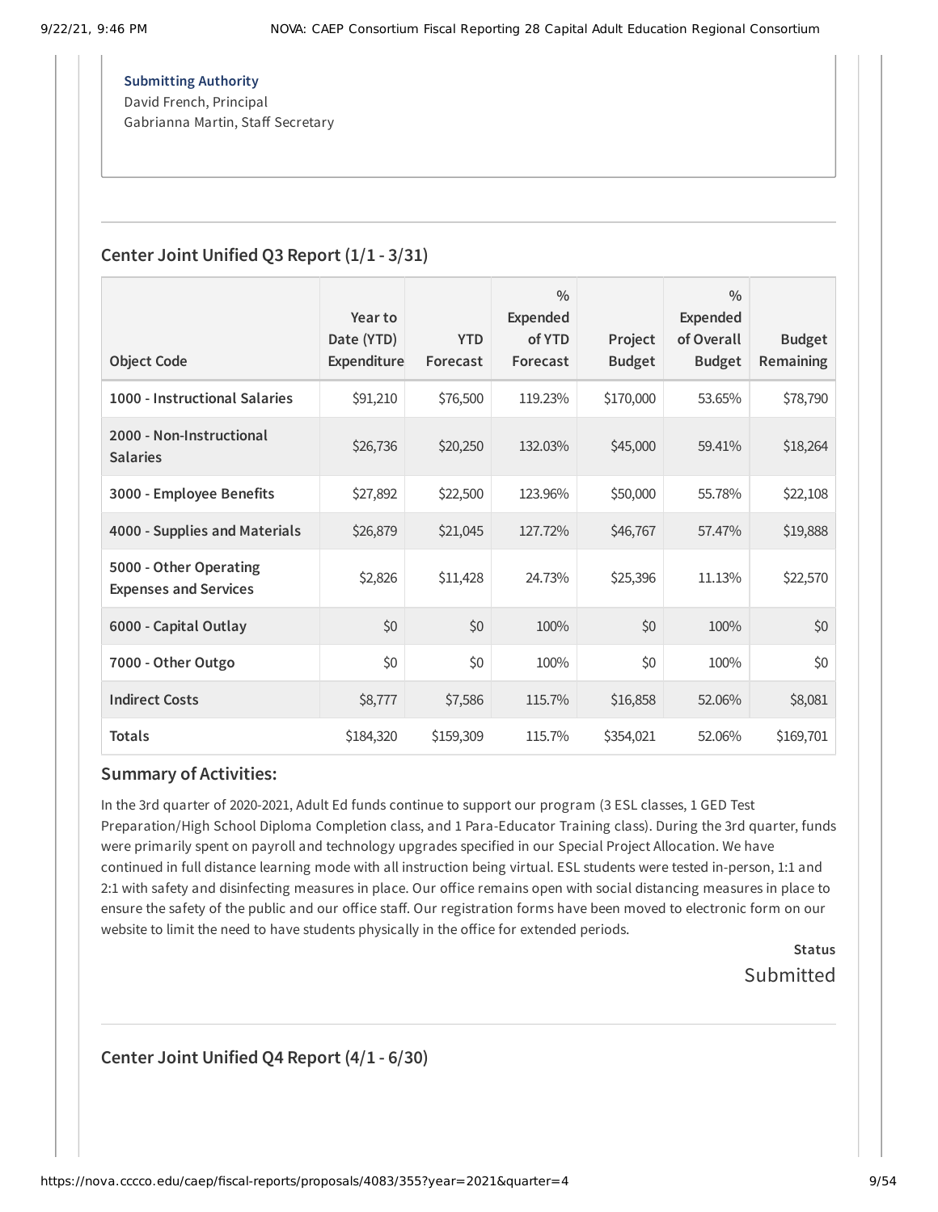**Submitting Authority**
David French, Principal
Gabrianna Martin, Staff Secretary

---

## Center Joint Unified Q3 Report (1/1 - 3/31)

| Object Code | Year to Date (YTD) Expenditure | YTD Forecast | % Expended of YTD Forecast | Project Budget | % Expended of Overall Budget | Budget Remaining |
|---|---|---|---|---|---|---|
| **1000 - Instructional Salaries** | $91,210 | $76,500 | 119.23% | $170,000 | 53.65% | $78,790 |
| **2000 - Non-Instructional Salaries** | $26,736 | $20,250 | 132.03% | $45,000 | 59.41% | $18,264 |
| **3000 - Employee Benefits** | $27,892 | $22,500 | 123.96% | $50,000 | 55.78% | $22,108 |
| **4000 - Supplies and Materials** | $26,879 | $21,045 | 127.72% | $46,767 | 57.47% | $19,888 |
| **5000 - Other Operating Expenses and Services** | $2,826 | $11,428 | 24.73% | $25,396 | 11.13% | $22,570 |
| **6000 - Capital Outlay** | $0 | $0 | 100% | $0 | 100% | $0 |
| **7000 - Other Outgo** | $0 | $0 | 100% | $0 | 100% | $0 |
| **Indirect Costs** | $8,777 | $7,586 | 115.7% | $16,858 | 52.06% | $8,081 |
| **Totals** | $184,320 | $159,309 | 115.7% | $354,021 | 52.06% | $169,701 |

### Summary of Activities:

In the 3rd quarter of 2020-2021, Adult Ed funds continue to support our program (3 ESL classes, 1 GED Test Preparation/High School Diploma Completion class, and 1 Para-Educator Training class). During the 3rd quarter, funds were primarily spent on payroll and technology upgrades specified in our Special Project Allocation. We have continued in full distance learning mode with all instruction being virtual. ESL students were tested in-person, 1:1 and 2:1 with safety and disinfecting measures in place. Our office remains open with social distancing measures in place to ensure the safety of the public and our office staff. Our registration forms have been moved to electronic form on our website to limit the need to have students physically in the office for extended periods.

**Status**
Submitted

---

## Center Joint Unified Q4 Report (4/1 - 6/30)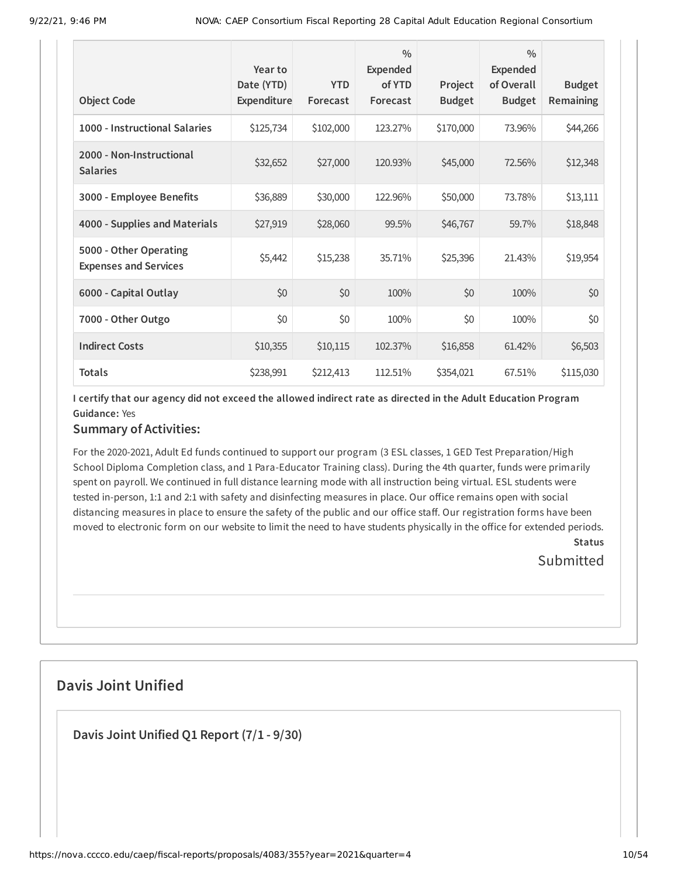| Object Code | Year to Date (YTD) Expenditure | YTD Forecast | % Expended of YTD Forecast | Project Budget | % Expended of Overall Budget | Budget Remaining |
|---|---|---|---|---|---|---|
| 1000 - Instructional Salaries | $125,734 | $102,000 | 123.27% | $170,000 | 73.96% | $44,266 |
| 2000 - Non-Instructional Salaries | $32,652 | $27,000 | 120.93% | $45,000 | 72.56% | $12,348 |
| 3000 - Employee Benefits | $36,889 | $30,000 | 122.96% | $50,000 | 73.78% | $13,111 |
| 4000 - Supplies and Materials | $27,919 | $28,060 | 99.5% | $46,767 | 59.7% | $18,848 |
| 5000 - Other Operating Expenses and Services | $5,442 | $15,238 | 35.71% | $25,396 | 21.43% | $19,954 |
| 6000 - Capital Outlay | $0 | $0 | 100% | $0 | 100% | $0 |
| 7000 - Other Outgo | $0 | $0 | 100% | $0 | 100% | $0 |
| Indirect Costs | $10,355 | $10,115 | 102.37% | $16,858 | 61.42% | $6,503 |
| Totals | $238,991 | $212,413 | 112.51% | $354,021 | 67.51% | $115,030 |

**I certify that our agency did not exceed the allowed indirect rate as directed in the Adult Education Program Guidance:** Yes

### Summary of Activities:

For the 2020-2021, Adult Ed funds continued to support our program (3 ESL classes, 1 GED Test Preparation/High School Diploma Completion class, and 1 Para-Educator Training class). During the 4th quarter, funds were primarily spent on payroll. We continued in full distance learning mode with all instruction being virtual. ESL students were tested in-person, 1:1 and 2:1 with safety and disinfecting measures in place. Our office remains open with social distancing measures in place to ensure the safety of the public and our office staff. Our registration forms have been moved to electronic form on our website to limit the need to have students physically in the office for extended periods.

**Status**

Submitted

## Davis Joint Unified

### Davis Joint Unified Q1 Report (7/1 - 9/30)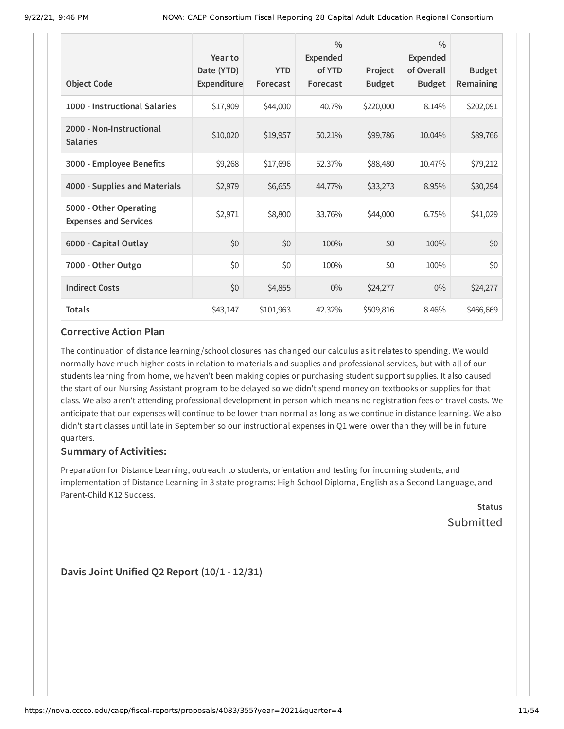| Object Code | Year to Date (YTD) Expenditure | YTD Forecast | % Expended of YTD Forecast | Project Budget | % Expended of Overall Budget | Budget Remaining |
|---|---|---|---|---|---|---|
| 1000 - Instructional Salaries | $17,909 | $44,000 | 40.7% | $220,000 | 8.14% | $202,091 |
| 2000 - Non-Instructional Salaries | $10,020 | $19,957 | 50.21% | $99,786 | 10.04% | $89,766 |
| 3000 - Employee Benefits | $9,268 | $17,696 | 52.37% | $88,480 | 10.47% | $79,212 |
| 4000 - Supplies and Materials | $2,979 | $6,655 | 44.77% | $33,273 | 8.95% | $30,294 |
| 5000 - Other Operating Expenses and Services | $2,971 | $8,800 | 33.76% | $44,000 | 6.75% | $41,029 |
| 6000 - Capital Outlay | $0 | $0 | 100% | $0 | 100% | $0 |
| 7000 - Other Outgo | $0 | $0 | 100% | $0 | 100% | $0 |
| Indirect Costs | $0 | $4,855 | 0% | $24,277 | 0% | $24,277 |
| Totals | $43,147 | $101,963 | 42.32% | $509,816 | 8.46% | $466,669 |

## Corrective Action Plan

The continuation of distance learning/school closures has changed our calculus as it relates to spending. We would normally have much higher costs in relation to materials and supplies and professional services, but with all of our students learning from home, we haven't been making copies or purchasing student support supplies. It also caused the start of our Nursing Assistant program to be delayed so we didn't spend money on textbooks or supplies for that class. We also aren't attending professional development in person which means no registration fees or travel costs. We anticipate that our expenses will continue to be lower than normal as long as we continue in distance learning. We also didn't start classes until late in September so our instructional expenses in Q1 were lower than they will be in future quarters.

## Summary of Activities:

Preparation for Distance Learning, outreach to students, orientation and testing for incoming students, and implementation of Distance Learning in 3 state programs: High School Diploma, English as a Second Language, and Parent-Child K12 Success.

**Status**
Submitted

---

## Davis Joint Unified Q2 Report (10/1 - 12/31)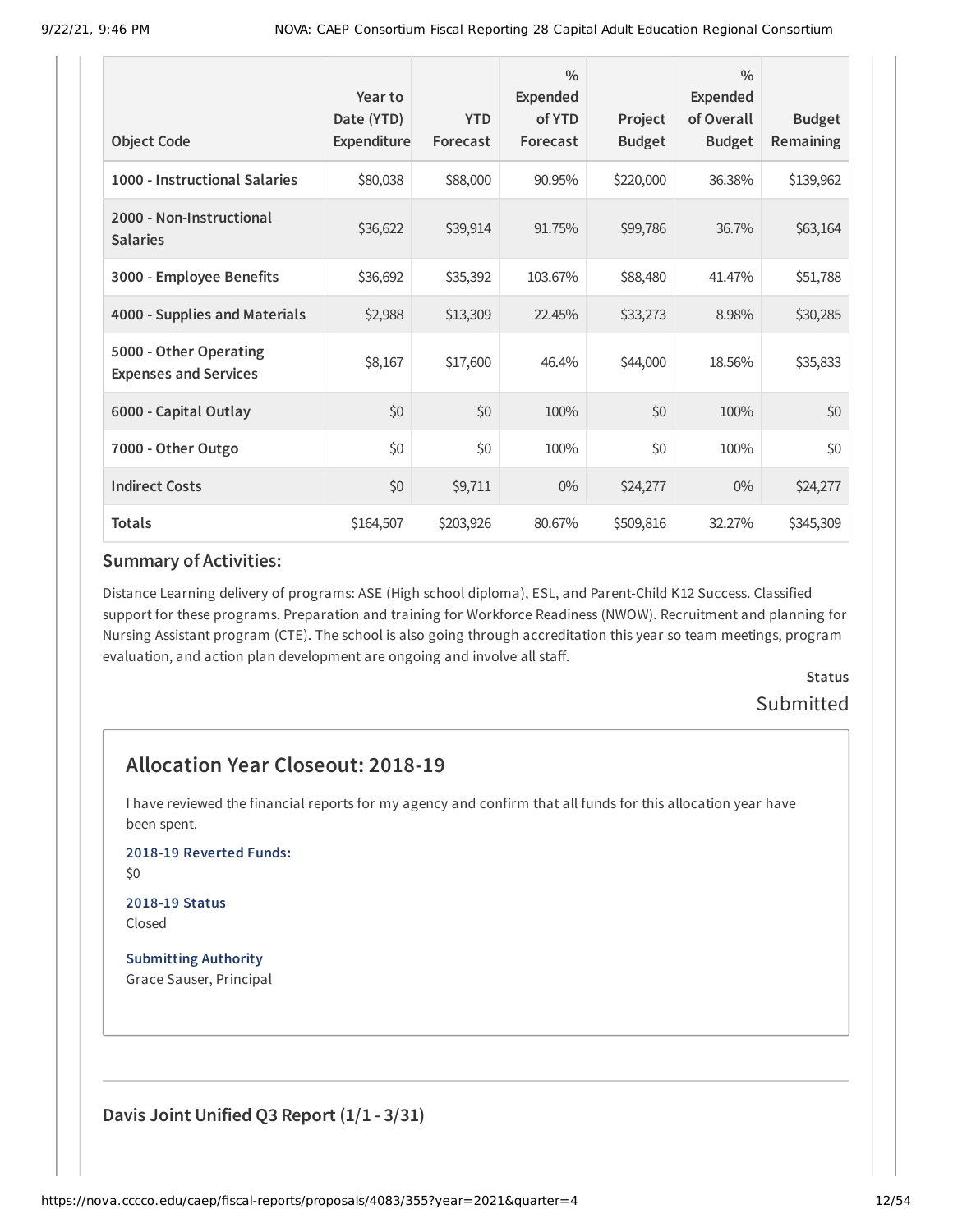| Object Code | Year to Date (YTD) Expenditure | YTD Forecast | % Expended of YTD Forecast | Project Budget | % Expended of Overall Budget | Budget Remaining |
|---|---|---|---|---|---|---|
| 1000 - Instructional Salaries | $80,038 | $88,000 | 90.95% | $220,000 | 36.38% | $139,962 |
| 2000 - Non-Instructional Salaries | $36,622 | $39,914 | 91.75% | $99,786 | 36.7% | $63,164 |
| 3000 - Employee Benefits | $36,692 | $35,392 | 103.67% | $88,480 | 41.47% | $51,788 |
| 4000 - Supplies and Materials | $2,988 | $13,309 | 22.45% | $33,273 | 8.98% | $30,285 |
| 5000 - Other Operating Expenses and Services | $8,167 | $17,600 | 46.4% | $44,000 | 18.56% | $35,833 |
| 6000 - Capital Outlay | $0 | $0 | 100% | $0 | 100% | $0 |
| 7000 - Other Outgo | $0 | $0 | 100% | $0 | 100% | $0 |
| Indirect Costs | $0 | $9,711 | 0% | $24,277 | 0% | $24,277 |
| Totals | $164,507 | $203,926 | 80.67% | $509,816 | 32.27% | $345,309 |

### Summary of Activities:

Distance Learning delivery of programs: ASE (High school diploma), ESL, and Parent-Child K12 Success. Classified support for these programs. Preparation and training for Workforce Readiness (NWOW). Recruitment and planning for Nursing Assistant program (CTE). The school is also going through accreditation this year so team meetings, program evaluation, and action plan development are ongoing and involve all staff.

**Status**

Submitted

## Allocation Year Closeout: 2018-19

I have reviewed the financial reports for my agency and confirm that all funds for this allocation year have been spent.

**2018-19 Reverted Funds:**

$0

**2018-19 Status**

Closed

**Submitting Authority**

Grace Sauser, Principal

### Davis Joint Unified Q3 Report (1/1 - 3/31)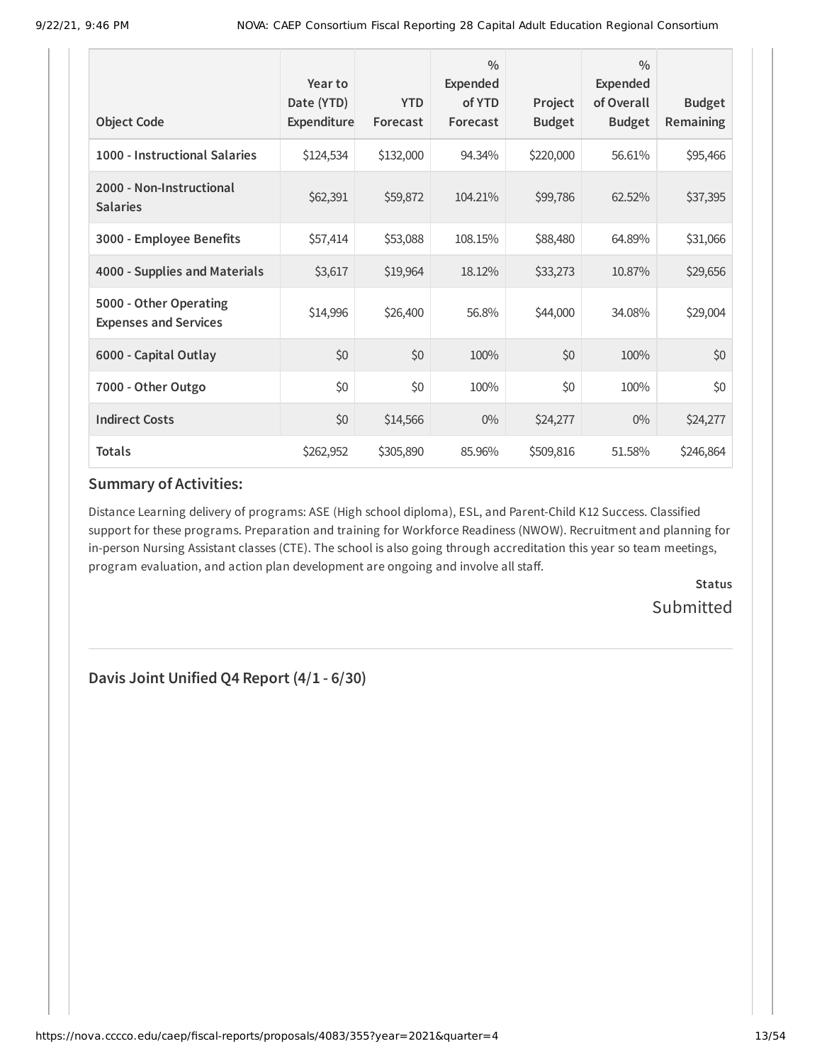| Object Code | Year to Date (YTD) Expenditure | YTD Forecast | % Expended of YTD Forecast | Project Budget | % Expended of Overall Budget | Budget Remaining |
|---|---|---|---|---|---|---|
| **1000 - Instructional Salaries** | $124,534 | $132,000 | 94.34% | $220,000 | 56.61% | $95,466 |
| **2000 - Non-Instructional Salaries** | $62,391 | $59,872 | 104.21% | $99,786 | 62.52% | $37,395 |
| **3000 - Employee Benefits** | $57,414 | $53,088 | 108.15% | $88,480 | 64.89% | $31,066 |
| **4000 - Supplies and Materials** | $3,617 | $19,964 | 18.12% | $33,273 | 10.87% | $29,656 |
| **5000 - Other Operating Expenses and Services** | $14,996 | $26,400 | 56.8% | $44,000 | 34.08% | $29,004 |
| **6000 - Capital Outlay** | $0 | $0 | 100% | $0 | 100% | $0 |
| **7000 - Other Outgo** | $0 | $0 | 100% | $0 | 100% | $0 |
| **Indirect Costs** | $0 | $14,566 | 0% | $24,277 | 0% | $24,277 |
| **Totals** | $262,952 | $305,890 | 85.96% | $509,816 | 51.58% | $246,864 |

### Summary of Activities:

Distance Learning delivery of programs: ASE (High school diploma), ESL, and Parent-Child K12 Success. Classified support for these programs. Preparation and training for Workforce Readiness (NWOW). Recruitment and planning for in-person Nursing Assistant classes (CTE). The school is also going through accreditation this year so team meetings, program evaluation, and action plan development are ongoing and involve all staff.

**Status**

Submitted

---

### Davis Joint Unified Q4 Report (4/1 - 6/30)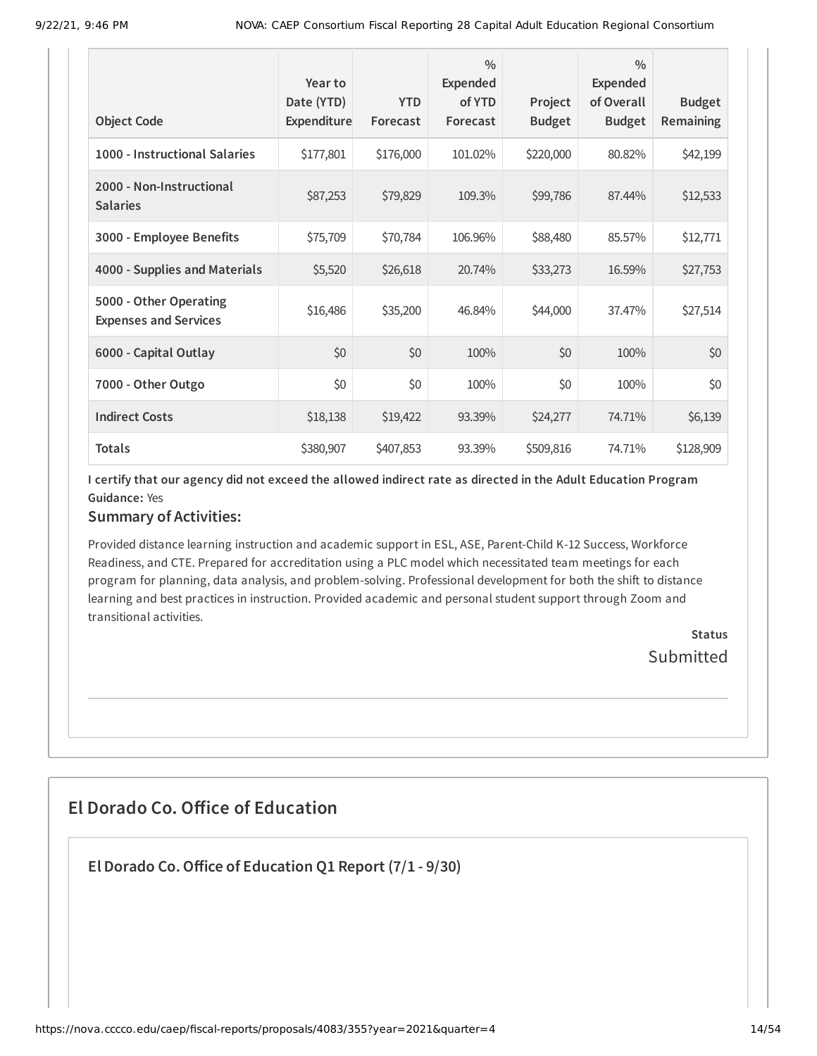| Object Code | Year to Date (YTD) Expenditure | YTD Forecast | % Expended of YTD Forecast | Project Budget | % Expended of Overall Budget | Budget Remaining |
|---|---|---|---|---|---|---|
| 1000 - Instructional Salaries | $177,801 | $176,000 | 101.02% | $220,000 | 80.82% | $42,199 |
| 2000 - Non-Instructional Salaries | $87,253 | $79,829 | 109.3% | $99,786 | 87.44% | $12,533 |
| 3000 - Employee Benefits | $75,709 | $70,784 | 106.96% | $88,480 | 85.57% | $12,771 |
| 4000 - Supplies and Materials | $5,520 | $26,618 | 20.74% | $33,273 | 16.59% | $27,753 |
| 5000 - Other Operating Expenses and Services | $16,486 | $35,200 | 46.84% | $44,000 | 37.47% | $27,514 |
| 6000 - Capital Outlay | $0 | $0 | 100% | $0 | 100% | $0 |
| 7000 - Other Outgo | $0 | $0 | 100% | $0 | 100% | $0 |
| Indirect Costs | $18,138 | $19,422 | 93.39% | $24,277 | 74.71% | $6,139 |
| Totals | $380,907 | $407,853 | 93.39% | $509,816 | 74.71% | $128,909 |

**I certify that our agency did not exceed the allowed indirect rate as directed in the Adult Education Program Guidance:** Yes

### Summary of Activities:

Provided distance learning instruction and academic support in ESL, ASE, Parent-Child K-12 Success, Workforce Readiness, and CTE. Prepared for accreditation using a PLC model which necessitated team meetings for each program for planning, data analysis, and problem-solving. Professional development for both the shift to distance learning and best practices in instruction. Provided academic and personal student support through Zoom and transitional activities.

**Status**

Submitted

## El Dorado Co. Office of Education

### El Dorado Co. Office of Education Q1 Report (7/1 - 9/30)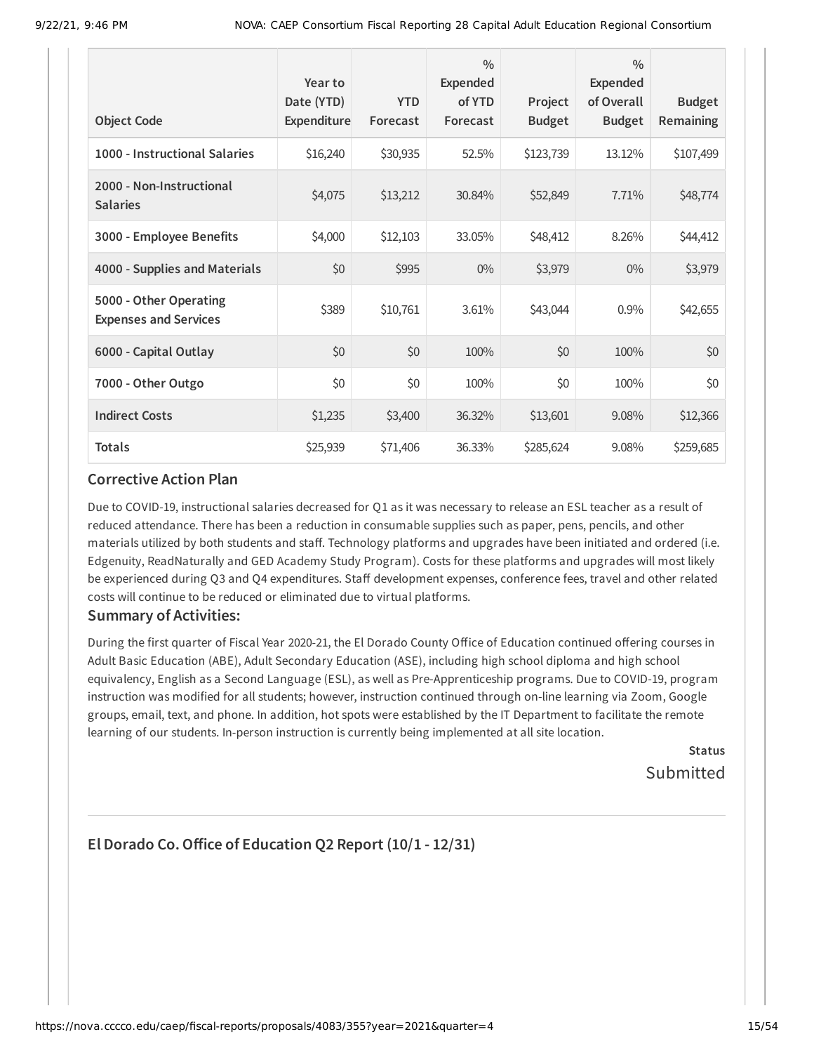| Object Code | Year to Date (YTD) Expenditure | YTD Forecast | % Expended of YTD Forecast | Project Budget | % Expended of Overall Budget | Budget Remaining |
|---|---|---|---|---|---|---|
| **1000 - Instructional Salaries** | $16,240 | $30,935 | 52.5% | $123,739 | 13.12% | $107,499 |
| **2000 - Non-Instructional Salaries** | $4,075 | $13,212 | 30.84% | $52,849 | 7.71% | $48,774 |
| **3000 - Employee Benefits** | $4,000 | $12,103 | 33.05% | $48,412 | 8.26% | $44,412 |
| **4000 - Supplies and Materials** | $0 | $995 | 0% | $3,979 | 0% | $3,979 |
| **5000 - Other Operating Expenses and Services** | $389 | $10,761 | 3.61% | $43,044 | 0.9% | $42,655 |
| **6000 - Capital Outlay** | $0 | $0 | 100% | $0 | 100% | $0 |
| **7000 - Other Outgo** | $0 | $0 | 100% | $0 | 100% | $0 |
| **Indirect Costs** | $1,235 | $3,400 | 36.32% | $13,601 | 9.08% | $12,366 |
| **Totals** | $25,939 | $71,406 | 36.33% | $285,624 | 9.08% | $259,685 |

## Corrective Action Plan

Due to COVID-19, instructional salaries decreased for Q1 as it was necessary to release an ESL teacher as a result of reduced attendance. There has been a reduction in consumable supplies such as paper, pens, pencils, and other materials utilized by both students and staff. Technology platforms and upgrades have been initiated and ordered (i.e. Edgenuity, ReadNaturally and GED Academy Study Program). Costs for these platforms and upgrades will most likely be experienced during Q3 and Q4 expenditures. Staff development expenses, conference fees, travel and other related costs will continue to be reduced or eliminated due to virtual platforms.

## Summary of Activities:

During the first quarter of Fiscal Year 2020-21, the El Dorado County Office of Education continued offering courses in Adult Basic Education (ABE), Adult Secondary Education (ASE), including high school diploma and high school equivalency, English as a Second Language (ESL), as well as Pre-Apprenticeship programs. Due to COVID-19, program instruction was modified for all students; however, instruction continued through on-line learning via Zoom, Google groups, email, text, and phone. In addition, hot spots were established by the IT Department to facilitate the remote learning of our students. In-person instruction is currently being implemented at all site location.

**Status**

Submitted

---

## El Dorado Co. Office of Education Q2 Report (10/1 - 12/31)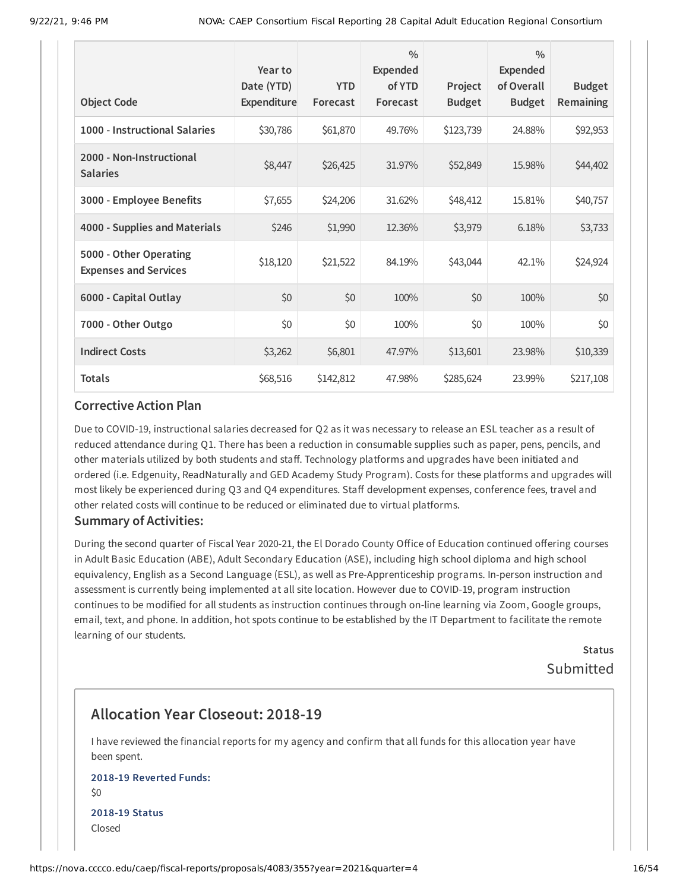| Object Code | Year to Date (YTD) Expenditure | YTD Forecast | % Expended of YTD Forecast | Project Budget | % Expended of Overall Budget | Budget Remaining |
|---|---|---|---|---|---|---|
| 1000 - Instructional Salaries | $30,786 | $61,870 | 49.76% | $123,739 | 24.88% | $92,953 |
| 2000 - Non-Instructional Salaries | $8,447 | $26,425 | 31.97% | $52,849 | 15.98% | $44,402 |
| 3000 - Employee Benefits | $7,655 | $24,206 | 31.62% | $48,412 | 15.81% | $40,757 |
| 4000 - Supplies and Materials | $246 | $1,990 | 12.36% | $3,979 | 6.18% | $3,733 |
| 5000 - Other Operating Expenses and Services | $18,120 | $21,522 | 84.19% | $43,044 | 42.1% | $24,924 |
| 6000 - Capital Outlay | $0 | $0 | 100% | $0 | 100% | $0 |
| 7000 - Other Outgo | $0 | $0 | 100% | $0 | 100% | $0 |
| Indirect Costs | $3,262 | $6,801 | 47.97% | $13,601 | 23.98% | $10,339 |
| Totals | $68,516 | $142,812 | 47.98% | $285,624 | 23.99% | $217,108 |

### Corrective Action Plan

Due to COVID-19, instructional salaries decreased for Q2 as it was necessary to release an ESL teacher as a result of reduced attendance during Q1. There has been a reduction in consumable supplies such as paper, pens, pencils, and other materials utilized by both students and staff. Technology platforms and upgrades have been initiated and ordered (i.e. Edgenuity, ReadNaturally and GED Academy Study Program). Costs for these platforms and upgrades will most likely be experienced during Q3 and Q4 expenditures. Staff development expenses, conference fees, travel and other related costs will continue to be reduced or eliminated due to virtual platforms.

### Summary of Activities:

During the second quarter of Fiscal Year 2020-21, the El Dorado County Office of Education continued offering courses in Adult Basic Education (ABE), Adult Secondary Education (ASE), including high school diploma and high school equivalency, English as a Second Language (ESL), as well as Pre-Apprenticeship programs. In-person instruction and assessment is currently being implemented at all site location. However due to COVID-19, program instruction continues to be modified for all students as instruction continues through on-line learning via Zoom, Google groups, email, text, and phone. In addition, hot spots continue to be established by the IT Department to facilitate the remote learning of our students.

**Status**

Submitted

## Allocation Year Closeout: 2018-19

I have reviewed the financial reports for my agency and confirm that all funds for this allocation year have been spent.

**2018-19 Reverted Funds:**

$0

**2018-19 Status**

Closed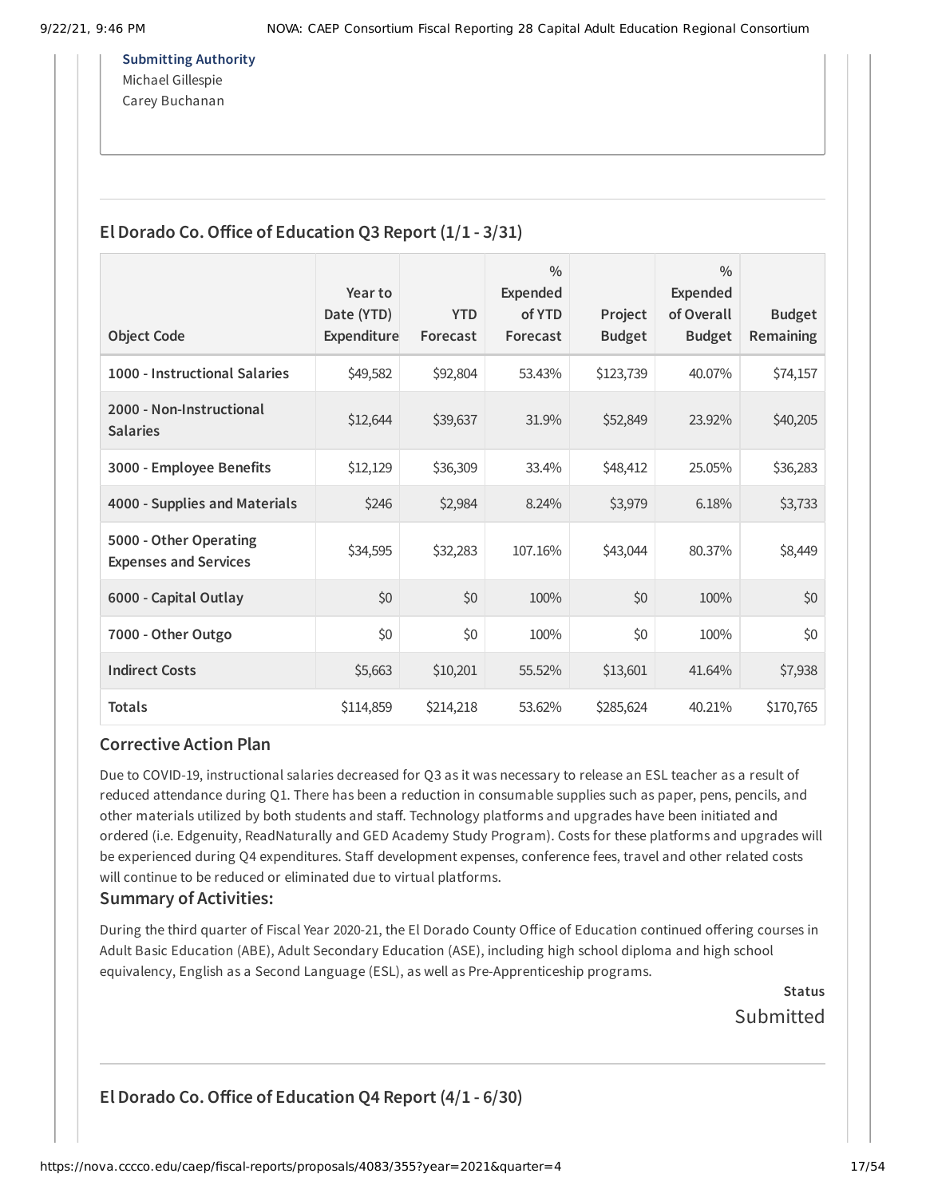**Submitting Authority**
Michael Gillespie
Carey Buchanan

## El Dorado Co. Office of Education Q3 Report (1/1 - 3/31)

| Object Code | Year to Date (YTD) Expenditure | YTD Forecast | % Expended of YTD Forecast | Project Budget | % Expended of Overall Budget | Budget Remaining |
|---|---|---|---|---|---|---|
| 1000 - Instructional Salaries | $49,582 | $92,804 | 53.43% | $123,739 | 40.07% | $74,157 |
| 2000 - Non-Instructional Salaries | $12,644 | $39,637 | 31.9% | $52,849 | 23.92% | $40,205 |
| 3000 - Employee Benefits | $12,129 | $36,309 | 33.4% | $48,412 | 25.05% | $36,283 |
| 4000 - Supplies and Materials | $246 | $2,984 | 8.24% | $3,979 | 6.18% | $3,733 |
| 5000 - Other Operating Expenses and Services | $34,595 | $32,283 | 107.16% | $43,044 | 80.37% | $8,449 |
| 6000 - Capital Outlay | $0 | $0 | 100% | $0 | 100% | $0 |
| 7000 - Other Outgo | $0 | $0 | 100% | $0 | 100% | $0 |
| Indirect Costs | $5,663 | $10,201 | 55.52% | $13,601 | 41.64% | $7,938 |
| Totals | $114,859 | $214,218 | 53.62% | $285,624 | 40.21% | $170,765 |

### Corrective Action Plan

Due to COVID-19, instructional salaries decreased for Q3 as it was necessary to release an ESL teacher as a result of reduced attendance during Q1. There has been a reduction in consumable supplies such as paper, pens, pencils, and other materials utilized by both students and staff. Technology platforms and upgrades have been initiated and ordered (i.e. Edgenuity, ReadNaturally and GED Academy Study Program). Costs for these platforms and upgrades will be experienced during Q4 expenditures. Staff development expenses, conference fees, travel and other related costs will continue to be reduced or eliminated due to virtual platforms.

### Summary of Activities:

During the third quarter of Fiscal Year 2020-21, the El Dorado County Office of Education continued offering courses in Adult Basic Education (ABE), Adult Secondary Education (ASE), including high school diploma and high school equivalency, English as a Second Language (ESL), as well as Pre-Apprenticeship programs.

**Status**
Submitted

## El Dorado Co. Office of Education Q4 Report (4/1 - 6/30)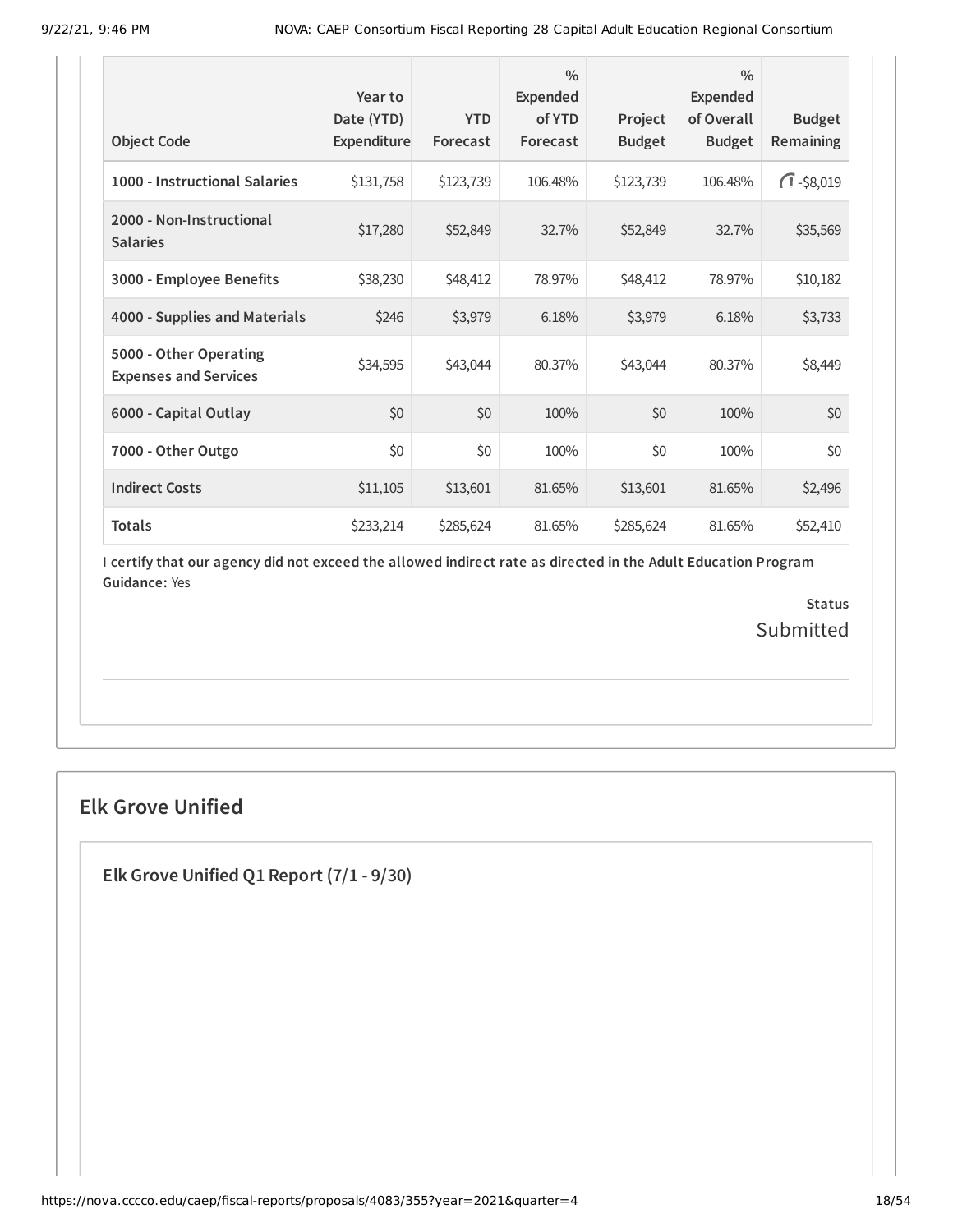| Object Code | Year to Date (YTD) Expenditure | YTD Forecast | % Expended of YTD Forecast | Project Budget | % Expended of Overall Budget | Budget Remaining |
|---|---|---|---|---|---|---|
| 1000 - Instructional Salaries | $131,758 | $123,739 | 106.48% | $123,739 | 106.48% | -$8,019 |
| 2000 - Non-Instructional Salaries | $17,280 | $52,849 | 32.7% | $52,849 | 32.7% | $35,569 |
| 3000 - Employee Benefits | $38,230 | $48,412 | 78.97% | $48,412 | 78.97% | $10,182 |
| 4000 - Supplies and Materials | $246 | $3,979 | 6.18% | $3,979 | 6.18% | $3,733 |
| 5000 - Other Operating Expenses and Services | $34,595 | $43,044 | 80.37% | $43,044 | 80.37% | $8,449 |
| 6000 - Capital Outlay | $0 | $0 | 100% | $0 | 100% | $0 |
| 7000 - Other Outgo | $0 | $0 | 100% | $0 | 100% | $0 |
| Indirect Costs | $11,105 | $13,601 | 81.65% | $13,601 | 81.65% | $2,496 |
| Totals | $233,214 | $285,624 | 81.65% | $285,624 | 81.65% | $52,410 |

**I certify that our agency did not exceed the allowed indirect rate as directed in the Adult Education Program Guidance:** Yes

**Status**
Submitted

## Elk Grove Unified

### Elk Grove Unified Q1 Report (7/1 - 9/30)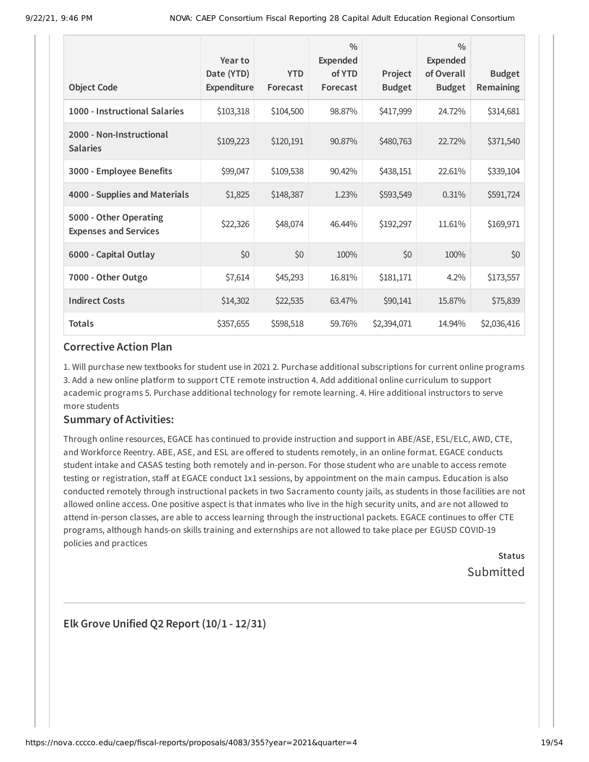| Object Code | Year to Date (YTD) Expenditure | YTD Forecast | % Expended of YTD Forecast | Project Budget | % Expended of Overall Budget | Budget Remaining |
|---|---|---|---|---|---|---|
| 1000 - Instructional Salaries | $103,318 | $104,500 | 98.87% | $417,999 | 24.72% | $314,681 |
| 2000 - Non-Instructional Salaries | $109,223 | $120,191 | 90.87% | $480,763 | 22.72% | $371,540 |
| 3000 - Employee Benefits | $99,047 | $109,538 | 90.42% | $438,151 | 22.61% | $339,104 |
| 4000 - Supplies and Materials | $1,825 | $148,387 | 1.23% | $593,549 | 0.31% | $591,724 |
| 5000 - Other Operating Expenses and Services | $22,326 | $48,074 | 46.44% | $192,297 | 11.61% | $169,971 |
| 6000 - Capital Outlay | $0 | $0 | 100% | $0 | 100% | $0 |
| 7000 - Other Outgo | $7,614 | $45,293 | 16.81% | $181,171 | 4.2% | $173,557 |
| Indirect Costs | $14,302 | $22,535 | 63.47% | $90,141 | 15.87% | $75,839 |
| **Totals** | $357,655 | $598,518 | 59.76% | $2,394,071 | 14.94% | $2,036,416 |

## Corrective Action Plan

1. Will purchase new textbooks for student use in 2021 2. Purchase additional subscriptions for current online programs 3. Add a new online platform to support CTE remote instruction 4. Add additional online curriculum to support academic programs 5. Purchase additional technology for remote learning. 4. Hire additional instructors to serve more students

## Summary of Activities:

Through online resources, EGACE has continued to provide instruction and support in ABE/ASE, ESL/ELC, AWD, CTE, and Workforce Reentry. ABE, ASE, and ESL are offered to students remotely, in an online format. EGACE conducts student intake and CASAS testing both remotely and in-person. For those student who are unable to access remote testing or registration, staff at EGACE conduct 1x1 sessions, by appointment on the main campus. Education is also conducted remotely through instructional packets in two Sacramento county jails, as students in those facilities are not allowed online access. One positive aspect is that inmates who live in the high security units, and are not allowed to attend in-person classes, are able to access learning through the instructional packets. EGACE continues to offer CTE programs, although hands-on skills training and externships are not allowed to take place per EGUSD COVID-19 policies and practices

Status

Submitted

---

## Elk Grove Unified Q2 Report (10/1 - 12/31)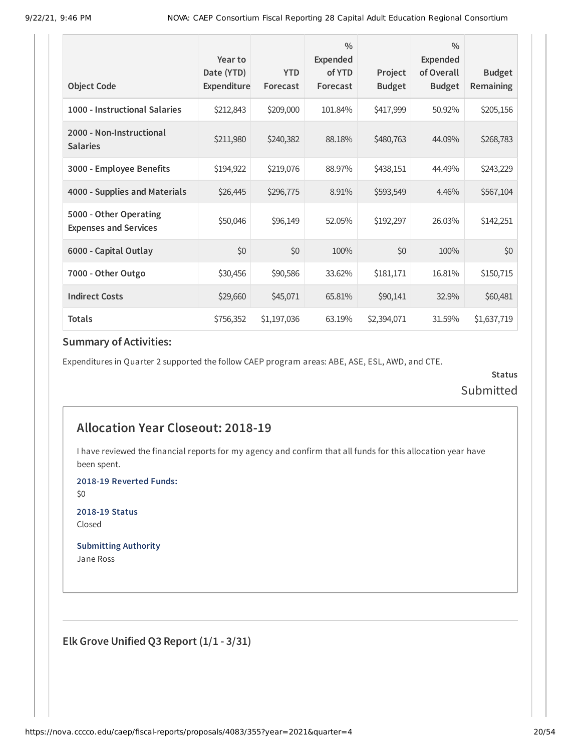| Object Code | Year to Date (YTD) Expenditure | YTD Forecast | % Expended of YTD Forecast | Project Budget | % Expended of Overall Budget | Budget Remaining |
|---|---|---|---|---|---|---|
| 1000 - Instructional Salaries | $212,843 | $209,000 | 101.84% | $417,999 | 50.92% | $205,156 |
| 2000 - Non-Instructional Salaries | $211,980 | $240,382 | 88.18% | $480,763 | 44.09% | $268,783 |
| 3000 - Employee Benefits | $194,922 | $219,076 | 88.97% | $438,151 | 44.49% | $243,229 |
| 4000 - Supplies and Materials | $26,445 | $296,775 | 8.91% | $593,549 | 4.46% | $567,104 |
| 5000 - Other Operating Expenses and Services | $50,046 | $96,149 | 52.05% | $192,297 | 26.03% | $142,251 |
| 6000 - Capital Outlay | $0 | $0 | 100% | $0 | 100% | $0 |
| 7000 - Other Outgo | $30,456 | $90,586 | 33.62% | $181,171 | 16.81% | $150,715 |
| Indirect Costs | $29,660 | $45,071 | 65.81% | $90,141 | 32.9% | $60,481 |
| Totals | $756,352 | $1,197,036 | 63.19% | $2,394,071 | 31.59% | $1,637,719 |

### Summary of Activities:

Expenditures in Quarter 2 supported the follow CAEP program areas: ABE, ASE, ESL, AWD, and CTE.

**Status**
Submitted

## Allocation Year Closeout: 2018-19

I have reviewed the financial reports for my agency and confirm that all funds for this allocation year have been spent.

**2018-19 Reverted Funds:**
$0

**2018-19 Status**
Closed

**Submitting Authority**
Jane Ross

### Elk Grove Unified Q3 Report (1/1 - 3/31)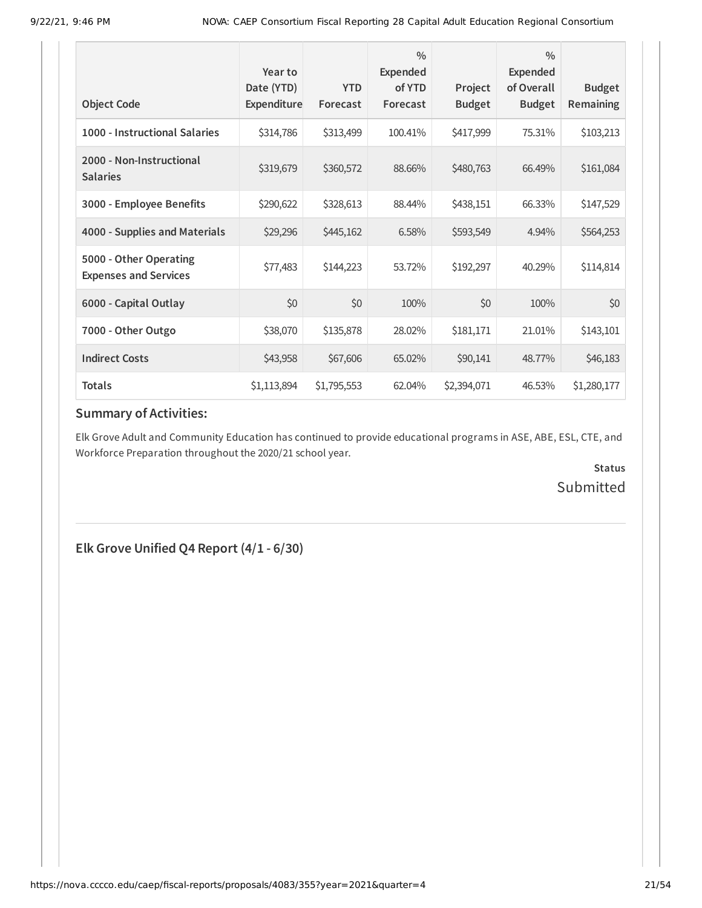| Object Code | Year to Date (YTD) Expenditure | YTD Forecast | % Expended of YTD Forecast | Project Budget | % Expended of Overall Budget | Budget Remaining |
|---|---|---|---|---|---|---|
| 1000 - Instructional Salaries | $314,786 | $313,499 | 100.41% | $417,999 | 75.31% | $103,213 |
| 2000 - Non-Instructional Salaries | $319,679 | $360,572 | 88.66% | $480,763 | 66.49% | $161,084 |
| 3000 - Employee Benefits | $290,622 | $328,613 | 88.44% | $438,151 | 66.33% | $147,529 |
| 4000 - Supplies and Materials | $29,296 | $445,162 | 6.58% | $593,549 | 4.94% | $564,253 |
| 5000 - Other Operating Expenses and Services | $77,483 | $144,223 | 53.72% | $192,297 | 40.29% | $114,814 |
| 6000 - Capital Outlay | $0 | $0 | 100% | $0 | 100% | $0 |
| 7000 - Other Outgo | $38,070 | $135,878 | 28.02% | $181,171 | 21.01% | $143,101 |
| Indirect Costs | $43,958 | $67,606 | 65.02% | $90,141 | 48.77% | $46,183 |
| Totals | $1,113,894 | $1,795,553 | 62.04% | $2,394,071 | 46.53% | $1,280,177 |

### Summary of Activities:

Elk Grove Adult and Community Education has continued to provide educational programs in ASE, ABE, ESL, CTE, and Workforce Preparation throughout the 2020/21 school year.

**Status**

Submitted

## Elk Grove Unified Q4 Report (4/1 - 6/30)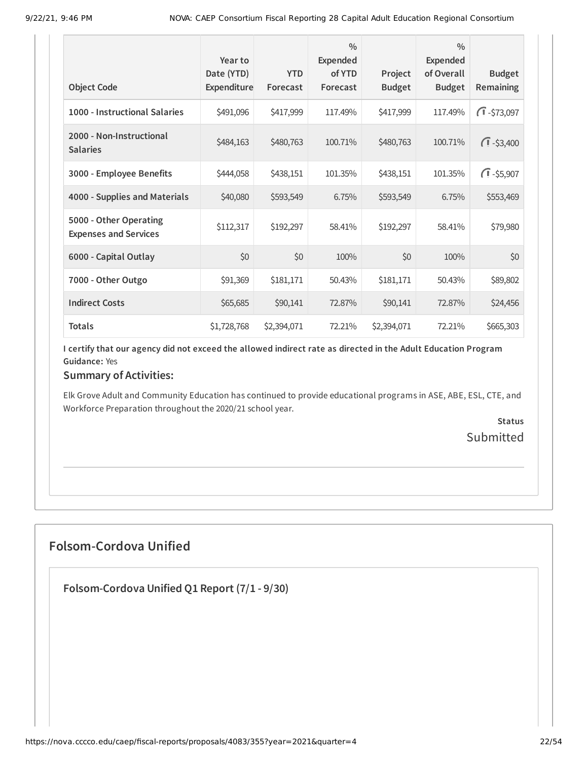| Object Code | Year to Date (YTD) Expenditure | YTD Forecast | % Expended of YTD Forecast | Project Budget | % Expended of Overall Budget | Budget Remaining |
|---|---|---|---|---|---|---|
| 1000 - Instructional Salaries | $491,096 | $417,999 | 117.49% | $417,999 | 117.49% | -$73,097 |
| 2000 - Non-Instructional Salaries | $484,163 | $480,763 | 100.71% | $480,763 | 100.71% | -$3,400 |
| 3000 - Employee Benefits | $444,058 | $438,151 | 101.35% | $438,151 | 101.35% | -$5,907 |
| 4000 - Supplies and Materials | $40,080 | $593,549 | 6.75% | $593,549 | 6.75% | $553,469 |
| 5000 - Other Operating Expenses and Services | $112,317 | $192,297 | 58.41% | $192,297 | 58.41% | $79,980 |
| 6000 - Capital Outlay | $0 | $0 | 100% | $0 | 100% | $0 |
| 7000 - Other Outgo | $91,369 | $181,171 | 50.43% | $181,171 | 50.43% | $89,802 |
| Indirect Costs | $65,685 | $90,141 | 72.87% | $90,141 | 72.87% | $24,456 |
| Totals | $1,728,768 | $2,394,071 | 72.21% | $2,394,071 | 72.21% | $665,303 |

**I certify that our agency did not exceed the allowed indirect rate as directed in the Adult Education Program Guidance:** Yes

### Summary of Activities:

Elk Grove Adult and Community Education has continued to provide educational programs in ASE, ABE, ESL, CTE, and Workforce Preparation throughout the 2020/21 school year.

**Status**
Submitted

## Folsom-Cordova Unified

### Folsom-Cordova Unified Q1 Report (7/1 - 9/30)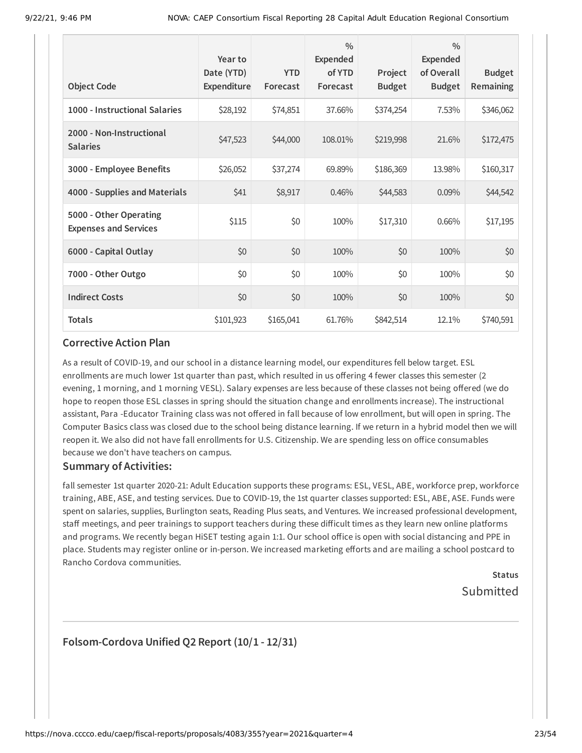| Object Code | Year to Date (YTD) Expenditure | YTD Forecast | % Expended of YTD Forecast | Project Budget | % Expended of Overall Budget | Budget Remaining |
|---|---|---|---|---|---|---|
| 1000 - Instructional Salaries | $28,192 | $74,851 | 37.66% | $374,254 | 7.53% | $346,062 |
| 2000 - Non-Instructional Salaries | $47,523 | $44,000 | 108.01% | $219,998 | 21.6% | $172,475 |
| 3000 - Employee Benefits | $26,052 | $37,274 | 69.89% | $186,369 | 13.98% | $160,317 |
| 4000 - Supplies and Materials | $41 | $8,917 | 0.46% | $44,583 | 0.09% | $44,542 |
| 5000 - Other Operating Expenses and Services | $115 | $0 | 100% | $17,310 | 0.66% | $17,195 |
| 6000 - Capital Outlay | $0 | $0 | 100% | $0 | 100% | $0 |
| 7000 - Other Outgo | $0 | $0 | 100% | $0 | 100% | $0 |
| Indirect Costs | $0 | $0 | 100% | $0 | 100% | $0 |
| Totals | $101,923 | $165,041 | 61.76% | $842,514 | 12.1% | $740,591 |

### Corrective Action Plan

As a result of COVID-19, and our school in a distance learning model, our expenditures fell below target. ESL enrollments are much lower 1st quarter than past, which resulted in us offering 4 fewer classes this semester (2 evening, 1 morning, and 1 morning VESL). Salary expenses are less because of these classes not being offered (we do hope to reopen those ESL classes in spring should the situation change and enrollments increase). The instructional assistant, Para -Educator Training class was not offered in fall because of low enrollment, but will open in spring. The Computer Basics class was closed due to the school being distance learning. If we return in a hybrid model then we will reopen it. We also did not have fall enrollments for U.S. Citizenship. We are spending less on office consumables because we don't have teachers on campus.

### Summary of Activities:

fall semester 1st quarter 2020-21: Adult Education supports these programs: ESL, VESL, ABE, workforce prep, workforce training, ABE, ASE, and testing services. Due to COVID-19, the 1st quarter classes supported: ESL, ABE, ASE. Funds were spent on salaries, supplies, Burlington seats, Reading Plus seats, and Ventures. We increased professional development, staff meetings, and peer trainings to support teachers during these difficult times as they learn new online platforms and programs. We recently began HiSET testing again 1:1. Our school office is open with social distancing and PPE in place. Students may register online or in-person. We increased marketing efforts and are mailing a school postcard to Rancho Cordova communities.

**Status**

Submitted

## Folsom-Cordova Unified Q2 Report (10/1 - 12/31)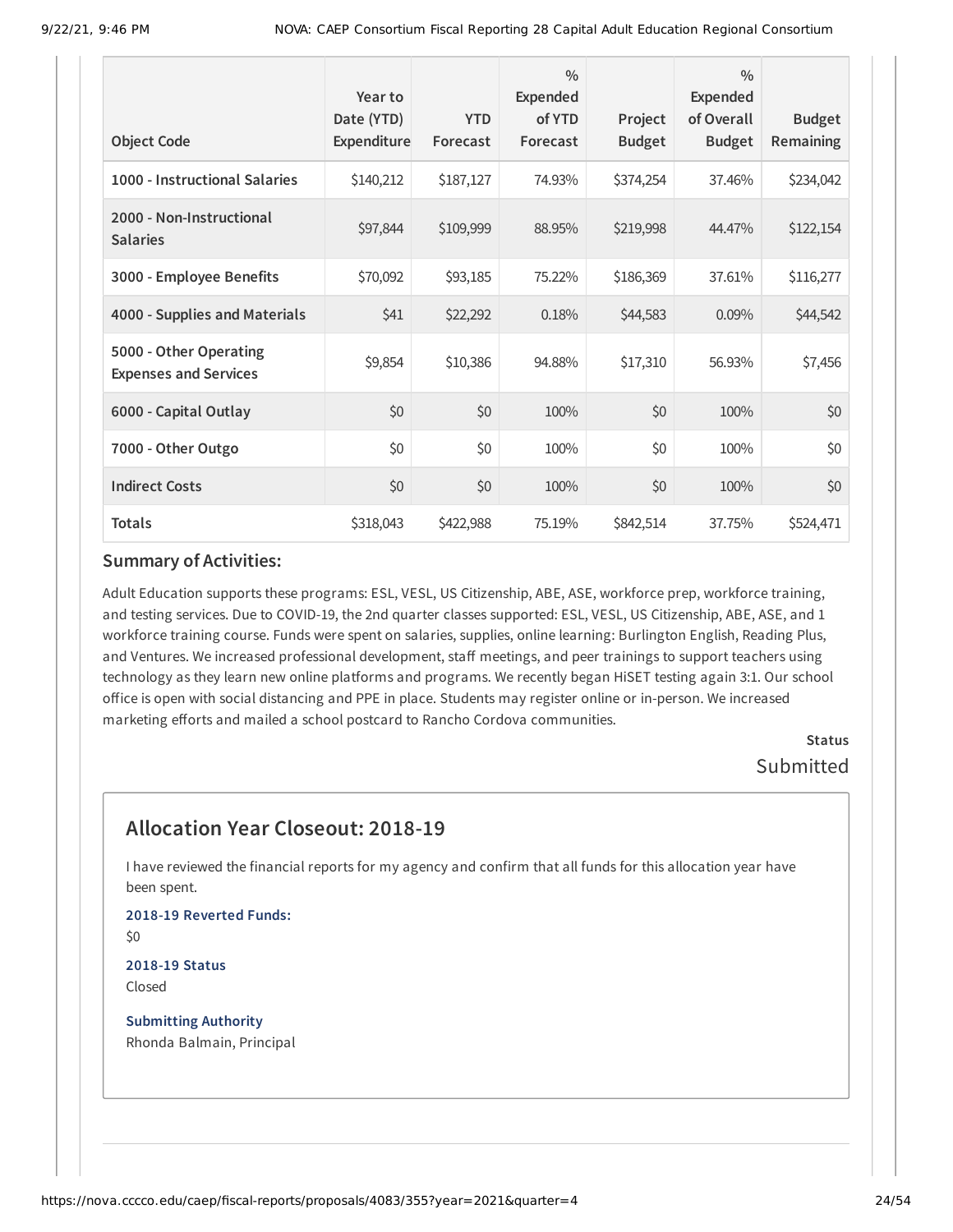| Object Code | Year to Date (YTD) Expenditure | YTD Forecast | % Expended of YTD Forecast | Project Budget | % Expended of Overall Budget | Budget Remaining |
|---|---|---|---|---|---|---|
| 1000 - Instructional Salaries | $140,212 | $187,127 | 74.93% | $374,254 | 37.46% | $234,042 |
| 2000 - Non-Instructional Salaries | $97,844 | $109,999 | 88.95% | $219,998 | 44.47% | $122,154 |
| 3000 - Employee Benefits | $70,092 | $93,185 | 75.22% | $186,369 | 37.61% | $116,277 |
| 4000 - Supplies and Materials | $41 | $22,292 | 0.18% | $44,583 | 0.09% | $44,542 |
| 5000 - Other Operating Expenses and Services | $9,854 | $10,386 | 94.88% | $17,310 | 56.93% | $7,456 |
| 6000 - Capital Outlay | $0 | $0 | 100% | $0 | 100% | $0 |
| 7000 - Other Outgo | $0 | $0 | 100% | $0 | 100% | $0 |
| Indirect Costs | $0 | $0 | 100% | $0 | 100% | $0 |
| Totals | $318,043 | $422,988 | 75.19% | $842,514 | 37.75% | $524,471 |

### Summary of Activities:

Adult Education supports these programs: ESL, VESL, US Citizenship, ABE, ASE, workforce prep, workforce training, and testing services. Due to COVID-19, the 2nd quarter classes supported: ESL, VESL, US Citizenship, ABE, ASE, and 1 workforce training course. Funds were spent on salaries, supplies, online learning: Burlington English, Reading Plus, and Ventures. We increased professional development, staff meetings, and peer trainings to support teachers using technology as they learn new online platforms and programs. We recently began HiSET testing again 3:1. Our school office is open with social distancing and PPE in place. Students may register online or in-person. We increased marketing efforts and mailed a school postcard to Rancho Cordova communities.

**Status**
Submitted

## Allocation Year Closeout: 2018-19

I have reviewed the financial reports for my agency and confirm that all funds for this allocation year have been spent.

**2018-19 Reverted Funds:**
$0

**2018-19 Status**
Closed

**Submitting Authority**
Rhonda Balmain, Principal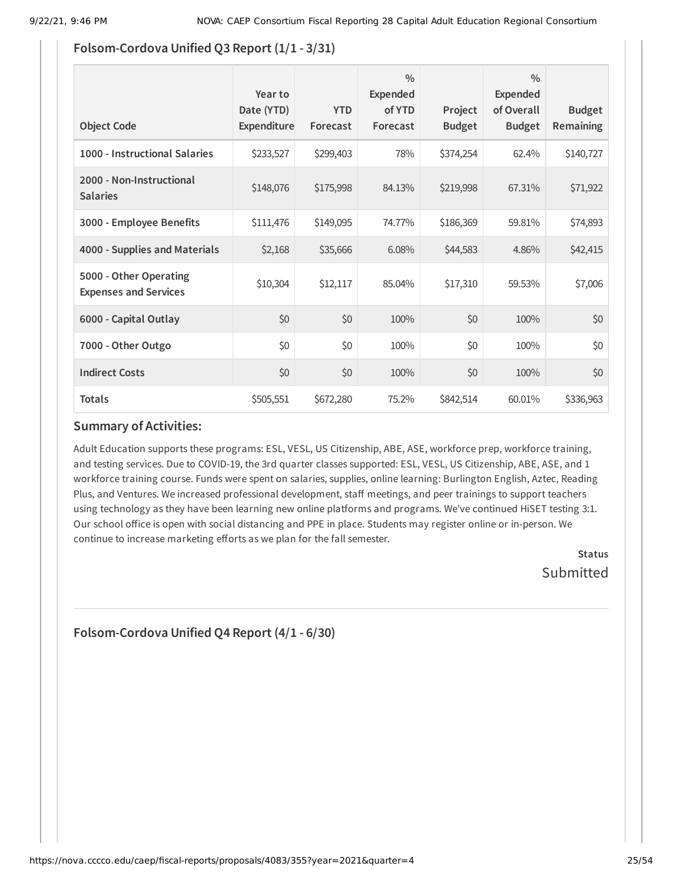### Folsom-Cordova Unified Q3 Report (1/1 - 3/31)

| Object Code | Year to Date (YTD) Expenditure | YTD Forecast | % Expended of YTD Forecast | Project Budget | % Expended of Overall Budget | Budget Remaining |
|---|---|---|---|---|---|---|
| **1000 - Instructional Salaries** | $233,527 | $299,403 | 78% | $374,254 | 62.4% | $140,727 |
| **2000 - Non-Instructional Salaries** | $148,076 | $175,998 | 84.13% | $219,998 | 67.31% | $71,922 |
| **3000 - Employee Benefits** | $111,476 | $149,095 | 74.77% | $186,369 | 59.81% | $74,893 |
| **4000 - Supplies and Materials** | $2,168 | $35,666 | 6.08% | $44,583 | 4.86% | $42,415 |
| **5000 - Other Operating Expenses and Services** | $10,304 | $12,117 | 85.04% | $17,310 | 59.53% | $7,006 |
| **6000 - Capital Outlay** | $0 | $0 | 100% | $0 | 100% | $0 |
| **7000 - Other Outgo** | $0 | $0 | 100% | $0 | 100% | $0 |
| **Indirect Costs** | $0 | $0 | 100% | $0 | 100% | $0 |
| **Totals** | $505,551 | $672,280 | 75.2% | $842,514 | 60.01% | $336,963 |

### Summary of Activities:

Adult Education supports these programs: ESL, VESL, US Citizenship, ABE, ASE, workforce prep, workforce training, and testing services. Due to COVID-19, the 3rd quarter classes supported: ESL, VESL, US Citizenship, ABE, ASE, and 1 workforce training course. Funds were spent on salaries, supplies, online learning: Burlington English, Aztec, Reading Plus, and Ventures. We increased professional development, staff meetings, and peer trainings to support teachers using technology as they have been learning new online platforms and programs. We've continued HiSET testing 3:1. Our school office is open with social distancing and PPE in place. Students may register online or in-person. We continue to increase marketing efforts as we plan for the fall semester.

**Status**

Submitted

### Folsom-Cordova Unified Q4 Report (4/1 - 6/30)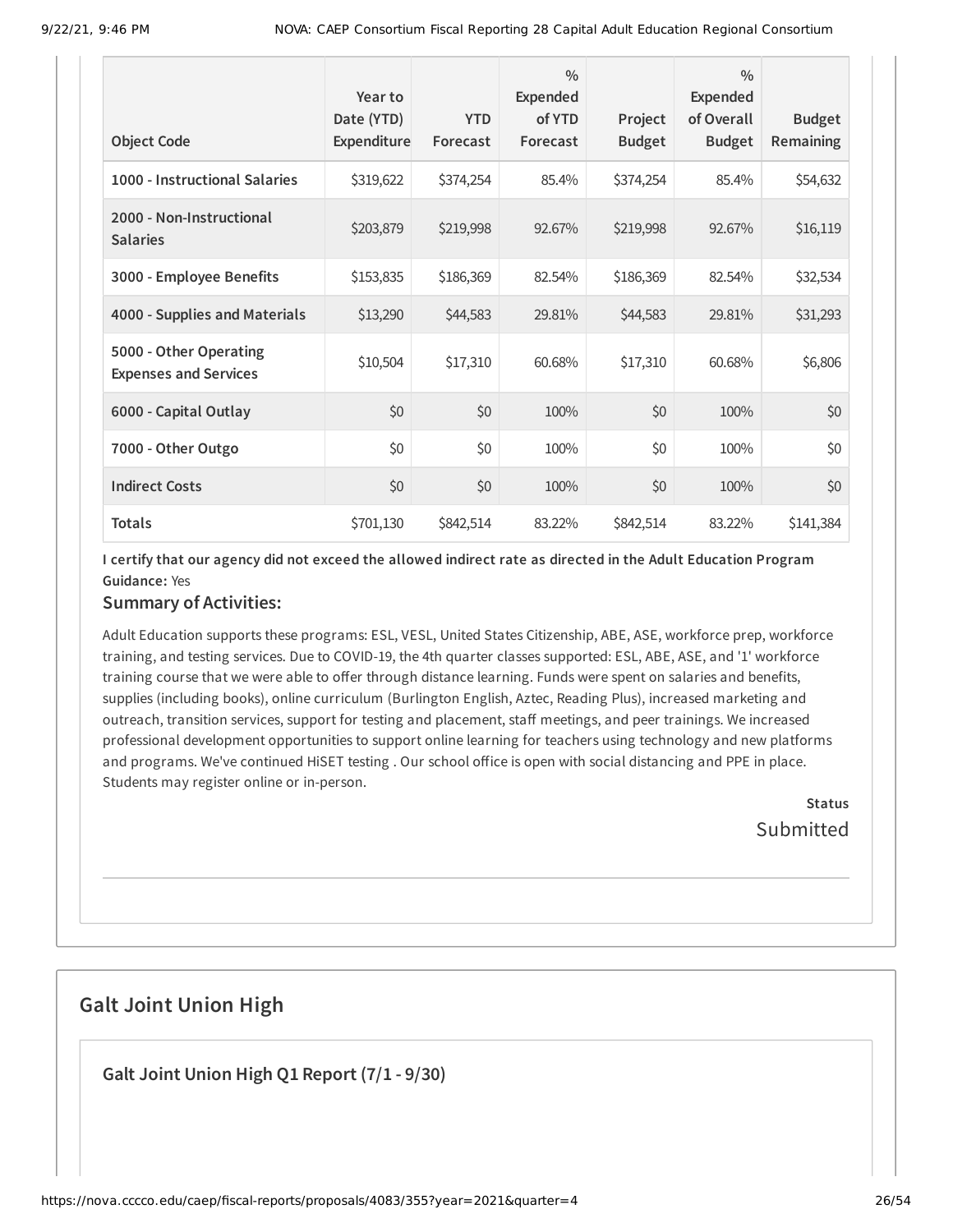| Object Code | Year to Date (YTD) Expenditure | YTD Forecast | % Expended of YTD Forecast | Project Budget | % Expended of Overall Budget | Budget Remaining |
|---|---|---|---|---|---|---|
| 1000 - Instructional Salaries | $319,622 | $374,254 | 85.4% | $374,254 | 85.4% | $54,632 |
| 2000 - Non-Instructional Salaries | $203,879 | $219,998 | 92.67% | $219,998 | 92.67% | $16,119 |
| 3000 - Employee Benefits | $153,835 | $186,369 | 82.54% | $186,369 | 82.54% | $32,534 |
| 4000 - Supplies and Materials | $13,290 | $44,583 | 29.81% | $44,583 | 29.81% | $31,293 |
| 5000 - Other Operating Expenses and Services | $10,504 | $17,310 | 60.68% | $17,310 | 60.68% | $6,806 |
| 6000 - Capital Outlay | $0 | $0 | 100% | $0 | 100% | $0 |
| 7000 - Other Outgo | $0 | $0 | 100% | $0 | 100% | $0 |
| Indirect Costs | $0 | $0 | 100% | $0 | 100% | $0 |
| Totals | $701,130 | $842,514 | 83.22% | $842,514 | 83.22% | $141,384 |

**I certify that our agency did not exceed the allowed indirect rate as directed in the Adult Education Program Guidance:** Yes

### Summary of Activities:

Adult Education supports these programs: ESL, VESL, United States Citizenship, ABE, ASE, workforce prep, workforce training, and testing services. Due to COVID-19, the 4th quarter classes supported: ESL, ABE, ASE, and '1' workforce training course that we were able to offer through distance learning. Funds were spent on salaries and benefits, supplies (including books), online curriculum (Burlington English, Aztec, Reading Plus), increased marketing and outreach, transition services, support for testing and placement, staff meetings, and peer trainings. We increased professional development opportunities to support online learning for teachers using technology and new platforms and programs. We've continued HiSET testing . Our school office is open with social distancing and PPE in place. Students may register online or in-person.

**Status**
Submitted

## Galt Joint Union High

### Galt Joint Union High Q1 Report (7/1 - 9/30)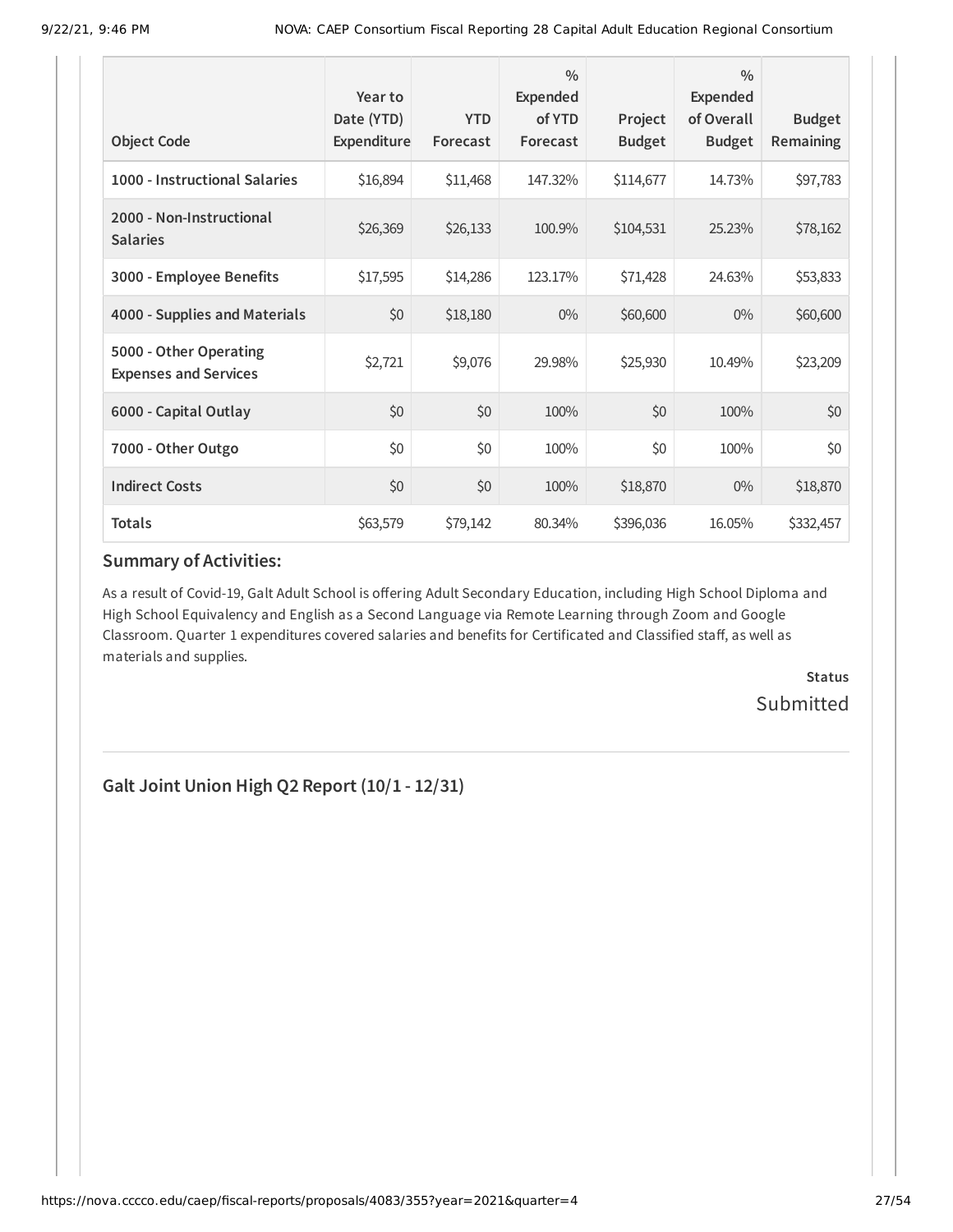| Object Code | Year to Date (YTD) Expenditure | YTD Forecast | % Expended of YTD Forecast | Project Budget | % Expended of Overall Budget | Budget Remaining |
|---|---|---|---|---|---|---|
| **1000 - Instructional Salaries** | $16,894 | $11,468 | 147.32% | $114,677 | 14.73% | $97,783 |
| **2000 - Non-Instructional Salaries** | $26,369 | $26,133 | 100.9% | $104,531 | 25.23% | $78,162 |
| **3000 - Employee Benefits** | $17,595 | $14,286 | 123.17% | $71,428 | 24.63% | $53,833 |
| **4000 - Supplies and Materials** | $0 | $18,180 | 0% | $60,600 | 0% | $60,600 |
| **5000 - Other Operating Expenses and Services** | $2,721 | $9,076 | 29.98% | $25,930 | 10.49% | $23,209 |
| **6000 - Capital Outlay** | $0 | $0 | 100% | $0 | 100% | $0 |
| **7000 - Other Outgo** | $0 | $0 | 100% | $0 | 100% | $0 |
| **Indirect Costs** | $0 | $0 | 100% | $18,870 | 0% | $18,870 |
| **Totals** | $63,579 | $79,142 | 80.34% | $396,036 | 16.05% | $332,457 |

### Summary of Activities:

As a result of Covid-19, Galt Adult School is offering Adult Secondary Education, including High School Diploma and High School Equivalency and English as a Second Language via Remote Learning through Zoom and Google Classroom. Quarter 1 expenditures covered salaries and benefits for Certificated and Classified staff, as well as materials and supplies.

**Status**

Submitted

## Galt Joint Union High Q2 Report (10/1 - 12/31)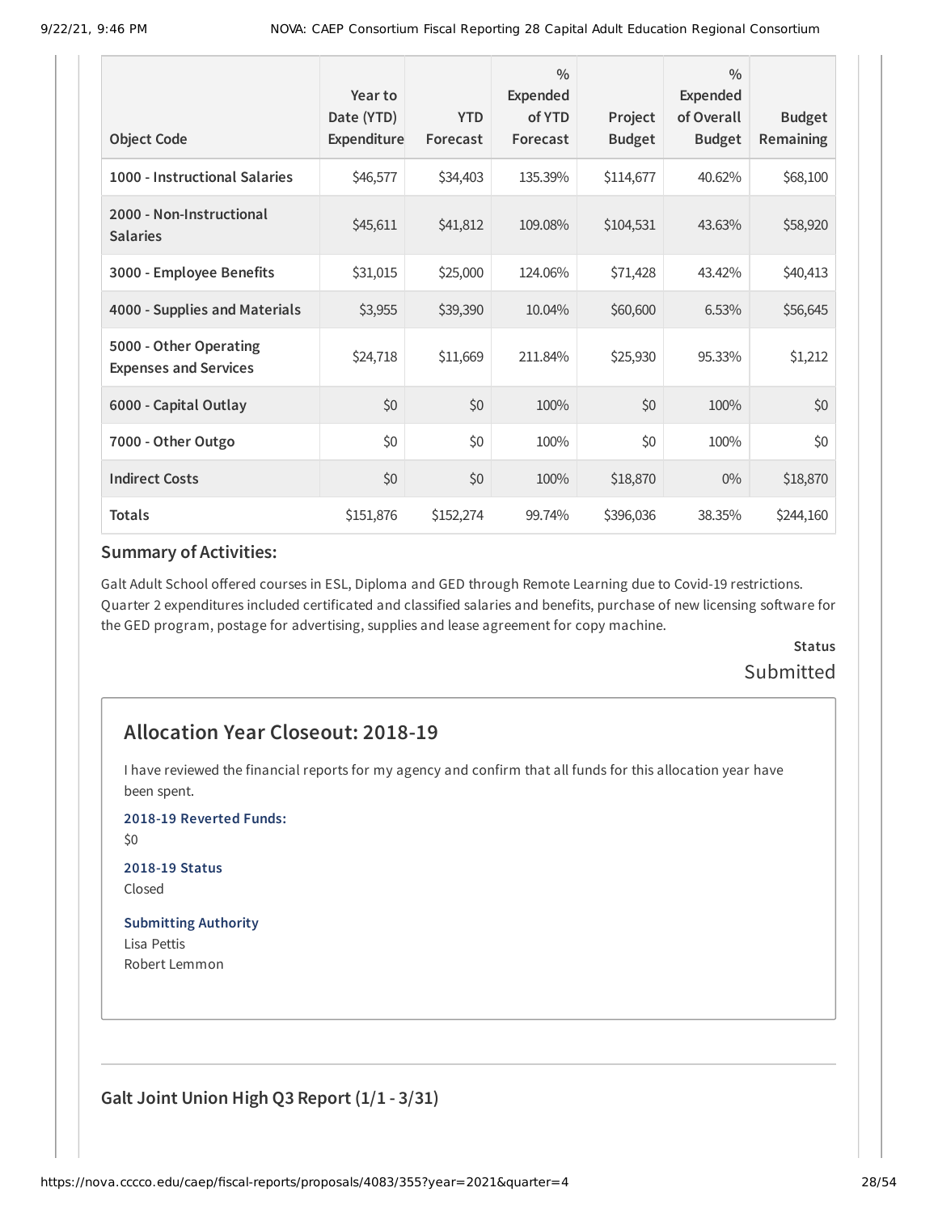| Object Code | Year to Date (YTD) Expenditure | YTD Forecast | % Expended of YTD Forecast | Project Budget | % Expended of Overall Budget | Budget Remaining |
|---|---|---|---|---|---|---|
| 1000 - Instructional Salaries | $46,577 | $34,403 | 135.39% | $114,677 | 40.62% | $68,100 |
| 2000 - Non-Instructional Salaries | $45,611 | $41,812 | 109.08% | $104,531 | 43.63% | $58,920 |
| 3000 - Employee Benefits | $31,015 | $25,000 | 124.06% | $71,428 | 43.42% | $40,413 |
| 4000 - Supplies and Materials | $3,955 | $39,390 | 10.04% | $60,600 | 6.53% | $56,645 |
| 5000 - Other Operating Expenses and Services | $24,718 | $11,669 | 211.84% | $25,930 | 95.33% | $1,212 |
| 6000 - Capital Outlay | $0 | $0 | 100% | $0 | 100% | $0 |
| 7000 - Other Outgo | $0 | $0 | 100% | $0 | 100% | $0 |
| Indirect Costs | $0 | $0 | 100% | $18,870 | 0% | $18,870 |
| Totals | $151,876 | $152,274 | 99.74% | $396,036 | 38.35% | $244,160 |

### Summary of Activities:

Galt Adult School offered courses in ESL, Diploma and GED through Remote Learning due to Covid-19 restrictions. Quarter 2 expenditures included certificated and classified salaries and benefits, purchase of new licensing software for the GED program, postage for advertising, supplies and lease agreement for copy machine.

**Status**

Submitted

## Allocation Year Closeout: 2018-19

I have reviewed the financial reports for my agency and confirm that all funds for this allocation year have been spent.

**2018-19 Reverted Funds:**

$0

**2018-19 Status**

Closed

**Submitting Authority**

Lisa Pettis

Robert Lemmon

### Galt Joint Union High Q3 Report (1/1 - 3/31)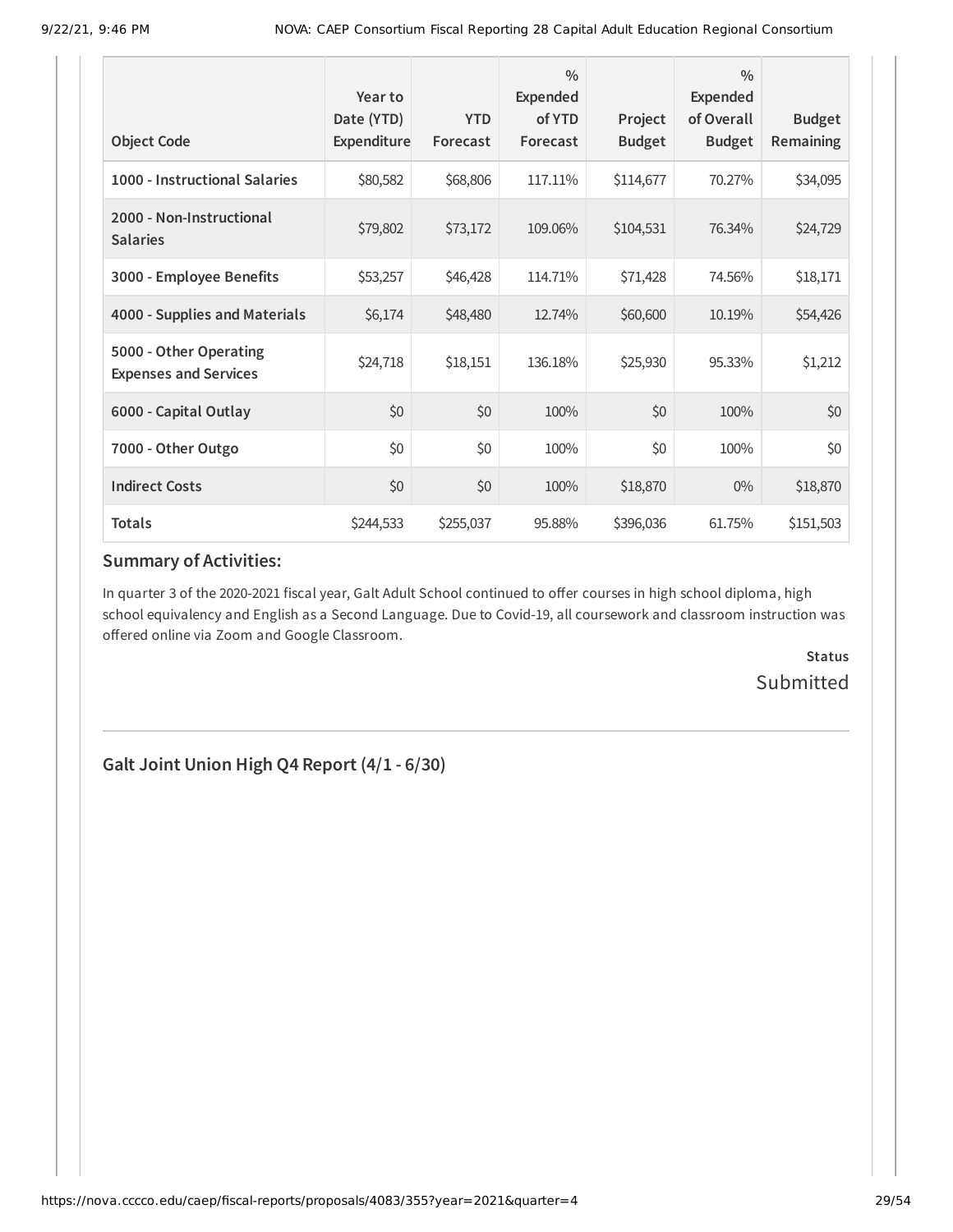| Object Code | Year to Date (YTD) Expenditure | YTD Forecast | % Expended of YTD Forecast | Project Budget | % Expended of Overall Budget | Budget Remaining |
|---|---|---|---|---|---|---|
| 1000 - Instructional Salaries | $80,582 | $68,806 | 117.11% | $114,677 | 70.27% | $34,095 |
| 2000 - Non-Instructional Salaries | $79,802 | $73,172 | 109.06% | $104,531 | 76.34% | $24,729 |
| 3000 - Employee Benefits | $53,257 | $46,428 | 114.71% | $71,428 | 74.56% | $18,171 |
| 4000 - Supplies and Materials | $6,174 | $48,480 | 12.74% | $60,600 | 10.19% | $54,426 |
| 5000 - Other Operating Expenses and Services | $24,718 | $18,151 | 136.18% | $25,930 | 95.33% | $1,212 |
| 6000 - Capital Outlay | $0 | $0 | 100% | $0 | 100% | $0 |
| 7000 - Other Outgo | $0 | $0 | 100% | $0 | 100% | $0 |
| Indirect Costs | $0 | $0 | 100% | $18,870 | 0% | $18,870 |
| **Totals** | $244,533 | $255,037 | 95.88% | $396,036 | 61.75% | $151,503 |

### Summary of Activities:

In quarter 3 of the 2020-2021 fiscal year, Galt Adult School continued to offer courses in high school diploma, high school equivalency and English as a Second Language. Due to Covid-19, all coursework and classroom instruction was offered online via Zoom and Google Classroom.

**Status**

Submitted

---

## Galt Joint Union High Q4 Report (4/1 - 6/30)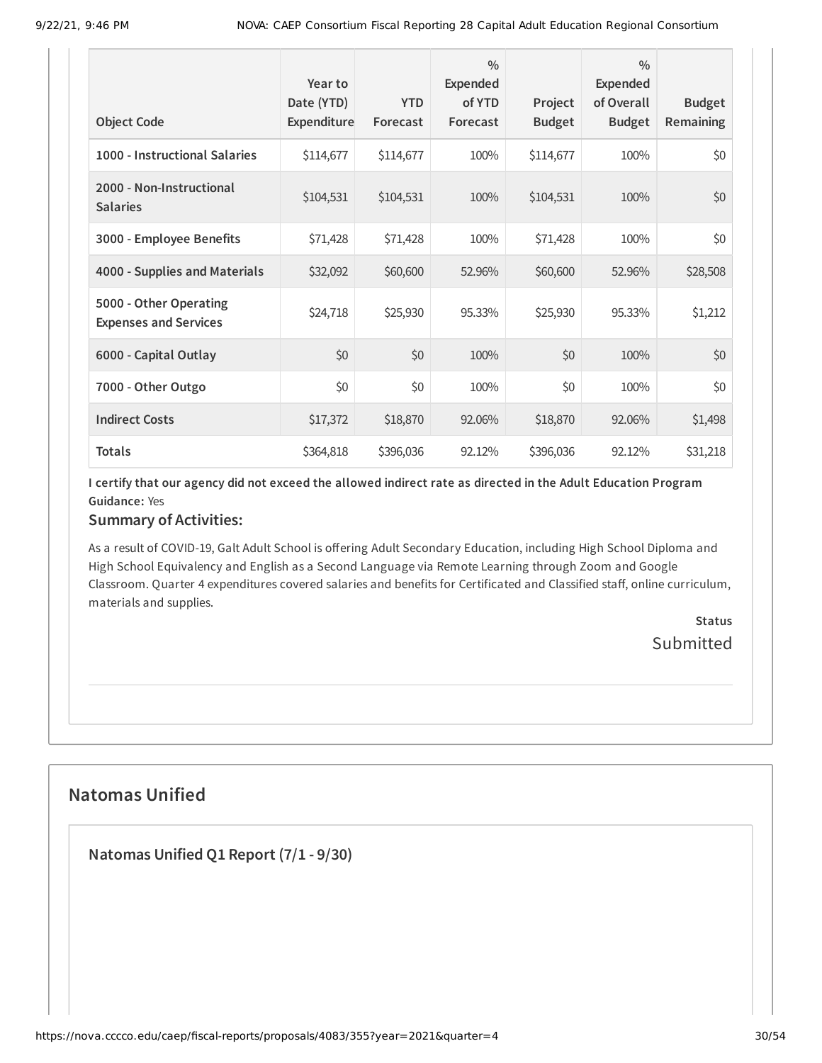| Object Code | Year to Date (YTD) Expenditure | YTD Forecast | % Expended of YTD Forecast | Project Budget | % Expended of Overall Budget | Budget Remaining |
|---|---|---|---|---|---|---|
| 1000 - Instructional Salaries | $114,677 | $114,677 | 100% | $114,677 | 100% | $0 |
| 2000 - Non-Instructional Salaries | $104,531 | $104,531 | 100% | $104,531 | 100% | $0 |
| 3000 - Employee Benefits | $71,428 | $71,428 | 100% | $71,428 | 100% | $0 |
| 4000 - Supplies and Materials | $32,092 | $60,600 | 52.96% | $60,600 | 52.96% | $28,508 |
| 5000 - Other Operating Expenses and Services | $24,718 | $25,930 | 95.33% | $25,930 | 95.33% | $1,212 |
| 6000 - Capital Outlay | $0 | $0 | 100% | $0 | 100% | $0 |
| 7000 - Other Outgo | $0 | $0 | 100% | $0 | 100% | $0 |
| Indirect Costs | $17,372 | $18,870 | 92.06% | $18,870 | 92.06% | $1,498 |
| Totals | $364,818 | $396,036 | 92.12% | $396,036 | 92.12% | $31,218 |

**I certify that our agency did not exceed the allowed indirect rate as directed in the Adult Education Program Guidance:** Yes

### Summary of Activities:

As a result of COVID-19, Galt Adult School is offering Adult Secondary Education, including High School Diploma and High School Equivalency and English as a Second Language via Remote Learning through Zoom and Google Classroom. Quarter 4 expenditures covered salaries and benefits for Certificated and Classified staff, online curriculum, materials and supplies.

**Status**

Submitted

## Natomas Unified

### Natomas Unified Q1 Report (7/1 - 9/30)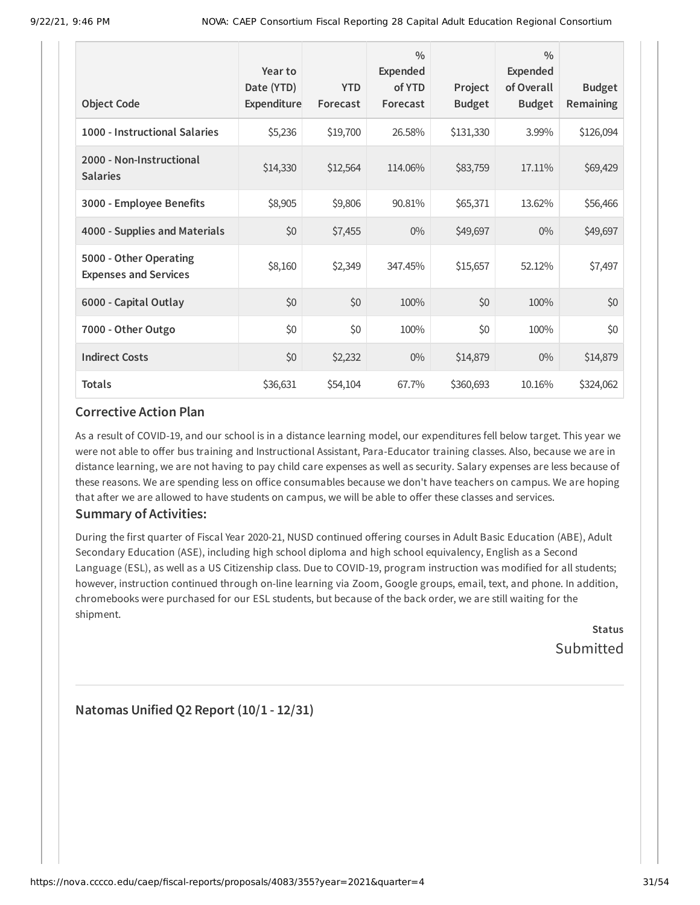| Object Code | Year to Date (YTD) Expenditure | YTD Forecast | % Expended of YTD Forecast | Project Budget | % Expended of Overall Budget | Budget Remaining |
|---|---|---|---|---|---|---|
| 1000 - Instructional Salaries | $5,236 | $19,700 | 26.58% | $131,330 | 3.99% | $126,094 |
| 2000 - Non-Instructional Salaries | $14,330 | $12,564 | 114.06% | $83,759 | 17.11% | $69,429 |
| 3000 - Employee Benefits | $8,905 | $9,806 | 90.81% | $65,371 | 13.62% | $56,466 |
| 4000 - Supplies and Materials | $0 | $7,455 | 0% | $49,697 | 0% | $49,697 |
| 5000 - Other Operating Expenses and Services | $8,160 | $2,349 | 347.45% | $15,657 | 52.12% | $7,497 |
| 6000 - Capital Outlay | $0 | $0 | 100% | $0 | 100% | $0 |
| 7000 - Other Outgo | $0 | $0 | 100% | $0 | 100% | $0 |
| Indirect Costs | $0 | $2,232 | 0% | $14,879 | 0% | $14,879 |
| Totals | $36,631 | $54,104 | 67.7% | $360,693 | 10.16% | $324,062 |

## Corrective Action Plan

As a result of COVID-19, and our school is in a distance learning model, our expenditures fell below target. This year we were not able to offer bus training and Instructional Assistant, Para-Educator training classes. Also, because we are in distance learning, we are not having to pay child care expenses as well as security. Salary expenses are less because of these reasons. We are spending less on office consumables because we don't have teachers on campus. We are hoping that after we are allowed to have students on campus, we will be able to offer these classes and services.

## Summary of Activities:

During the first quarter of Fiscal Year 2020-21, NUSD continued offering courses in Adult Basic Education (ABE), Adult Secondary Education (ASE), including high school diploma and high school equivalency, English as a Second Language (ESL), as well as a US Citizenship class. Due to COVID-19, program instruction was modified for all students; however, instruction continued through on-line learning via Zoom, Google groups, email, text, and phone. In addition, chromebooks were purchased for our ESL students, but because of the back order, we are still waiting for the shipment.

**Status**
Submitted

## Natomas Unified Q2 Report (10/1 - 12/31)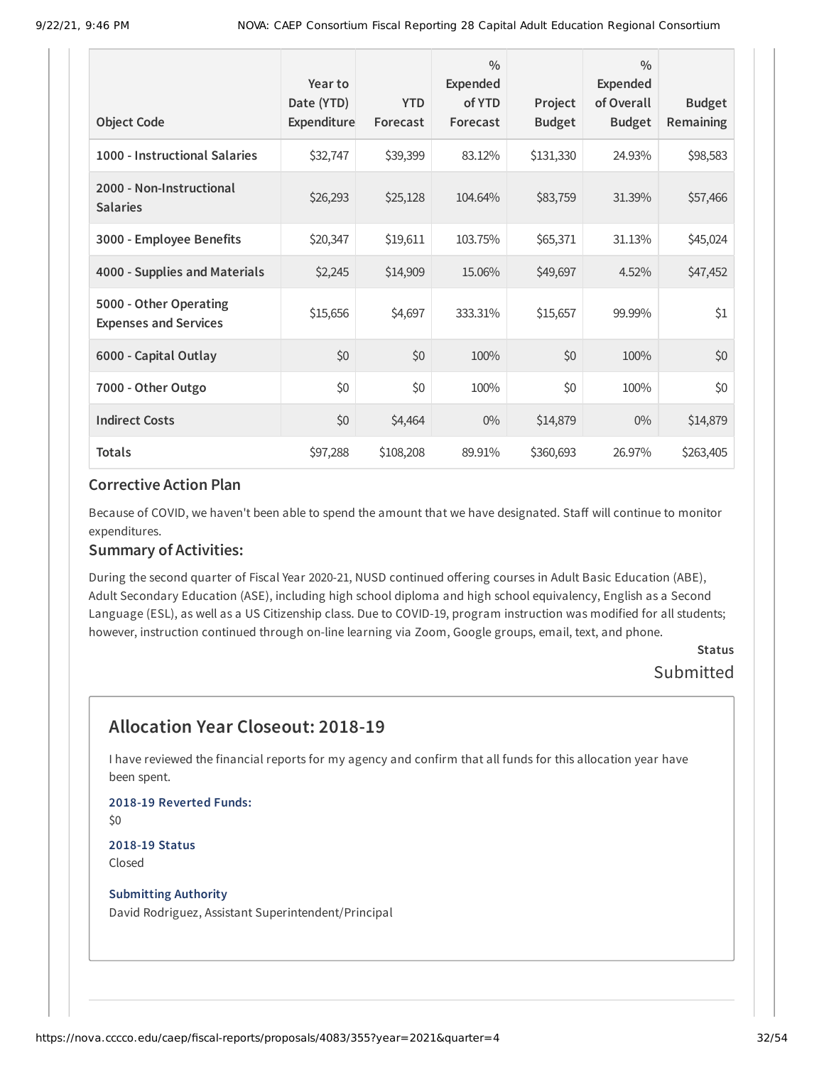| Object Code | Year to Date (YTD) Expenditure | YTD Forecast | % Expended of YTD Forecast | Project Budget | % Expended of Overall Budget | Budget Remaining |
|---|---|---|---|---|---|---|
| 1000 - Instructional Salaries | $32,747 | $39,399 | 83.12% | $131,330 | 24.93% | $98,583 |
| 2000 - Non-Instructional Salaries | $26,293 | $25,128 | 104.64% | $83,759 | 31.39% | $57,466 |
| 3000 - Employee Benefits | $20,347 | $19,611 | 103.75% | $65,371 | 31.13% | $45,024 |
| 4000 - Supplies and Materials | $2,245 | $14,909 | 15.06% | $49,697 | 4.52% | $47,452 |
| 5000 - Other Operating Expenses and Services | $15,656 | $4,697 | 333.31% | $15,657 | 99.99% | $1 |
| 6000 - Capital Outlay | $0 | $0 | 100% | $0 | 100% | $0 |
| 7000 - Other Outgo | $0 | $0 | 100% | $0 | 100% | $0 |
| Indirect Costs | $0 | $4,464 | 0% | $14,879 | 0% | $14,879 |
| Totals | $97,288 | $108,208 | 89.91% | $360,693 | 26.97% | $263,405 |

### Corrective Action Plan

Because of COVID, we haven't been able to spend the amount that we have designated. Staff will continue to monitor expenditures.

### Summary of Activities:

During the second quarter of Fiscal Year 2020-21, NUSD continued offering courses in Adult Basic Education (ABE), Adult Secondary Education (ASE), including high school diploma and high school equivalency, English as a Second Language (ESL), as well as a US Citizenship class. Due to COVID-19, program instruction was modified for all students; however, instruction continued through on-line learning via Zoom, Google groups, email, text, and phone.

**Status**

Submitted

## Allocation Year Closeout: 2018-19

I have reviewed the financial reports for my agency and confirm that all funds for this allocation year have been spent.

**2018-19 Reverted Funds:**

$0

**2018-19 Status**

Closed

**Submitting Authority**

David Rodriguez, Assistant Superintendent/Principal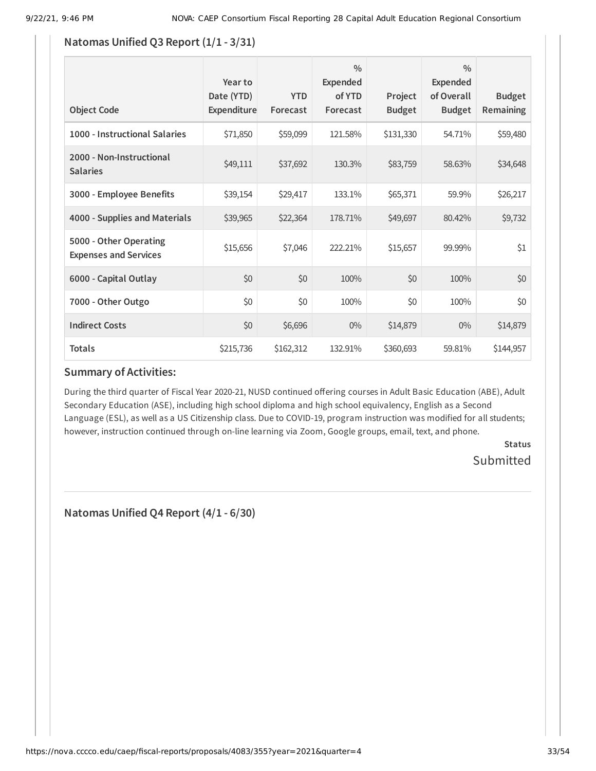## Natomas Unified Q3 Report (1/1 - 3/31)

| Object Code | Year to Date (YTD) Expenditure | YTD Forecast | % Expended of YTD Forecast | Project Budget | % Expended of Overall Budget | Budget Remaining |
|---|---|---|---|---|---|---|
| 1000 - Instructional Salaries | $71,850 | $59,099 | 121.58% | $131,330 | 54.71% | $59,480 |
| 2000 - Non-Instructional Salaries | $49,111 | $37,692 | 130.3% | $83,759 | 58.63% | $34,648 |
| 3000 - Employee Benefits | $39,154 | $29,417 | 133.1% | $65,371 | 59.9% | $26,217 |
| 4000 - Supplies and Materials | $39,965 | $22,364 | 178.71% | $49,697 | 80.42% | $9,732 |
| 5000 - Other Operating Expenses and Services | $15,656 | $7,046 | 222.21% | $15,657 | 99.99% | $1 |
| 6000 - Capital Outlay | $0 | $0 | 100% | $0 | 100% | $0 |
| 7000 - Other Outgo | $0 | $0 | 100% | $0 | 100% | $0 |
| Indirect Costs | $0 | $6,696 | 0% | $14,879 | 0% | $14,879 |
| Totals | $215,736 | $162,312 | 132.91% | $360,693 | 59.81% | $144,957 |

### Summary of Activities:

During the third quarter of Fiscal Year 2020-21, NUSD continued offering courses in Adult Basic Education (ABE), Adult Secondary Education (ASE), including high school diploma and high school equivalency, English as a Second Language (ESL), as well as a US Citizenship class. Due to COVID-19, program instruction was modified for all students; however, instruction continued through on-line learning via Zoom, Google groups, email, text, and phone.

**Status**

Submitted

## Natomas Unified Q4 Report (4/1 - 6/30)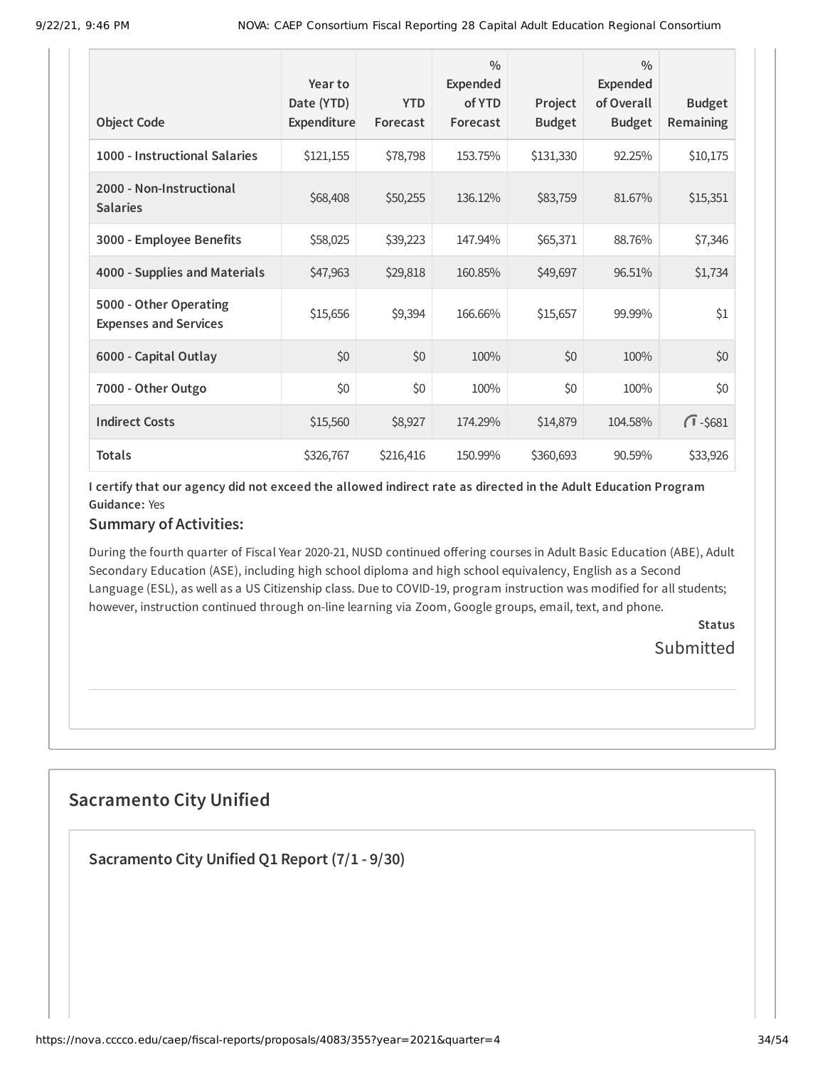| Object Code | Year to Date (YTD) Expenditure | YTD Forecast | % Expended of YTD Forecast | Project Budget | % Expended of Overall Budget | Budget Remaining |
|---|---|---|---|---|---|---|
| 1000 - Instructional Salaries | $121,155 | $78,798 | 153.75% | $131,330 | 92.25% | $10,175 |
| 2000 - Non-Instructional Salaries | $68,408 | $50,255 | 136.12% | $83,759 | 81.67% | $15,351 |
| 3000 - Employee Benefits | $58,025 | $39,223 | 147.94% | $65,371 | 88.76% | $7,346 |
| 4000 - Supplies and Materials | $47,963 | $29,818 | 160.85% | $49,697 | 96.51% | $1,734 |
| 5000 - Other Operating Expenses and Services | $15,656 | $9,394 | 166.66% | $15,657 | 99.99% | $1 |
| 6000 - Capital Outlay | $0 | $0 | 100% | $0 | 100% | $0 |
| 7000 - Other Outgo | $0 | $0 | 100% | $0 | 100% | $0 |
| Indirect Costs | $15,560 | $8,927 | 174.29% | $14,879 | 104.58% | -$681 |
| Totals | $326,767 | $216,416 | 150.99% | $360,693 | 90.59% | $33,926 |

**I certify that our agency did not exceed the allowed indirect rate as directed in the Adult Education Program Guidance:** Yes

### Summary of Activities:

During the fourth quarter of Fiscal Year 2020-21, NUSD continued offering courses in Adult Basic Education (ABE), Adult Secondary Education (ASE), including high school diploma and high school equivalency, English as a Second Language (ESL), as well as a US Citizenship class. Due to COVID-19, program instruction was modified for all students; however, instruction continued through on-line learning via Zoom, Google groups, email, text, and phone.

**Status**

Submitted

## Sacramento City Unified

### Sacramento City Unified Q1 Report (7/1 - 9/30)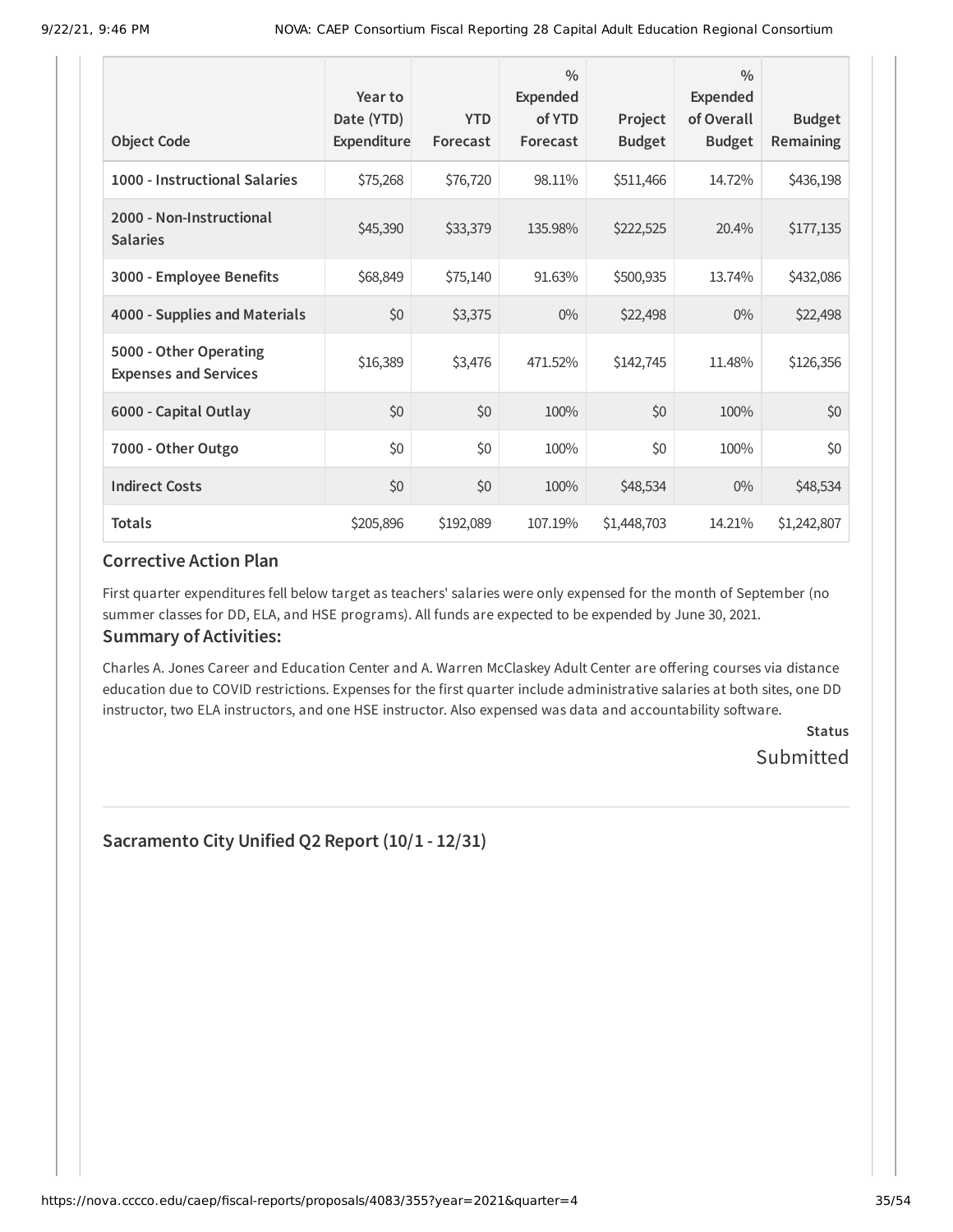| Object Code | Year to Date (YTD) Expenditure | YTD Forecast | % Expended of YTD Forecast | Project Budget | % Expended of Overall Budget | Budget Remaining |
|---|---|---|---|---|---|---|
| **1000 - Instructional Salaries** | $75,268 | $76,720 | 98.11% | $511,466 | 14.72% | $436,198 |
| **2000 - Non-Instructional Salaries** | $45,390 | $33,379 | 135.98% | $222,525 | 20.4% | $177,135 |
| **3000 - Employee Benefits** | $68,849 | $75,140 | 91.63% | $500,935 | 13.74% | $432,086 |
| **4000 - Supplies and Materials** | $0 | $3,375 | 0% | $22,498 | 0% | $22,498 |
| **5000 - Other Operating Expenses and Services** | $16,389 | $3,476 | 471.52% | $142,745 | 11.48% | $126,356 |
| **6000 - Capital Outlay** | $0 | $0 | 100% | $0 | 100% | $0 |
| **7000 - Other Outgo** | $0 | $0 | 100% | $0 | 100% | $0 |
| **Indirect Costs** | $0 | $0 | 100% | $48,534 | 0% | $48,534 |
| **Totals** | $205,896 | $192,089 | 107.19% | $1,448,703 | 14.21% | $1,242,807 |

### Corrective Action Plan

First quarter expenditures fell below target as teachers' salaries were only expensed for the month of September (no summer classes for DD, ELA, and HSE programs). All funds are expected to be expended by June 30, 2021.

### Summary of Activities:

Charles A. Jones Career and Education Center and A. Warren McClaskey Adult Center are offering courses via distance education due to COVID restrictions. Expenses for the first quarter include administrative salaries at both sites, one DD instructor, two ELA instructors, and one HSE instructor. Also expensed was data and accountability software.

**Status**

Submitted

---

### Sacramento City Unified Q2 Report (10/1 - 12/31)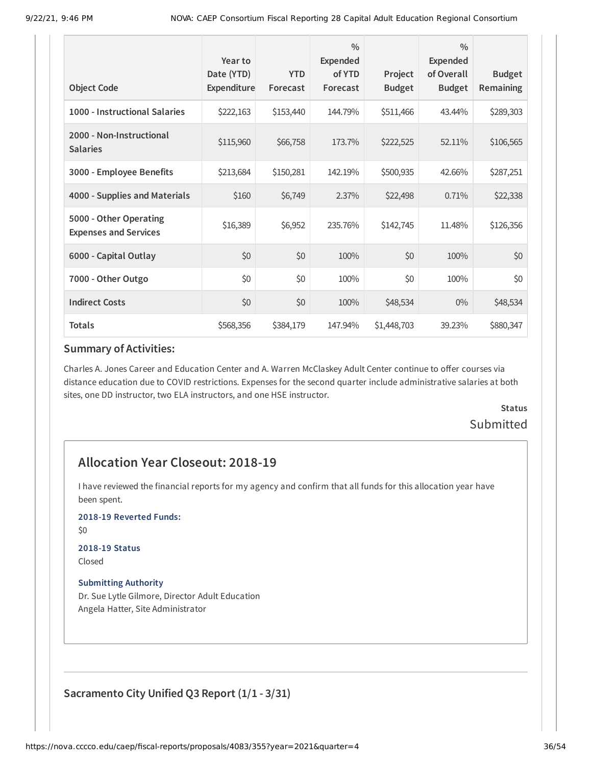| Object Code | Year to Date (YTD) Expenditure | YTD Forecast | % Expended of YTD Forecast | Project Budget | % Expended of Overall Budget | Budget Remaining |
|---|---|---|---|---|---|---|
| 1000 - Instructional Salaries | $222,163 | $153,440 | 144.79% | $511,466 | 43.44% | $289,303 |
| 2000 - Non-Instructional Salaries | $115,960 | $66,758 | 173.7% | $222,525 | 52.11% | $106,565 |
| 3000 - Employee Benefits | $213,684 | $150,281 | 142.19% | $500,935 | 42.66% | $287,251 |
| 4000 - Supplies and Materials | $160 | $6,749 | 2.37% | $22,498 | 0.71% | $22,338 |
| 5000 - Other Operating Expenses and Services | $16,389 | $6,952 | 235.76% | $142,745 | 11.48% | $126,356 |
| 6000 - Capital Outlay | $0 | $0 | 100% | $0 | 100% | $0 |
| 7000 - Other Outgo | $0 | $0 | 100% | $0 | 100% | $0 |
| Indirect Costs | $0 | $0 | 100% | $48,534 | 0% | $48,534 |
| Totals | $568,356 | $384,179 | 147.94% | $1,448,703 | 39.23% | $880,347 |

### Summary of Activities:

Charles A. Jones Career and Education Center and A. Warren McClaskey Adult Center continue to offer courses via distance education due to COVID restrictions. Expenses for the second quarter include administrative salaries at both sites, one DD instructor, two ELA instructors, and one HSE instructor.

**Status**

Submitted

## Allocation Year Closeout: 2018-19

I have reviewed the financial reports for my agency and confirm that all funds for this allocation year have been spent.

**2018-19 Reverted Funds:**

$0

**2018-19 Status**

Closed

**Submitting Authority**

Dr. Sue Lytle Gilmore, Director Adult Education
Angela Hatter, Site Administrator

### Sacramento City Unified Q3 Report (1/1 - 3/31)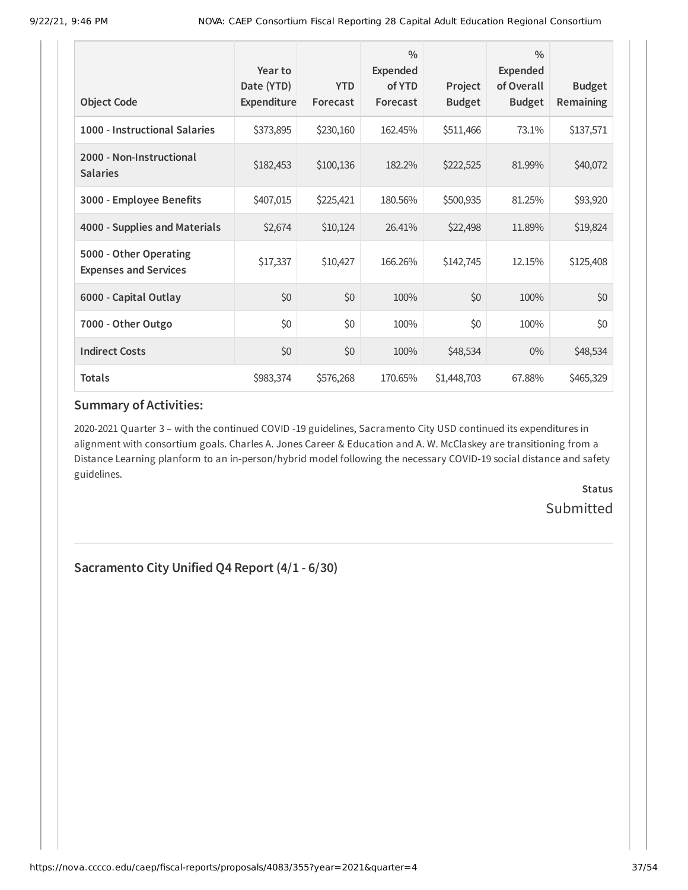| Object Code | Year to Date (YTD) Expenditure | YTD Forecast | % Expended of YTD Forecast | Project Budget | % Expended of Overall Budget | Budget Remaining |
| --- | --- | --- | --- | --- | --- | --- |
| 1000 - Instructional Salaries | $373,895 | $230,160 | 162.45% | $511,466 | 73.1% | $137,571 |
| 2000 - Non-Instructional Salaries | $182,453 | $100,136 | 182.2% | $222,525 | 81.99% | $40,072 |
| 3000 - Employee Benefits | $407,015 | $225,421 | 180.56% | $500,935 | 81.25% | $93,920 |
| 4000 - Supplies and Materials | $2,674 | $10,124 | 26.41% | $22,498 | 11.89% | $19,824 |
| 5000 - Other Operating Expenses and Services | $17,337 | $10,427 | 166.26% | $142,745 | 12.15% | $125,408 |
| 6000 - Capital Outlay | $0 | $0 | 100% | $0 | 100% | $0 |
| 7000 - Other Outgo | $0 | $0 | 100% | $0 | 100% | $0 |
| Indirect Costs | $0 | $0 | 100% | $48,534 | 0% | $48,534 |
| Totals | $983,374 | $576,268 | 170.65% | $1,448,703 | 67.88% | $465,329 |

### Summary of Activities:

2020-2021 Quarter 3 – with the continued COVID -19 guidelines, Sacramento City USD continued its expenditures in alignment with consortium goals. Charles A. Jones Career & Education and A. W. McClaskey are transitioning from a Distance Learning planform to an in-person/hybrid model following the necessary COVID-19 social distance and safety guidelines.

**Status**

Submitted

---

## Sacramento City Unified Q4 Report (4/1 - 6/30)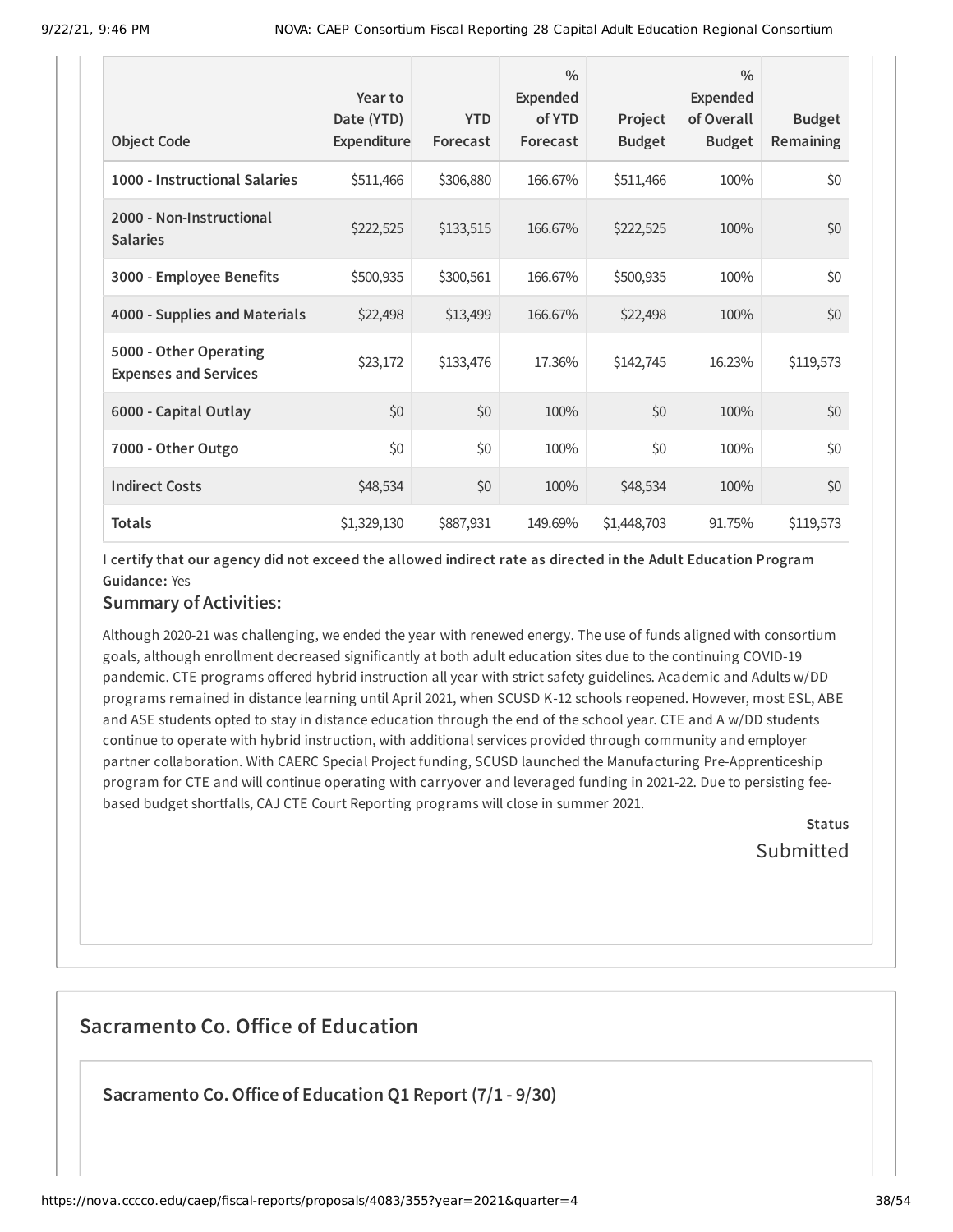| Object Code | Year to Date (YTD) Expenditure | YTD Forecast | % Expended of YTD Forecast | Project Budget | % Expended of Overall Budget | Budget Remaining |
|---|---|---|---|---|---|---|
| 1000 - Instructional Salaries | $511,466 | $306,880 | 166.67% | $511,466 | 100% | $0 |
| 2000 - Non-Instructional Salaries | $222,525 | $133,515 | 166.67% | $222,525 | 100% | $0 |
| 3000 - Employee Benefits | $500,935 | $300,561 | 166.67% | $500,935 | 100% | $0 |
| 4000 - Supplies and Materials | $22,498 | $13,499 | 166.67% | $22,498 | 100% | $0 |
| 5000 - Other Operating Expenses and Services | $23,172 | $133,476 | 17.36% | $142,745 | 16.23% | $119,573 |
| 6000 - Capital Outlay | $0 | $0 | 100% | $0 | 100% | $0 |
| 7000 - Other Outgo | $0 | $0 | 100% | $0 | 100% | $0 |
| Indirect Costs | $48,534 | $0 | 100% | $48,534 | 100% | $0 |
| Totals | $1,329,130 | $887,931 | 149.69% | $1,448,703 | 91.75% | $119,573 |

**I certify that our agency did not exceed the allowed indirect rate as directed in the Adult Education Program Guidance:** Yes

### Summary of Activities:

Although 2020-21 was challenging, we ended the year with renewed energy. The use of funds aligned with consortium goals, although enrollment decreased significantly at both adult education sites due to the continuing COVID-19 pandemic. CTE programs offered hybrid instruction all year with strict safety guidelines. Academic and Adults w/DD programs remained in distance learning until April 2021, when SCUSD K-12 schools reopened. However, most ESL, ABE and ASE students opted to stay in distance education through the end of the school year. CTE and A w/DD students continue to operate with hybrid instruction, with additional services provided through community and employer partner collaboration. With CAERC Special Project funding, SCUSD launched the Manufacturing Pre-Apprenticeship program for CTE and will continue operating with carryover and leveraged funding in 2021-22. Due to persisting fee-based budget shortfalls, CAJ CTE Court Reporting programs will close in summer 2021.

**Status**

Submitted

## Sacramento Co. Office of Education

### Sacramento Co. Office of Education Q1 Report (7/1 - 9/30)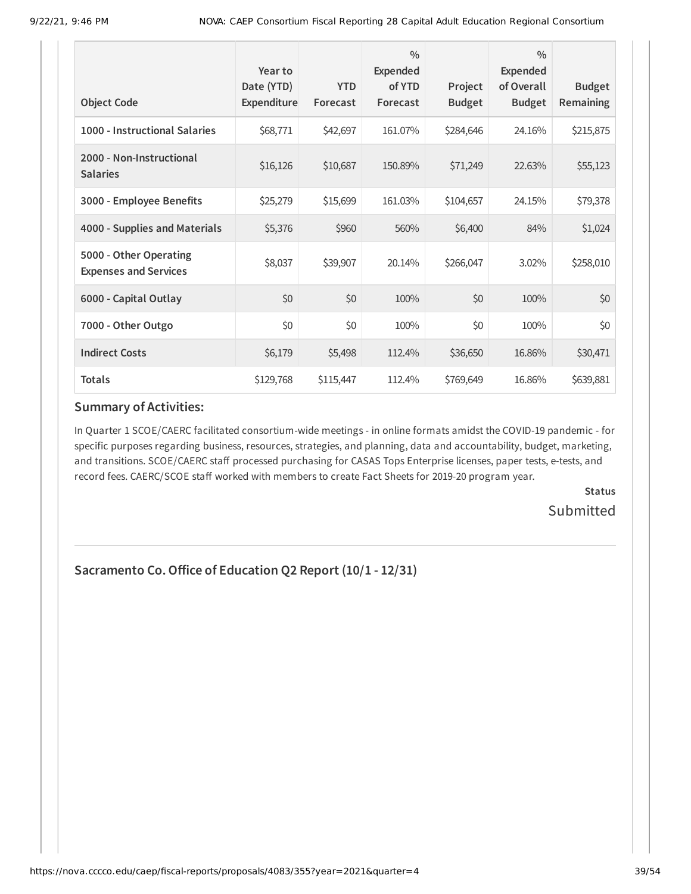| Object Code | Year to Date (YTD) Expenditure | YTD Forecast | % Expended of YTD Forecast | Project Budget | % Expended of Overall Budget | Budget Remaining |
|---|---|---|---|---|---|---|
| 1000 - Instructional Salaries | $68,771 | $42,697 | 161.07% | $284,646 | 24.16% | $215,875 |
| 2000 - Non-Instructional Salaries | $16,126 | $10,687 | 150.89% | $71,249 | 22.63% | $55,123 |
| 3000 - Employee Benefits | $25,279 | $15,699 | 161.03% | $104,657 | 24.15% | $79,378 |
| 4000 - Supplies and Materials | $5,376 | $960 | 560% | $6,400 | 84% | $1,024 |
| 5000 - Other Operating Expenses and Services | $8,037 | $39,907 | 20.14% | $266,047 | 3.02% | $258,010 |
| 6000 - Capital Outlay | $0 | $0 | 100% | $0 | 100% | $0 |
| 7000 - Other Outgo | $0 | $0 | 100% | $0 | 100% | $0 |
| Indirect Costs | $6,179 | $5,498 | 112.4% | $36,650 | 16.86% | $30,471 |
| Totals | $129,768 | $115,447 | 112.4% | $769,649 | 16.86% | $639,881 |

### Summary of Activities:

In Quarter 1 SCOE/CAERC facilitated consortium-wide meetings - in online formats amidst the COVID-19 pandemic - for specific purposes regarding business, resources, strategies, and planning, data and accountability, budget, marketing, and transitions. SCOE/CAERC staff processed purchasing for CASAS Tops Enterprise licenses, paper tests, e-tests, and record fees. CAERC/SCOE staff worked with members to create Fact Sheets for 2019-20 program year.

**Status**

Submitted

---

## Sacramento Co. Office of Education Q2 Report (10/1 - 12/31)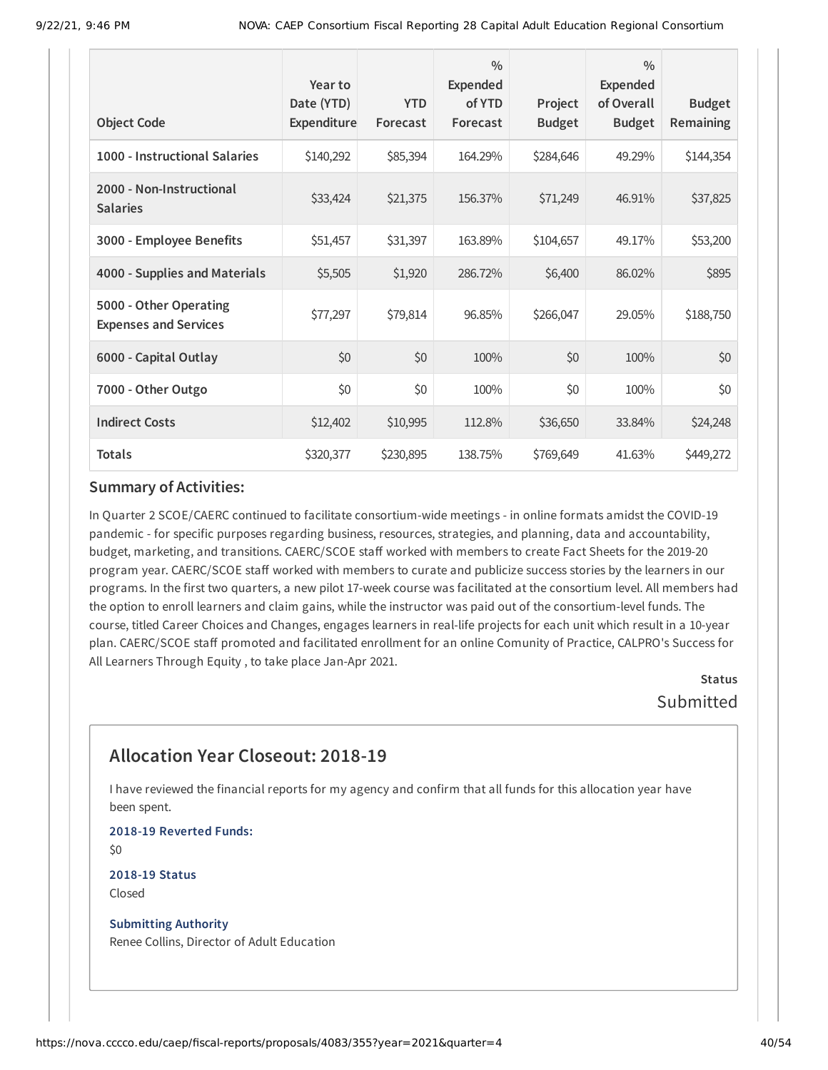| Object Code | Year to Date (YTD) Expenditure | YTD Forecast | % Expended of YTD Forecast | Project Budget | % Expended of Overall Budget | Budget Remaining |
|---|---|---|---|---|---|---|
| **1000 - Instructional Salaries** | $140,292 | $85,394 | 164.29% | $284,646 | 49.29% | $144,354 |
| **2000 - Non-Instructional Salaries** | $33,424 | $21,375 | 156.37% | $71,249 | 46.91% | $37,825 |
| **3000 - Employee Benefits** | $51,457 | $31,397 | 163.89% | $104,657 | 49.17% | $53,200 |
| **4000 - Supplies and Materials** | $5,505 | $1,920 | 286.72% | $6,400 | 86.02% | $895 |
| **5000 - Other Operating Expenses and Services** | $77,297 | $79,814 | 96.85% | $266,047 | 29.05% | $188,750 |
| **6000 - Capital Outlay** | $0 | $0 | 100% | $0 | 100% | $0 |
| **7000 - Other Outgo** | $0 | $0 | 100% | $0 | 100% | $0 |
| **Indirect Costs** | $12,402 | $10,995 | 112.8% | $36,650 | 33.84% | $24,248 |
| **Totals** | $320,377 | $230,895 | 138.75% | $769,649 | 41.63% | $449,272 |

### Summary of Activities:

In Quarter 2 SCOE/CAERC continued to facilitate consortium-wide meetings - in online formats amidst the COVID-19 pandemic - for specific purposes regarding business, resources, strategies, and planning, data and accountability, budget, marketing, and transitions. CAERC/SCOE staff worked with members to create Fact Sheets for the 2019-20 program year. CAERC/SCOE staff worked with members to curate and publicize success stories by the learners in our programs. In the first two quarters, a new pilot 17-week course was facilitated at the consortium level. All members had the option to enroll learners and claim gains, while the instructor was paid out of the consortium-level funds. The course, titled Career Choices and Changes, engages learners in real-life projects for each unit which result in a 10-year plan. CAERC/SCOE staff promoted and facilitated enrollment for an online Comunity of Practice, CALPRO's Success for All Learners Through Equity , to take place Jan-Apr 2021.

**Status**

Submitted

## Allocation Year Closeout: 2018-19

I have reviewed the financial reports for my agency and confirm that all funds for this allocation year have been spent.

**2018-19 Reverted Funds:**

$0

**2018-19 Status**

Closed

**Submitting Authority**

Renee Collins, Director of Adult Education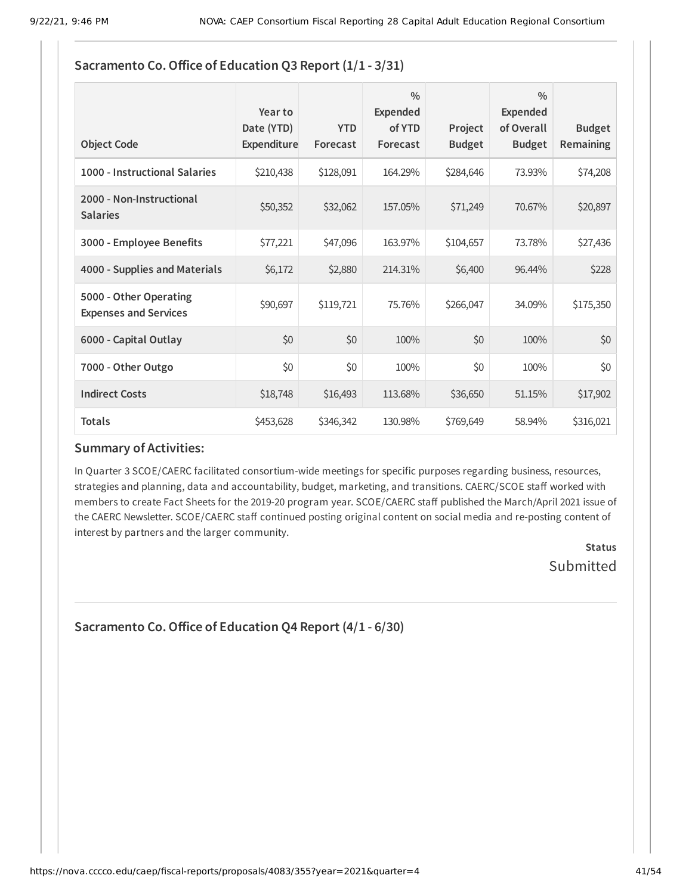## Sacramento Co. Office of Education Q3 Report (1/1 - 3/31)

| Object Code | Year to Date (YTD) Expenditure | YTD Forecast | % Expended of YTD Forecast | Project Budget | % Expended of Overall Budget | Budget Remaining |
|---|---|---|---|---|---|---|
| 1000 - Instructional Salaries | $210,438 | $128,091 | 164.29% | $284,646 | 73.93% | $74,208 |
| 2000 - Non-Instructional Salaries | $50,352 | $32,062 | 157.05% | $71,249 | 70.67% | $20,897 |
| 3000 - Employee Benefits | $77,221 | $47,096 | 163.97% | $104,657 | 73.78% | $27,436 |
| 4000 - Supplies and Materials | $6,172 | $2,880 | 214.31% | $6,400 | 96.44% | $228 |
| 5000 - Other Operating Expenses and Services | $90,697 | $119,721 | 75.76% | $266,047 | 34.09% | $175,350 |
| 6000 - Capital Outlay | $0 | $0 | 100% | $0 | 100% | $0 |
| 7000 - Other Outgo | $0 | $0 | 100% | $0 | 100% | $0 |
| Indirect Costs | $18,748 | $16,493 | 113.68% | $36,650 | 51.15% | $17,902 |
| Totals | $453,628 | $346,342 | 130.98% | $769,649 | 58.94% | $316,021 |

### Summary of Activities:

In Quarter 3 SCOE/CAERC facilitated consortium-wide meetings for specific purposes regarding business, resources, strategies and planning, data and accountability, budget, marketing, and transitions. CAERC/SCOE staff worked with members to create Fact Sheets for the 2019-20 program year. SCOE/CAERC staff published the March/April 2021 issue of the CAERC Newsletter. SCOE/CAERC staff continued posting original content on social media and re-posting content of interest by partners and the larger community.

**Status**
Submitted

## Sacramento Co. Office of Education Q4 Report (4/1 - 6/30)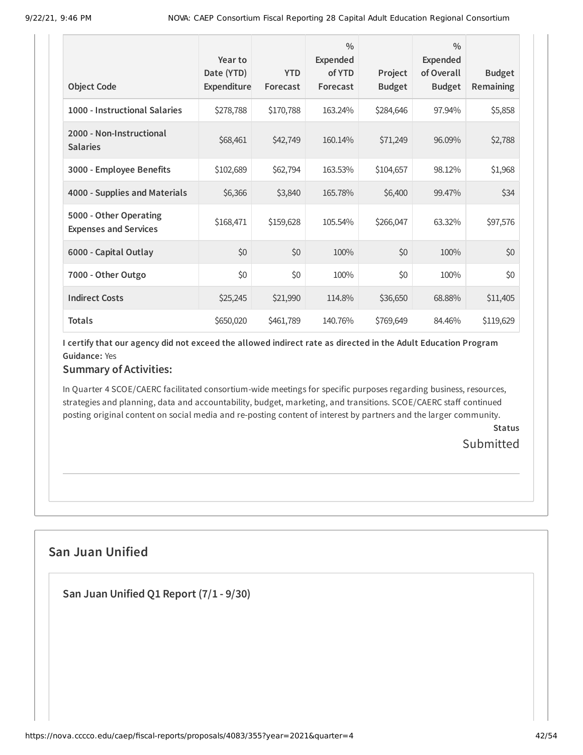| Object Code | Year to Date (YTD) Expenditure | YTD Forecast | % Expended of YTD Forecast | Project Budget | % Expended of Overall Budget | Budget Remaining |
| --- | --- | --- | --- | --- | --- | --- |
| 1000 - Instructional Salaries | $278,788 | $170,788 | 163.24% | $284,646 | 97.94% | $5,858 |
| 2000 - Non-Instructional Salaries | $68,461 | $42,749 | 160.14% | $71,249 | 96.09% | $2,788 |
| 3000 - Employee Benefits | $102,689 | $62,794 | 163.53% | $104,657 | 98.12% | $1,968 |
| 4000 - Supplies and Materials | $6,366 | $3,840 | 165.78% | $6,400 | 99.47% | $34 |
| 5000 - Other Operating Expenses and Services | $168,471 | $159,628 | 105.54% | $266,047 | 63.32% | $97,576 |
| 6000 - Capital Outlay | $0 | $0 | 100% | $0 | 100% | $0 |
| 7000 - Other Outgo | $0 | $0 | 100% | $0 | 100% | $0 |
| Indirect Costs | $25,245 | $21,990 | 114.8% | $36,650 | 68.88% | $11,405 |
| Totals | $650,020 | $461,789 | 140.76% | $769,649 | 84.46% | $119,629 |

**I certify that our agency did not exceed the allowed indirect rate as directed in the Adult Education Program Guidance:** Yes

### Summary of Activities:

In Quarter 4 SCOE/CAERC facilitated consortium-wide meetings for specific purposes regarding business, resources, strategies and planning, data and accountability, budget, marketing, and transitions. SCOE/CAERC staff continued posting original content on social media and re-posting content of interest by partners and the larger community.

**Status**

Submitted

## San Juan Unified

### San Juan Unified Q1 Report (7/1 - 9/30)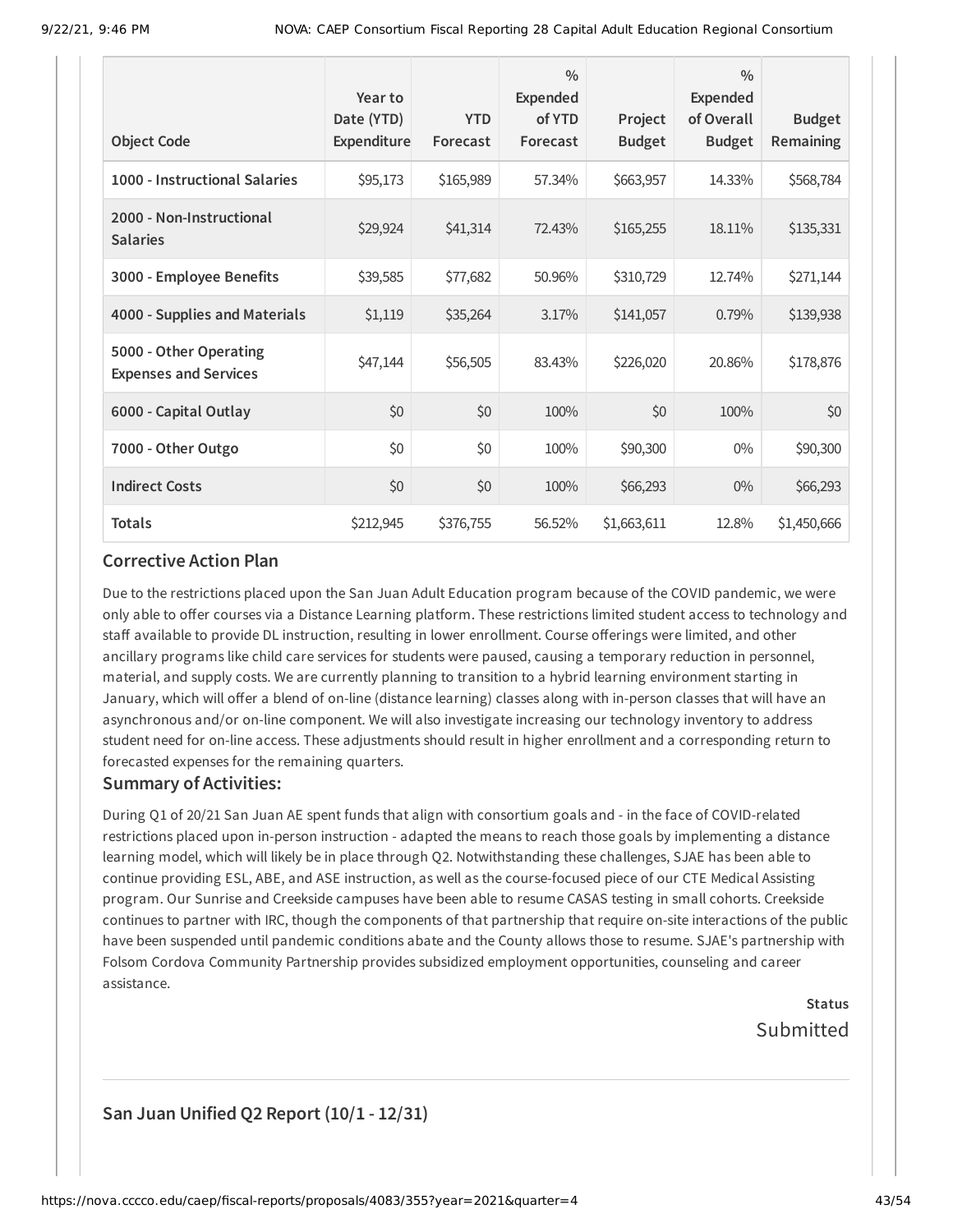| Object Code | Year to Date (YTD) Expenditure | YTD Forecast | % Expended of YTD Forecast | Project Budget | % Expended of Overall Budget | Budget Remaining |
| --- | --- | --- | --- | --- | --- | --- |
| 1000 - Instructional Salaries | $95,173 | $165,989 | 57.34% | $663,957 | 14.33% | $568,784 |
| 2000 - Non-Instructional Salaries | $29,924 | $41,314 | 72.43% | $165,255 | 18.11% | $135,331 |
| 3000 - Employee Benefits | $39,585 | $77,682 | 50.96% | $310,729 | 12.74% | $271,144 |
| 4000 - Supplies and Materials | $1,119 | $35,264 | 3.17% | $141,057 | 0.79% | $139,938 |
| 5000 - Other Operating Expenses and Services | $47,144 | $56,505 | 83.43% | $226,020 | 20.86% | $178,876 |
| 6000 - Capital Outlay | $0 | $0 | 100% | $0 | 100% | $0 |
| 7000 - Other Outgo | $0 | $0 | 100% | $90,300 | 0% | $90,300 |
| Indirect Costs | $0 | $0 | 100% | $66,293 | 0% | $66,293 |
| Totals | $212,945 | $376,755 | 56.52% | $1,663,611 | 12.8% | $1,450,666 |

## Corrective Action Plan

Due to the restrictions placed upon the San Juan Adult Education program because of the COVID pandemic, we were only able to offer courses via a Distance Learning platform. These restrictions limited student access to technology and staff available to provide DL instruction, resulting in lower enrollment. Course offerings were limited, and other ancillary programs like child care services for students were paused, causing a temporary reduction in personnel, material, and supply costs. We are currently planning to transition to a hybrid learning environment starting in January, which will offer a blend of on-line (distance learning) classes along with in-person classes that will have an asynchronous and/or on-line component. We will also investigate increasing our technology inventory to address student need for on-line access. These adjustments should result in higher enrollment and a corresponding return to forecasted expenses for the remaining quarters.

## Summary of Activities:

During Q1 of 20/21 San Juan AE spent funds that align with consortium goals and - in the face of COVID-related restrictions placed upon in-person instruction - adapted the means to reach those goals by implementing a distance learning model, which will likely be in place through Q2. Notwithstanding these challenges, SJAE has been able to continue providing ESL, ABE, and ASE instruction, as well as the course-focused piece of our CTE Medical Assisting program. Our Sunrise and Creekside campuses have been able to resume CASAS testing in small cohorts. Creekside continues to partner with IRC, though the components of that partnership that require on-site interactions of the public have been suspended until pandemic conditions abate and the County allows those to resume. SJAE's partnership with Folsom Cordova Community Partnership provides subsidized employment opportunities, counseling and career assistance.

**Status**

Submitted

## San Juan Unified Q2 Report (10/1 - 12/31)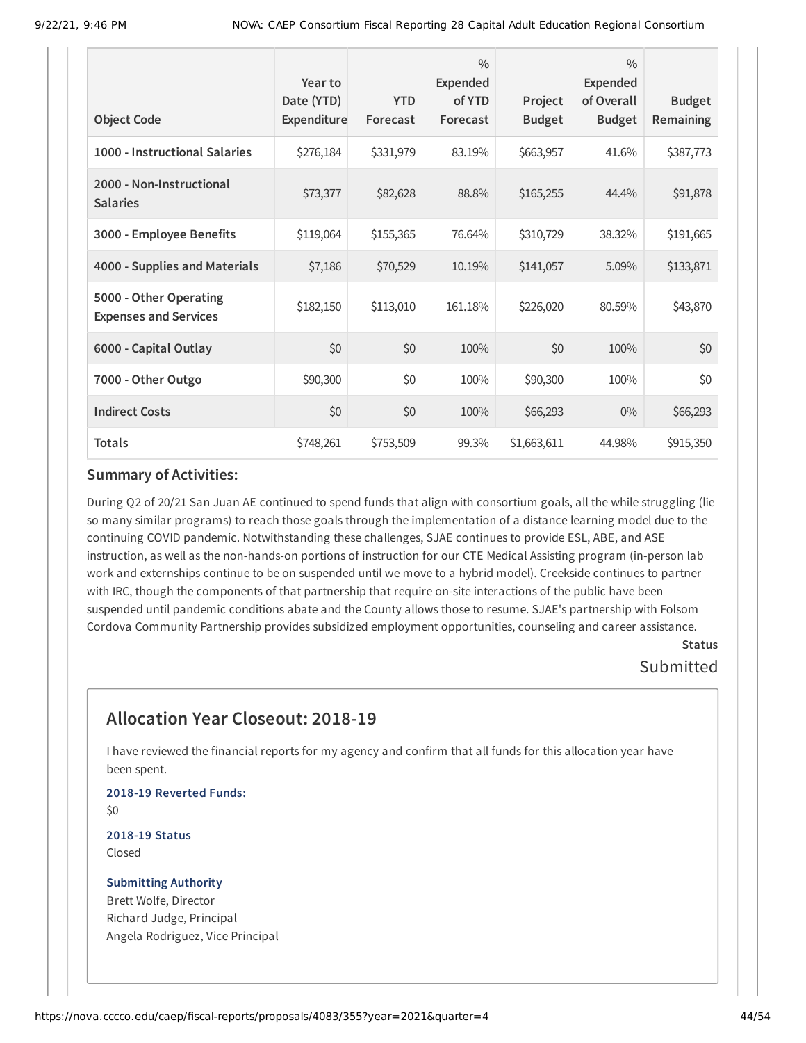| Object Code | Year to Date (YTD) Expenditure | YTD Forecast | % Expended of YTD Forecast | Project Budget | % Expended of Overall Budget | Budget Remaining |
|---|---|---|---|---|---|---|
| 1000 - Instructional Salaries | $276,184 | $331,979 | 83.19% | $663,957 | 41.6% | $387,773 |
| 2000 - Non-Instructional Salaries | $73,377 | $82,628 | 88.8% | $165,255 | 44.4% | $91,878 |
| 3000 - Employee Benefits | $119,064 | $155,365 | 76.64% | $310,729 | 38.32% | $191,665 |
| 4000 - Supplies and Materials | $7,186 | $70,529 | 10.19% | $141,057 | 5.09% | $133,871 |
| 5000 - Other Operating Expenses and Services | $182,150 | $113,010 | 161.18% | $226,020 | 80.59% | $43,870 |
| 6000 - Capital Outlay | $0 | $0 | 100% | $0 | 100% | $0 |
| 7000 - Other Outgo | $90,300 | $0 | 100% | $90,300 | 100% | $0 |
| Indirect Costs | $0 | $0 | 100% | $66,293 | 0% | $66,293 |
| Totals | $748,261 | $753,509 | 99.3% | $1,663,611 | 44.98% | $915,350 |

### Summary of Activities:

During Q2 of 20/21 San Juan AE continued to spend funds that align with consortium goals, all the while struggling (lie so many similar programs) to reach those goals through the implementation of a distance learning model due to the continuing COVID pandemic. Notwithstanding these challenges, SJAE continues to provide ESL, ABE, and ASE instruction, as well as the non-hands-on portions of instruction for our CTE Medical Assisting program (in-person lab work and externships continue to be on suspended until we move to a hybrid model). Creekside continues to partner with IRC, though the components of that partnership that require on-site interactions of the public have been suspended until pandemic conditions abate and the County allows those to resume. SJAE's partnership with Folsom Cordova Community Partnership provides subsidized employment opportunities, counseling and career assistance.

**Status**

Submitted

## Allocation Year Closeout: 2018-19

I have reviewed the financial reports for my agency and confirm that all funds for this allocation year have been spent.

**2018-19 Reverted Funds:**

$0

**2018-19 Status**

Closed

**Submitting Authority**

Brett Wolfe, Director
Richard Judge, Principal
Angela Rodriguez, Vice Principal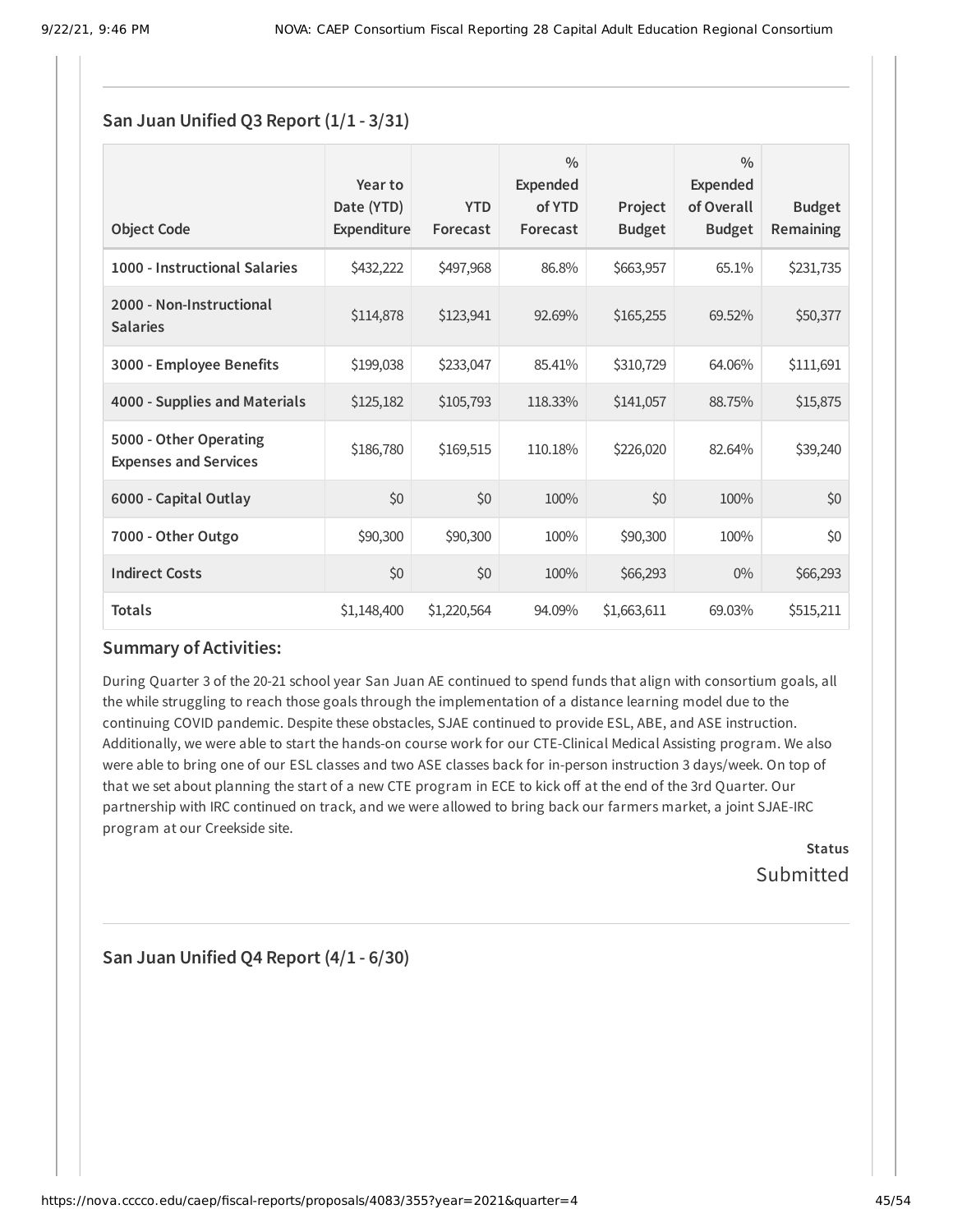## San Juan Unified Q3 Report (1/1 - 3/31)

| Object Code | Year to Date (YTD) Expenditure | YTD Forecast | % Expended of YTD Forecast | Project Budget | % Expended of Overall Budget | Budget Remaining |
|---|---|---|---|---|---|---|
| **1000 - Instructional Salaries** | $432,222 | $497,968 | 86.8% | $663,957 | 65.1% | $231,735 |
| **2000 - Non-Instructional Salaries** | $114,878 | $123,941 | 92.69% | $165,255 | 69.52% | $50,377 |
| **3000 - Employee Benefits** | $199,038 | $233,047 | 85.41% | $310,729 | 64.06% | $111,691 |
| **4000 - Supplies and Materials** | $125,182 | $105,793 | 118.33% | $141,057 | 88.75% | $15,875 |
| **5000 - Other Operating Expenses and Services** | $186,780 | $169,515 | 110.18% | $226,020 | 82.64% | $39,240 |
| **6000 - Capital Outlay** | $0 | $0 | 100% | $0 | 100% | $0 |
| **7000 - Other Outgo** | $90,300 | $90,300 | 100% | $90,300 | 100% | $0 |
| **Indirect Costs** | $0 | $0 | 100% | $66,293 | 0% | $66,293 |
| **Totals** | $1,148,400 | $1,220,564 | 94.09% | $1,663,611 | 69.03% | $515,211 |

### Summary of Activities:

During Quarter 3 of the 20-21 school year San Juan AE continued to spend funds that align with consortium goals, all the while struggling to reach those goals through the implementation of a distance learning model due to the continuing COVID pandemic. Despite these obstacles, SJAE continued to provide ESL, ABE, and ASE instruction. Additionally, we were able to start the hands-on course work for our CTE-Clinical Medical Assisting program. We also were able to bring one of our ESL classes and two ASE classes back for in-person instruction 3 days/week. On top of that we set about planning the start of a new CTE program in ECE to kick off at the end of the 3rd Quarter. Our partnership with IRC continued on track, and we were allowed to bring back our farmers market, a joint SJAE-IRC program at our Creekside site.

**Status**

Submitted

## San Juan Unified Q4 Report (4/1 - 6/30)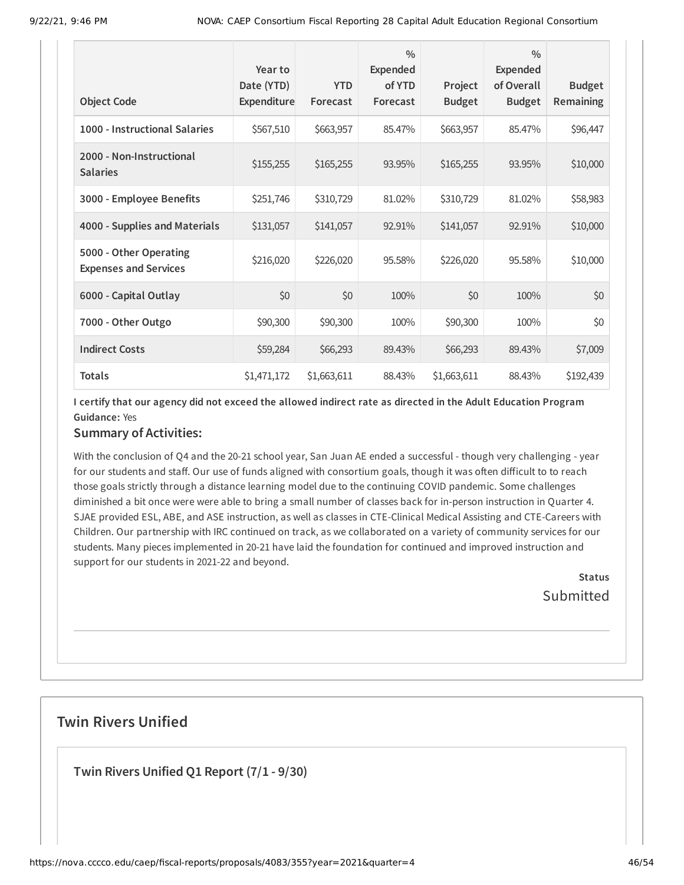| Object Code | Year to Date (YTD) Expenditure | YTD Forecast | % Expended of YTD Forecast | Project Budget | % Expended of Overall Budget | Budget Remaining |
|---|---|---|---|---|---|---|
| 1000 - Instructional Salaries | $567,510 | $663,957 | 85.47% | $663,957 | 85.47% | $96,447 |
| 2000 - Non-Instructional Salaries | $155,255 | $165,255 | 93.95% | $165,255 | 93.95% | $10,000 |
| 3000 - Employee Benefits | $251,746 | $310,729 | 81.02% | $310,729 | 81.02% | $58,983 |
| 4000 - Supplies and Materials | $131,057 | $141,057 | 92.91% | $141,057 | 92.91% | $10,000 |
| 5000 - Other Operating Expenses and Services | $216,020 | $226,020 | 95.58% | $226,020 | 95.58% | $10,000 |
| 6000 - Capital Outlay | $0 | $0 | 100% | $0 | 100% | $0 |
| 7000 - Other Outgo | $90,300 | $90,300 | 100% | $90,300 | 100% | $0 |
| Indirect Costs | $59,284 | $66,293 | 89.43% | $66,293 | 89.43% | $7,009 |
| Totals | $1,471,172 | $1,663,611 | 88.43% | $1,663,611 | 88.43% | $192,439 |

**I certify that our agency did not exceed the allowed indirect rate as directed in the Adult Education Program Guidance:** Yes

### Summary of Activities:

With the conclusion of Q4 and the 20-21 school year, San Juan AE ended a successful - though very challenging - year for our students and staff. Our use of funds aligned with consortium goals, though it was often difficult to to reach those goals strictly through a distance learning model due to the continuing COVID pandemic. Some challenges diminished a bit once were were able to bring a small number of classes back for in-person instruction in Quarter 4. SJAE provided ESL, ABE, and ASE instruction, as well as classes in CTE-Clinical Medical Assisting and CTE-Careers with Children. Our partnership with IRC continued on track, as we collaborated on a variety of community services for our students. Many pieces implemented in 20-21 have laid the foundation for continued and improved instruction and support for our students in 2021-22 and beyond.

**Status**

Submitted

## Twin Rivers Unified

### Twin Rivers Unified Q1 Report (7/1 - 9/30)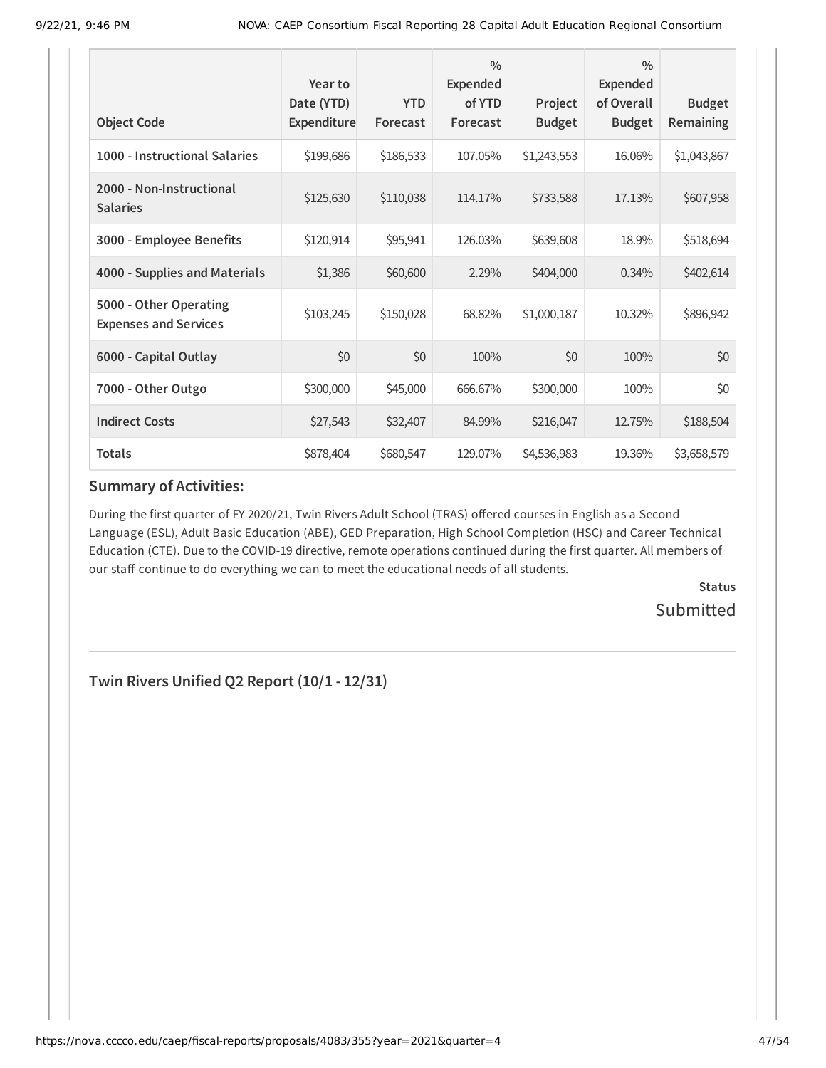| Object Code | Year to Date (YTD) Expenditure | YTD Forecast | % Expended of YTD Forecast | Project Budget | % Expended of Overall Budget | Budget Remaining |
|---|---|---|---|---|---|---|
| **1000 - Instructional Salaries** | $199,686 | $186,533 | 107.05% | $1,243,553 | 16.06% | $1,043,867 |
| **2000 - Non-Instructional Salaries** | $125,630 | $110,038 | 114.17% | $733,588 | 17.13% | $607,958 |
| **3000 - Employee Benefits** | $120,914 | $95,941 | 126.03% | $639,608 | 18.9% | $518,694 |
| **4000 - Supplies and Materials** | $1,386 | $60,600 | 2.29% | $404,000 | 0.34% | $402,614 |
| **5000 - Other Operating Expenses and Services** | $103,245 | $150,028 | 68.82% | $1,000,187 | 10.32% | $896,942 |
| **6000 - Capital Outlay** | $0 | $0 | 100% | $0 | 100% | $0 |
| **7000 - Other Outgo** | $300,000 | $45,000 | 666.67% | $300,000 | 100% | $0 |
| **Indirect Costs** | $27,543 | $32,407 | 84.99% | $216,047 | 12.75% | $188,504 |
| **Totals** | $878,404 | $680,547 | 129.07% | $4,536,983 | 19.36% | $3,658,579 |

### Summary of Activities:

During the first quarter of FY 2020/21, Twin Rivers Adult School (TRAS) offered courses in English as a Second Language (ESL), Adult Basic Education (ABE), GED Preparation, High School Completion (HSC) and Career Technical Education (CTE). Due to the COVID-19 directive, remote operations continued during the first quarter. All members of our staff continue to do everything we can to meet the educational needs of all students.

**Status**

Submitted

## Twin Rivers Unified Q2 Report (10/1 - 12/31)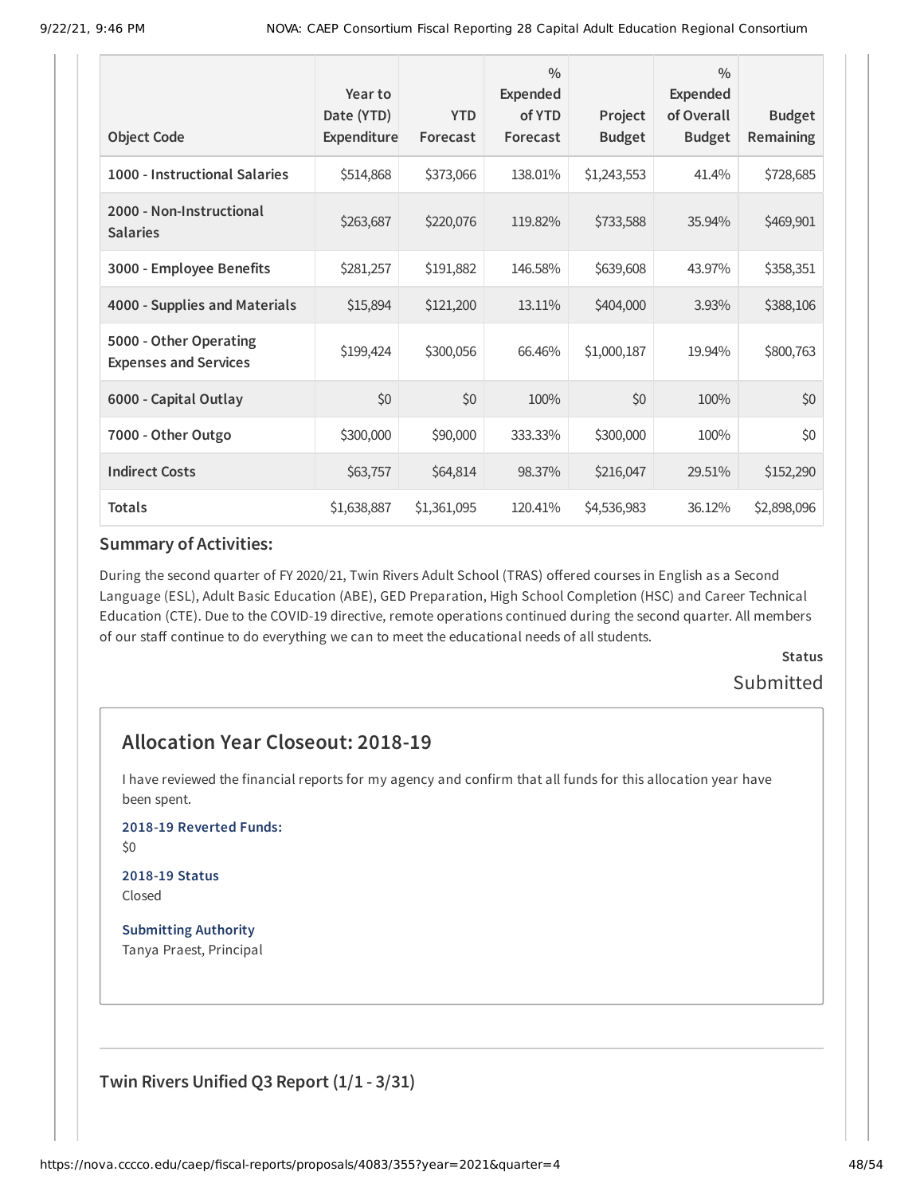| Object Code | Year to Date (YTD) Expenditure | YTD Forecast | % Expended of YTD Forecast | Project Budget | % Expended of Overall Budget | Budget Remaining |
|---|---|---|---|---|---|---|
| 1000 - Instructional Salaries | $514,868 | $373,066 | 138.01% | $1,243,553 | 41.4% | $728,685 |
| 2000 - Non-Instructional Salaries | $263,687 | $220,076 | 119.82% | $733,588 | 35.94% | $469,901 |
| 3000 - Employee Benefits | $281,257 | $191,882 | 146.58% | $639,608 | 43.97% | $358,351 |
| 4000 - Supplies and Materials | $15,894 | $121,200 | 13.11% | $404,000 | 3.93% | $388,106 |
| 5000 - Other Operating Expenses and Services | $199,424 | $300,056 | 66.46% | $1,000,187 | 19.94% | $800,763 |
| 6000 - Capital Outlay | $0 | $0 | 100% | $0 | 100% | $0 |
| 7000 - Other Outgo | $300,000 | $90,000 | 333.33% | $300,000 | 100% | $0 |
| Indirect Costs | $63,757 | $64,814 | 98.37% | $216,047 | 29.51% | $152,290 |
| Totals | $1,638,887 | $1,361,095 | 120.41% | $4,536,983 | 36.12% | $2,898,096 |

### Summary of Activities:

During the second quarter of FY 2020/21, Twin Rivers Adult School (TRAS) offered courses in English as a Second Language (ESL), Adult Basic Education (ABE), GED Preparation, High School Completion (HSC) and Career Technical Education (CTE). Due to the COVID-19 directive, remote operations continued during the second quarter. All members of our staff continue to do everything we can to meet the educational needs of all students.

**Status**

Submitted

## Allocation Year Closeout: 2018-19

I have reviewed the financial reports for my agency and confirm that all funds for this allocation year have been spent.

**2018-19 Reverted Funds:**

$0

**2018-19 Status**

Closed

**Submitting Authority**

Tanya Praest, Principal

---

### Twin Rivers Unified Q3 Report (1/1 - 3/31)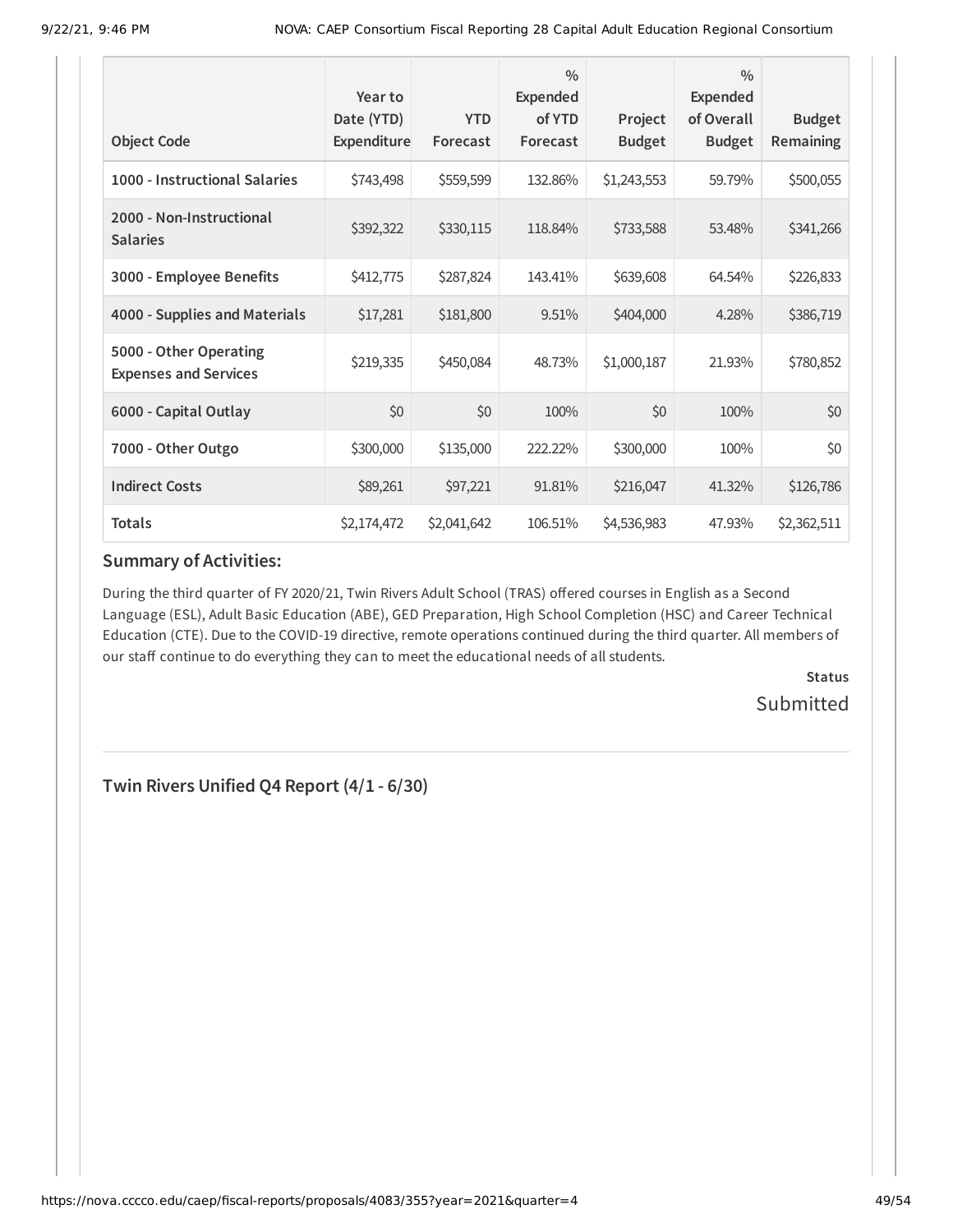| Object Code | Year to Date (YTD) Expenditure | YTD Forecast | % Expended of YTD Forecast | Project Budget | % Expended of Overall Budget | Budget Remaining |
|---|---|---|---|---|---|---|
| 1000 - Instructional Salaries | $743,498 | $559,599 | 132.86% | $1,243,553 | 59.79% | $500,055 |
| 2000 - Non-Instructional Salaries | $392,322 | $330,115 | 118.84% | $733,588 | 53.48% | $341,266 |
| 3000 - Employee Benefits | $412,775 | $287,824 | 143.41% | $639,608 | 64.54% | $226,833 |
| 4000 - Supplies and Materials | $17,281 | $181,800 | 9.51% | $404,000 | 4.28% | $386,719 |
| 5000 - Other Operating Expenses and Services | $219,335 | $450,084 | 48.73% | $1,000,187 | 21.93% | $780,852 |
| 6000 - Capital Outlay | $0 | $0 | 100% | $0 | 100% | $0 |
| 7000 - Other Outgo | $300,000 | $135,000 | 222.22% | $300,000 | 100% | $0 |
| Indirect Costs | $89,261 | $97,221 | 91.81% | $216,047 | 41.32% | $126,786 |
| **Totals** | $2,174,472 | $2,041,642 | 106.51% | $4,536,983 | 47.93% | $2,362,511 |

### Summary of Activities:

During the third quarter of FY 2020/21, Twin Rivers Adult School (TRAS) offered courses in English as a Second Language (ESL), Adult Basic Education (ABE), GED Preparation, High School Completion (HSC) and Career Technical Education (CTE). Due to the COVID-19 directive, remote operations continued during the third quarter. All members of our staff continue to do everything they can to meet the educational needs of all students.

**Status**

Submitted

## Twin Rivers Unified Q4 Report (4/1 - 6/30)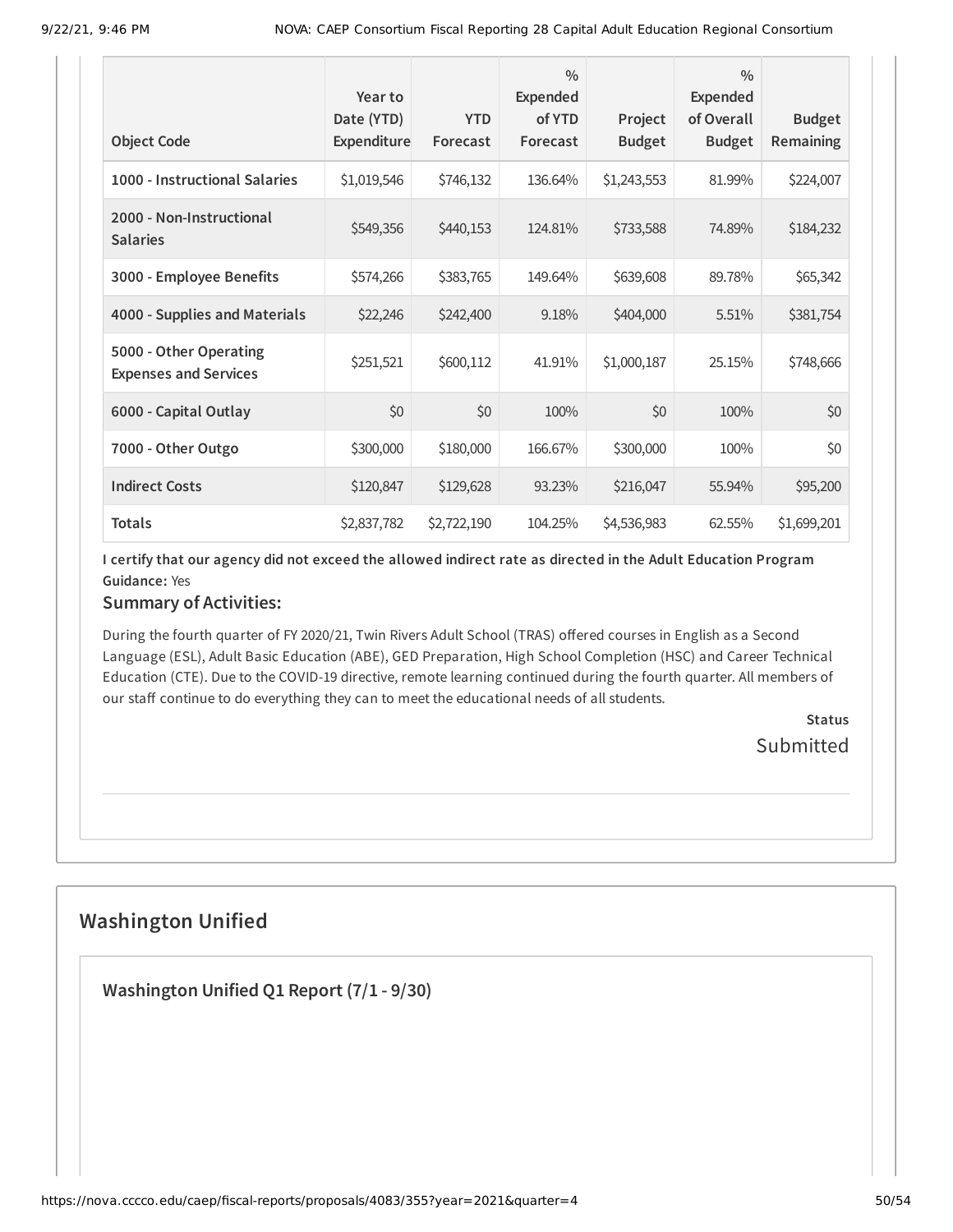| Object Code | Year to Date (YTD) Expenditure | YTD Forecast | % Expended of YTD Forecast | Project Budget | % Expended of Overall Budget | Budget Remaining |
|---|---|---|---|---|---|---|
| 1000 - Instructional Salaries | $1,019,546 | $746,132 | 136.64% | $1,243,553 | 81.99% | $224,007 |
| 2000 - Non-Instructional Salaries | $549,356 | $440,153 | 124.81% | $733,588 | 74.89% | $184,232 |
| 3000 - Employee Benefits | $574,266 | $383,765 | 149.64% | $639,608 | 89.78% | $65,342 |
| 4000 - Supplies and Materials | $22,246 | $242,400 | 9.18% | $404,000 | 5.51% | $381,754 |
| 5000 - Other Operating Expenses and Services | $251,521 | $600,112 | 41.91% | $1,000,187 | 25.15% | $748,666 |
| 6000 - Capital Outlay | $0 | $0 | 100% | $0 | 100% | $0 |
| 7000 - Other Outgo | $300,000 | $180,000 | 166.67% | $300,000 | 100% | $0 |
| Indirect Costs | $120,847 | $129,628 | 93.23% | $216,047 | 55.94% | $95,200 |
| Totals | $2,837,782 | $2,722,190 | 104.25% | $4,536,983 | 62.55% | $1,699,201 |

**I certify that our agency did not exceed the allowed indirect rate as directed in the Adult Education Program Guidance:** Yes

### Summary of Activities:

During the fourth quarter of FY 2020/21, Twin Rivers Adult School (TRAS) offered courses in English as a Second Language (ESL), Adult Basic Education (ABE), GED Preparation, High School Completion (HSC) and Career Technical Education (CTE). Due to the COVID-19 directive, remote learning continued during the fourth quarter. All members of our staff continue to do everything they can to meet the educational needs of all students.

**Status**

Submitted

## Washington Unified

### Washington Unified Q1 Report (7/1 - 9/30)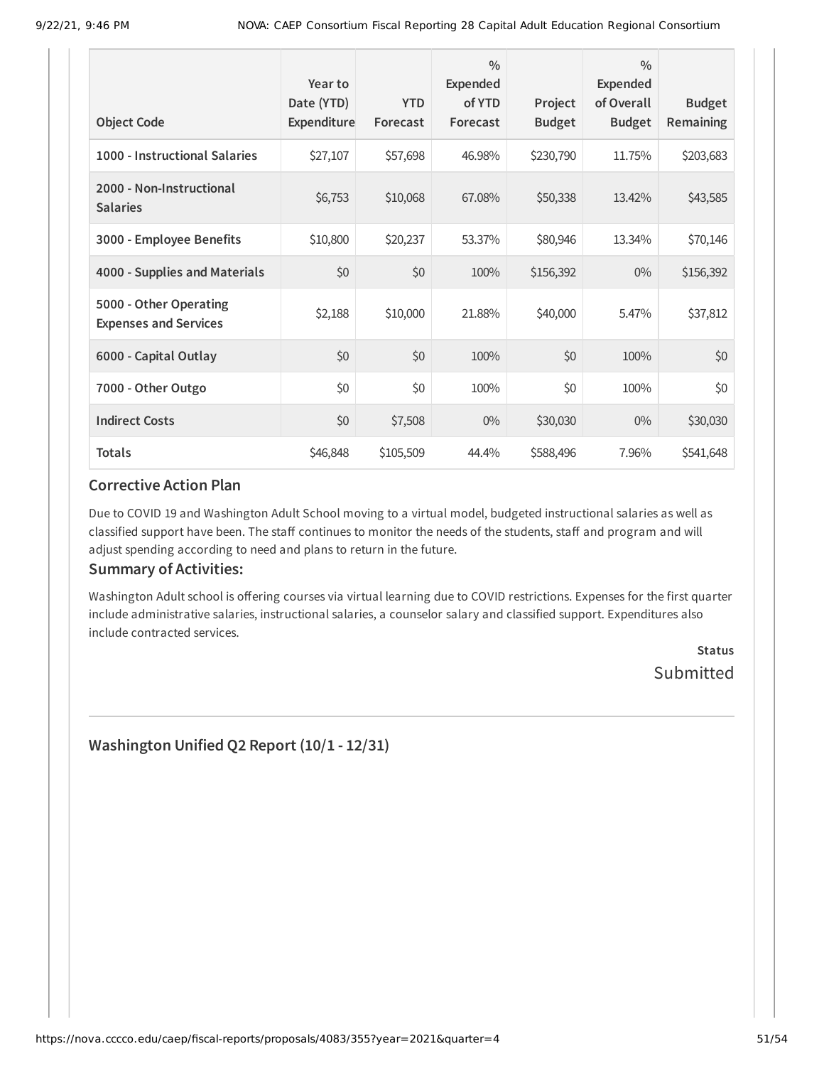| Object Code | Year to Date (YTD) Expenditure | YTD Forecast | % Expended of YTD Forecast | Project Budget | % Expended of Overall Budget | Budget Remaining |
| --- | --- | --- | --- | --- | --- | --- |
| **1000 - Instructional Salaries** | $27,107 | $57,698 | 46.98% | $230,790 | 11.75% | $203,683 |
| **2000 - Non-Instructional Salaries** | $6,753 | $10,068 | 67.08% | $50,338 | 13.42% | $43,585 |
| **3000 - Employee Benefits** | $10,800 | $20,237 | 53.37% | $80,946 | 13.34% | $70,146 |
| **4000 - Supplies and Materials** | $0 | $0 | 100% | $156,392 | 0% | $156,392 |
| **5000 - Other Operating Expenses and Services** | $2,188 | $10,000 | 21.88% | $40,000 | 5.47% | $37,812 |
| **6000 - Capital Outlay** | $0 | $0 | 100% | $0 | 100% | $0 |
| **7000 - Other Outgo** | $0 | $0 | 100% | $0 | 100% | $0 |
| **Indirect Costs** | $0 | $7,508 | 0% | $30,030 | 0% | $30,030 |
| **Totals** | $46,848 | $105,509 | 44.4% | $588,496 | 7.96% | $541,648 |

### Corrective Action Plan

Due to COVID 19 and Washington Adult School moving to a virtual model, budgeted instructional salaries as well as classified support have been. The staff continues to monitor the needs of the students, staff and program and will adjust spending according to need and plans to return in the future.

### Summary of Activities:

Washington Adult school is offering courses via virtual learning due to COVID restrictions. Expenses for the first quarter include administrative salaries, instructional salaries, a counselor salary and classified support. Expenditures also include contracted services.

**Status**

Submitted

---

## Washington Unified Q2 Report (10/1 - 12/31)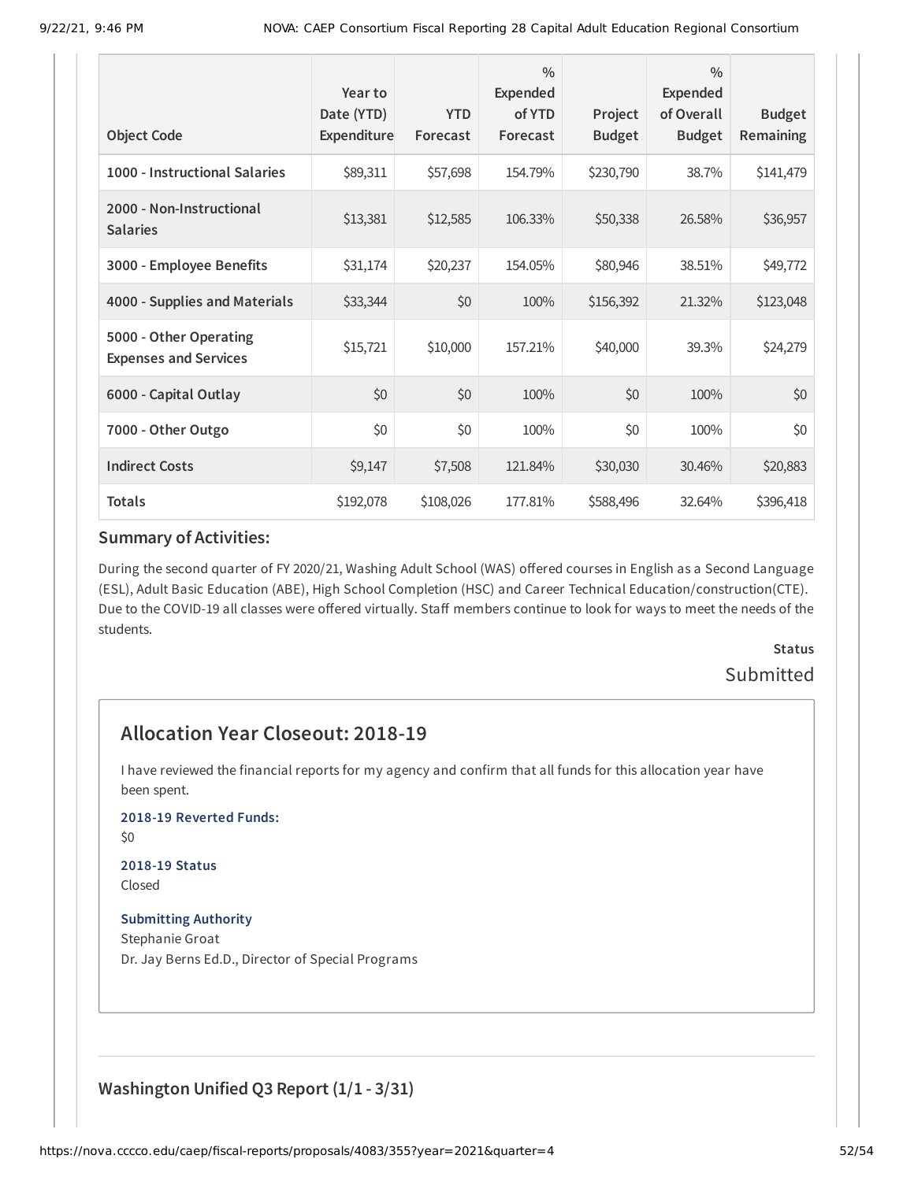| Object Code | Year to Date (YTD) Expenditure | YTD Forecast | % Expended of YTD Forecast | Project Budget | % Expended of Overall Budget | Budget Remaining |
|---|---|---|---|---|---|---|
| 1000 - Instructional Salaries | $89,311 | $57,698 | 154.79% | $230,790 | 38.7% | $141,479 |
| 2000 - Non-Instructional Salaries | $13,381 | $12,585 | 106.33% | $50,338 | 26.58% | $36,957 |
| 3000 - Employee Benefits | $31,174 | $20,237 | 154.05% | $80,946 | 38.51% | $49,772 |
| 4000 - Supplies and Materials | $33,344 | $0 | 100% | $156,392 | 21.32% | $123,048 |
| 5000 - Other Operating Expenses and Services | $15,721 | $10,000 | 157.21% | $40,000 | 39.3% | $24,279 |
| 6000 - Capital Outlay | $0 | $0 | 100% | $0 | 100% | $0 |
| 7000 - Other Outgo | $0 | $0 | 100% | $0 | 100% | $0 |
| Indirect Costs | $9,147 | $7,508 | 121.84% | $30,030 | 30.46% | $20,883 |
| Totals | $192,078 | $108,026 | 177.81% | $588,496 | 32.64% | $396,418 |

### Summary of Activities:

During the second quarter of FY 2020/21, Washing Adult School (WAS) offered courses in English as a Second Language (ESL), Adult Basic Education (ABE), High School Completion (HSC) and Career Technical Education/construction(CTE). Due to the COVID-19 all classes were offered virtually. Staff members continue to look for ways to meet the needs of the students.

**Status**

Submitted

## Allocation Year Closeout: 2018-19

I have reviewed the financial reports for my agency and confirm that all funds for this allocation year have been spent.

**2018-19 Reverted Funds:**

$0

**2018-19 Status**

Closed

**Submitting Authority**

Stephanie Groat

Dr. Jay Berns Ed.D., Director of Special Programs

## Washington Unified Q3 Report (1/1 - 3/31)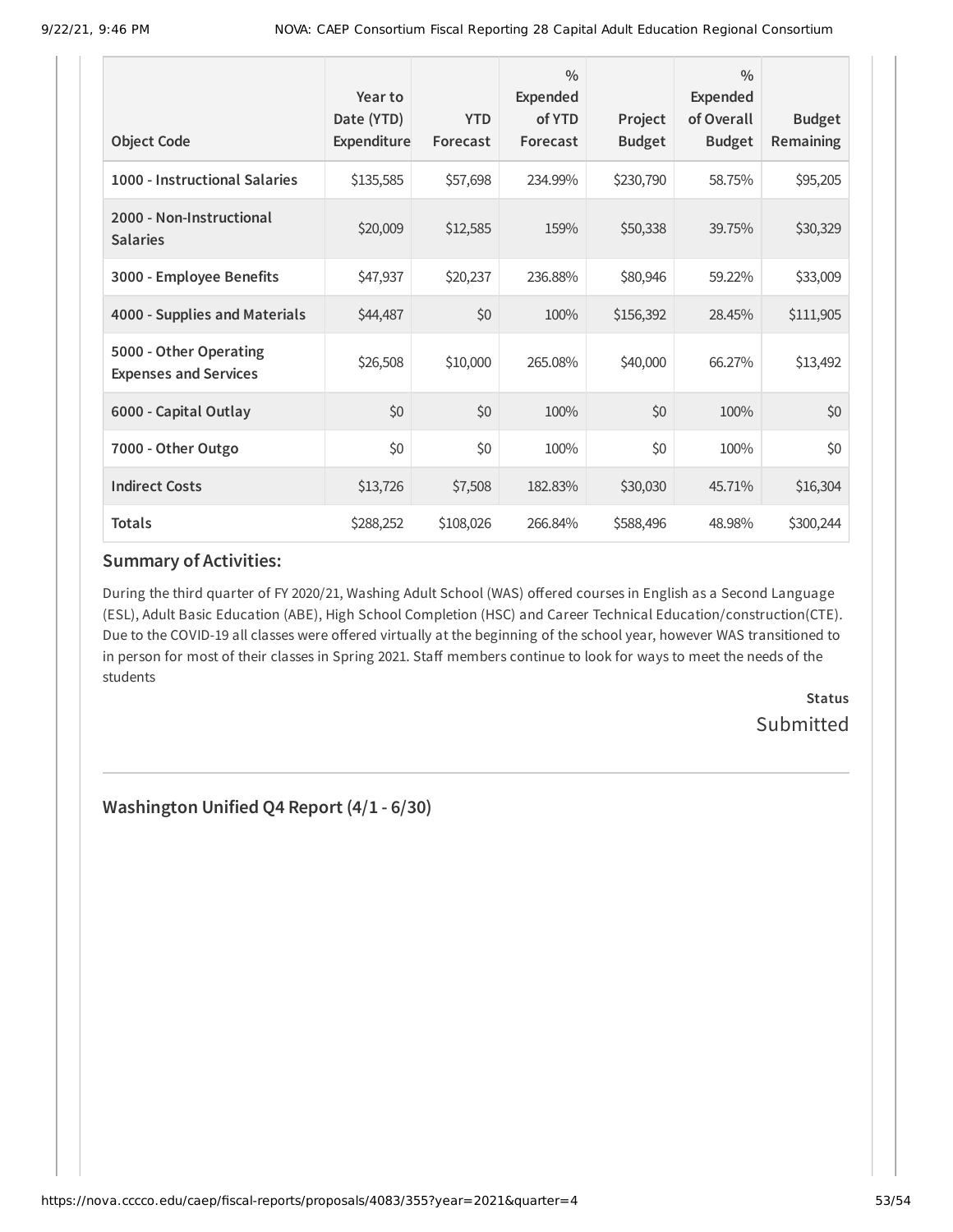| Object Code | Year to Date (YTD) Expenditure | YTD Forecast | % Expended of YTD Forecast | Project Budget | % Expended of Overall Budget | Budget Remaining |
|---|---|---|---|---|---|---|
| **1000 - Instructional Salaries** | $135,585 | $57,698 | 234.99% | $230,790 | 58.75% | $95,205 |
| **2000 - Non-Instructional Salaries** | $20,009 | $12,585 | 159% | $50,338 | 39.75% | $30,329 |
| **3000 - Employee Benefits** | $47,937 | $20,237 | 236.88% | $80,946 | 59.22% | $33,009 |
| **4000 - Supplies and Materials** | $44,487 | $0 | 100% | $156,392 | 28.45% | $111,905 |
| **5000 - Other Operating Expenses and Services** | $26,508 | $10,000 | 265.08% | $40,000 | 66.27% | $13,492 |
| **6000 - Capital Outlay** | $0 | $0 | 100% | $0 | 100% | $0 |
| **7000 - Other Outgo** | $0 | $0 | 100% | $0 | 100% | $0 |
| **Indirect Costs** | $13,726 | $7,508 | 182.83% | $30,030 | 45.71% | $16,304 |
| **Totals** | $288,252 | $108,026 | 266.84% | $588,496 | 48.98% | $300,244 |

### Summary of Activities:

During the third quarter of FY 2020/21, Washing Adult School (WAS) offered courses in English as a Second Language (ESL), Adult Basic Education (ABE), High School Completion (HSC) and Career Technical Education/construction(CTE). Due to the COVID-19 all classes were offered virtually at the beginning of the school year, however WAS transitioned to in person for most of their classes in Spring 2021. Staff members continue to look for ways to meet the needs of the students

**Status**
Submitted

## Washington Unified Q4 Report (4/1 - 6/30)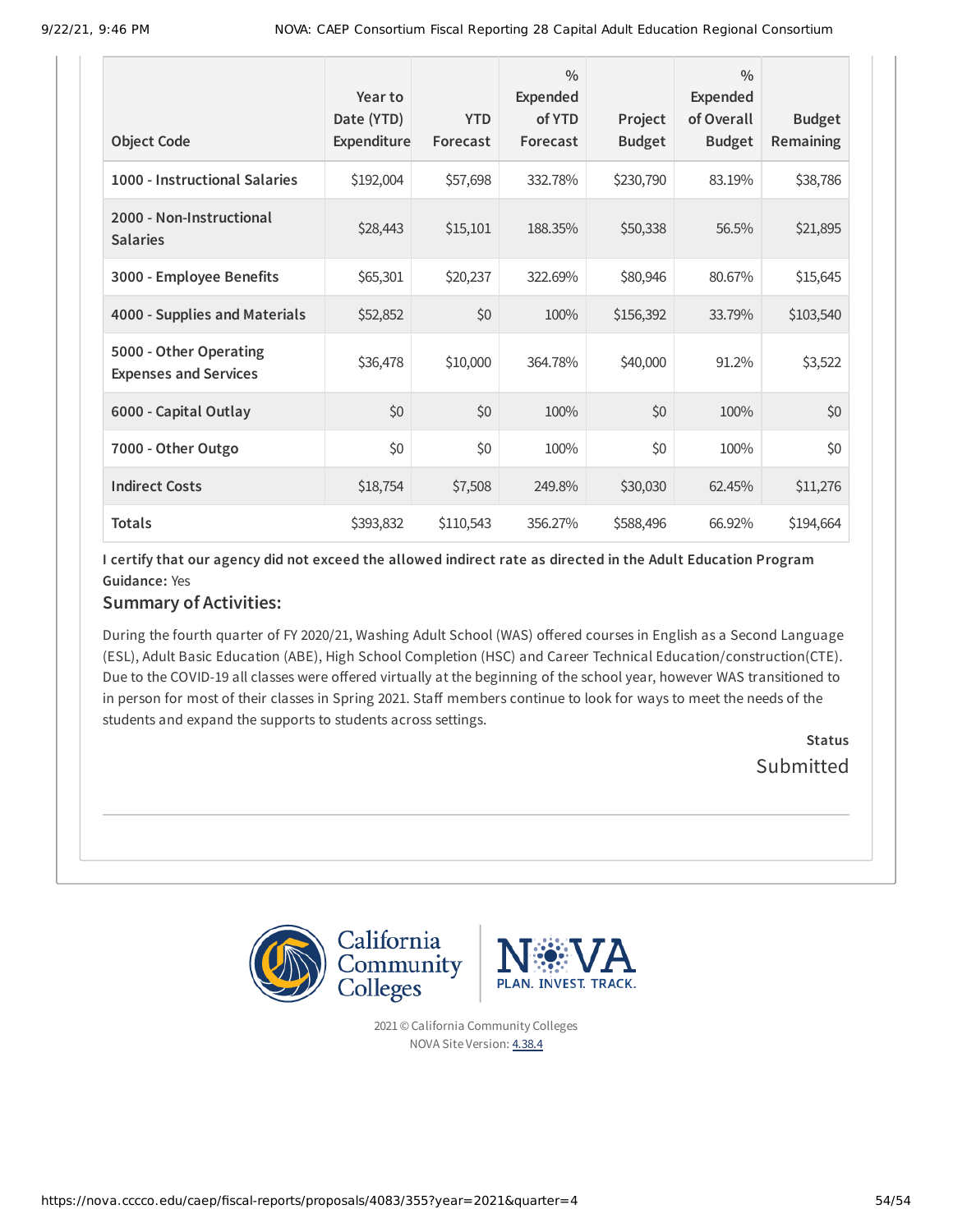| Object Code | Year to Date (YTD) Expenditure | YTD Forecast | % Expended of YTD Forecast | Project Budget | % Expended of Overall Budget | Budget Remaining |
|---|---|---|---|---|---|---|
| 1000 - Instructional Salaries | $192,004 | $57,698 | 332.78% | $230,790 | 83.19% | $38,786 |
| 2000 - Non-Instructional Salaries | $28,443 | $15,101 | 188.35% | $50,338 | 56.5% | $21,895 |
| 3000 - Employee Benefits | $65,301 | $20,237 | 322.69% | $80,946 | 80.67% | $15,645 |
| 4000 - Supplies and Materials | $52,852 | $0 | 100% | $156,392 | 33.79% | $103,540 |
| 5000 - Other Operating Expenses and Services | $36,478 | $10,000 | 364.78% | $40,000 | 91.2% | $3,522 |
| 6000 - Capital Outlay | $0 | $0 | 100% | $0 | 100% | $0 |
| 7000 - Other Outgo | $0 | $0 | 100% | $0 | 100% | $0 |
| Indirect Costs | $18,754 | $7,508 | 249.8% | $30,030 | 62.45% | $11,276 |
| Totals | $393,832 | $110,543 | 356.27% | $588,496 | 66.92% | $194,664 |

**I certify that our agency did not exceed the allowed indirect rate as directed in the Adult Education Program Guidance:** Yes

## Summary of Activities:

During the fourth quarter of FY 2020/21, Washing Adult School (WAS) offered courses in English as a Second Language (ESL), Adult Basic Education (ABE), High School Completion (HSC) and Career Technical Education/construction(CTE). Due to the COVID-19 all classes were offered virtually at the beginning of the school year, however WAS transitioned to in person for most of their classes in Spring 2021. Staff members continue to look for ways to meet the needs of the students and expand the supports to students across settings.

**Status**

Submitted

2021 © California Community Colleges
NOVA Site Version: 4.38.4